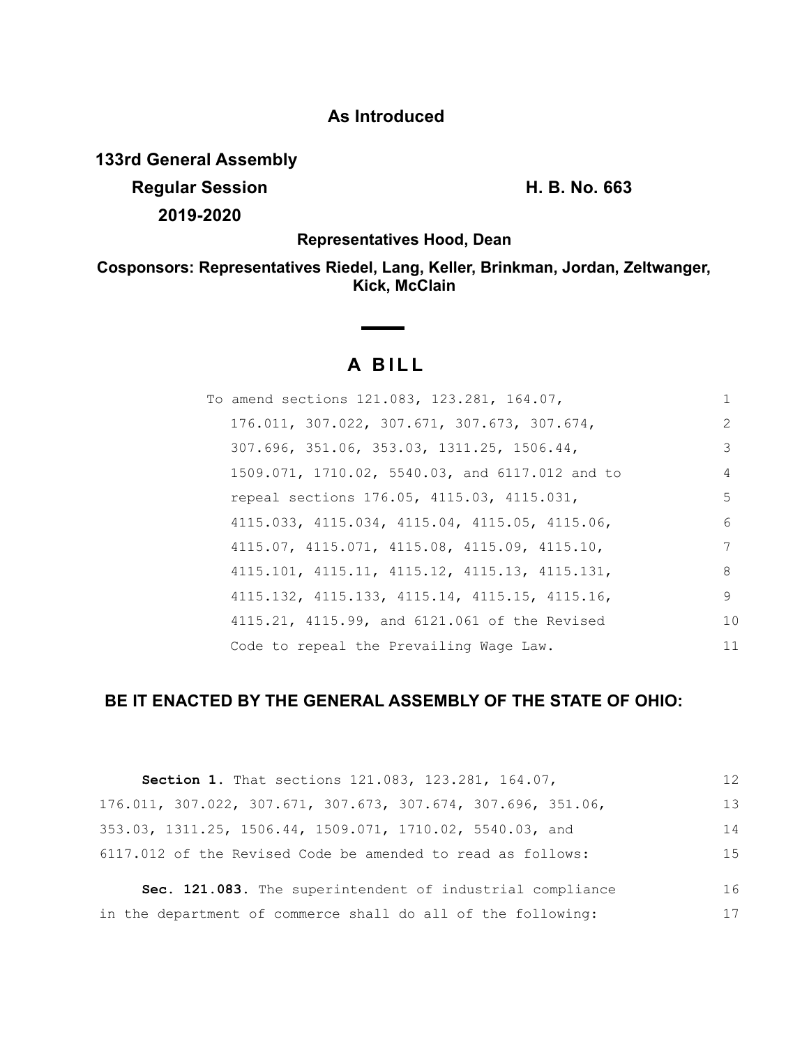**As Introduced**

**133rd General Assembly**
**Regular Session** **H. B. No. 663**
**2019-2020**

**Representatives Hood, Dean**

**Cosponsors: Representatives Riedel, Lang, Keller, Brinkman, Jordan, Zeltwanger, Kick, McClain**

# A BILL

To amend sections 121.083, 123.281, 164.07, 176.011, 307.022, 307.671, 307.673, 307.674, 307.696, 351.06, 353.03, 1311.25, 1506.44, 1509.071, 1710.02, 5540.03, and 6117.012 and to repeal sections 176.05, 4115.03, 4115.031, 4115.033, 4115.034, 4115.04, 4115.05, 4115.06, 4115.07, 4115.071, 4115.08, 4115.09, 4115.10, 4115.101, 4115.11, 4115.12, 4115.13, 4115.131, 4115.132, 4115.133, 4115.14, 4115.15, 4115.16, 4115.21, 4115.99, and 6121.061 of the Revised Code to repeal the Prevailing Wage Law.

**BE IT ENACTED BY THE GENERAL ASSEMBLY OF THE STATE OF OHIO:**

**Section 1.** That sections 121.083, 123.281, 164.07, 176.011, 307.022, 307.671, 307.673, 307.674, 307.696, 351.06, 353.03, 1311.25, 1506.44, 1509.071, 1710.02, 5540.03, and 6117.012 of the Revised Code be amended to read as follows:

**Sec. 121.083.** The superintendent of industrial compliance in the department of commerce shall do all of the following: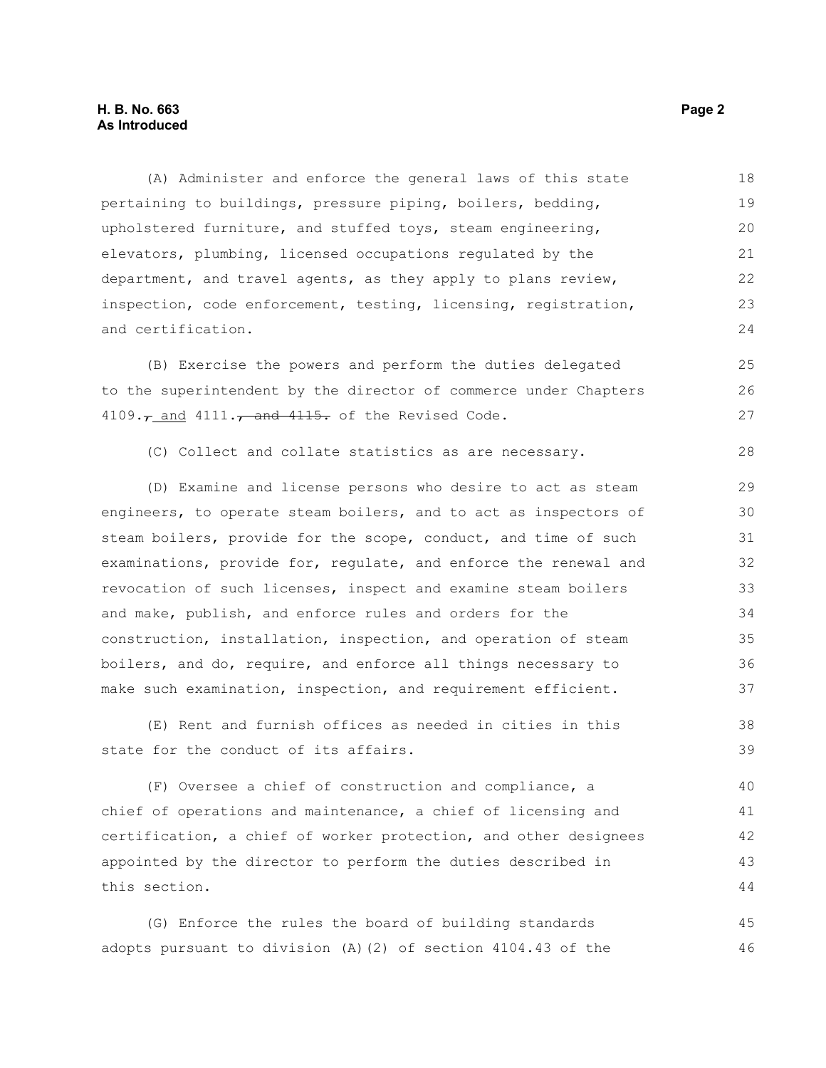(A) Administer and enforce the general laws of this state pertaining to buildings, pressure piping, boilers, bedding, upholstered furniture, and stuffed toys, steam engineering, elevators, plumbing, licensed occupations regulated by the department, and travel agents, as they apply to plans review, inspection, code enforcement, testing, licensing, registration, and certification.

(B) Exercise the powers and perform the duties delegated to the superintendent by the director of commerce under Chapters 4109.~~,~~ and 4111.~~, and 4115.~~ of the Revised Code.

(C) Collect and collate statistics as are necessary.

(D) Examine and license persons who desire to act as steam engineers, to operate steam boilers, and to act as inspectors of steam boilers, provide for the scope, conduct, and time of such examinations, provide for, regulate, and enforce the renewal and revocation of such licenses, inspect and examine steam boilers and make, publish, and enforce rules and orders for the construction, installation, inspection, and operation of steam boilers, and do, require, and enforce all things necessary to make such examination, inspection, and requirement efficient.

(E) Rent and furnish offices as needed in cities in this state for the conduct of its affairs.

(F) Oversee a chief of construction and compliance, a chief of operations and maintenance, a chief of licensing and certification, a chief of worker protection, and other designees appointed by the director to perform the duties described in this section.

(G) Enforce the rules the board of building standards adopts pursuant to division (A)(2) of section 4104.43 of the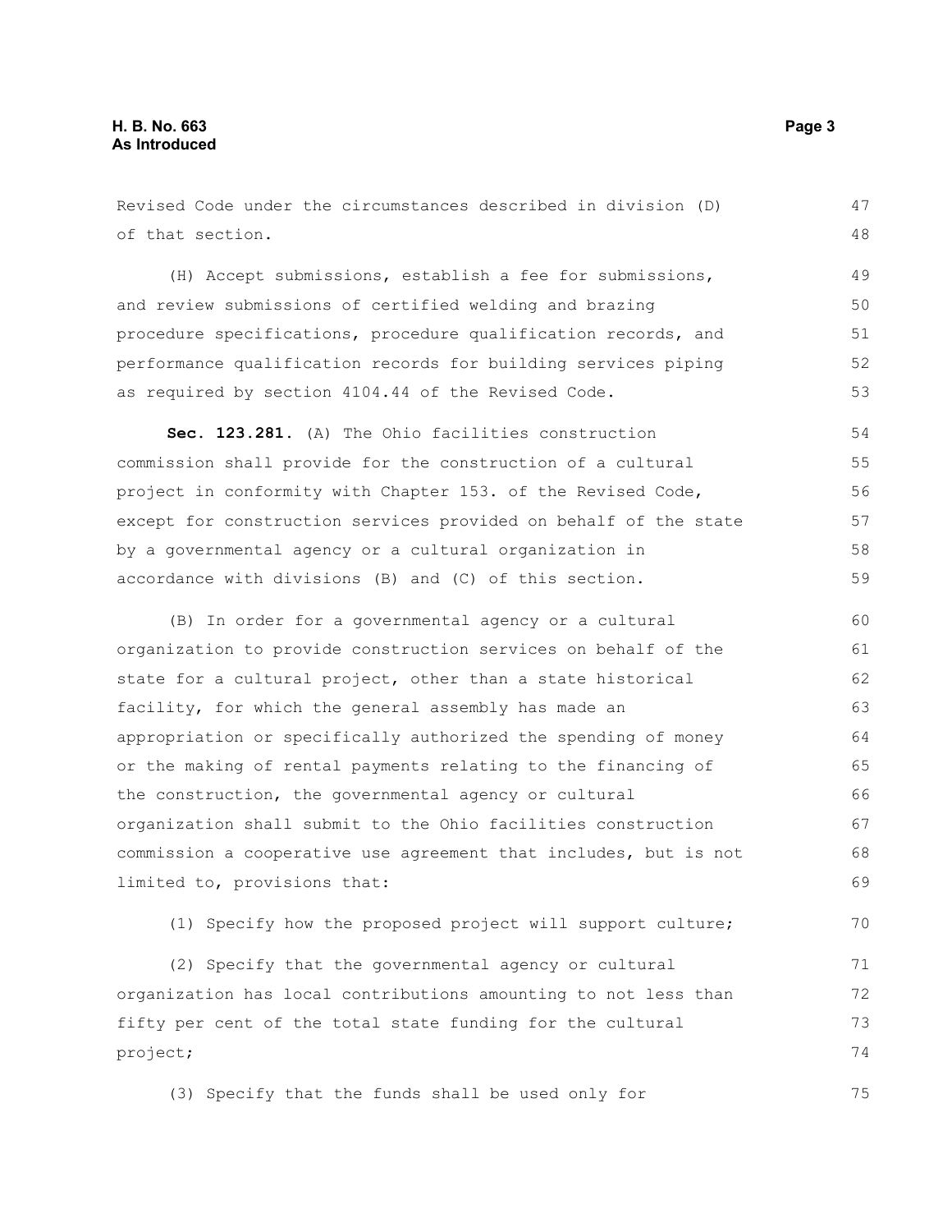Revised Code under the circumstances described in division (D) of that section.

(H) Accept submissions, establish a fee for submissions, and review submissions of certified welding and brazing procedure specifications, procedure qualification records, and performance qualification records for building services piping as required by section 4104.44 of the Revised Code.

**Sec. 123.281.** (A) The Ohio facilities construction commission shall provide for the construction of a cultural project in conformity with Chapter 153. of the Revised Code, except for construction services provided on behalf of the state by a governmental agency or a cultural organization in accordance with divisions (B) and (C) of this section.

(B) In order for a governmental agency or a cultural organization to provide construction services on behalf of the state for a cultural project, other than a state historical facility, for which the general assembly has made an appropriation or specifically authorized the spending of money or the making of rental payments relating to the financing of the construction, the governmental agency or cultural organization shall submit to the Ohio facilities construction commission a cooperative use agreement that includes, but is not limited to, provisions that:

(1) Specify how the proposed project will support culture;

(2) Specify that the governmental agency or cultural organization has local contributions amounting to not less than fifty per cent of the total state funding for the cultural project;

(3) Specify that the funds shall be used only for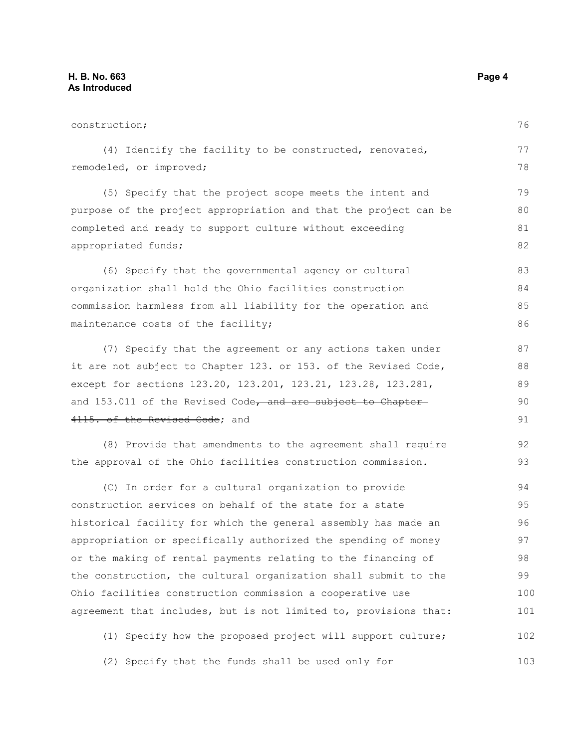construction;

(4) Identify the facility to be constructed, renovated, remodeled, or improved;

(5) Specify that the project scope meets the intent and purpose of the project appropriation and that the project can be completed and ready to support culture without exceeding appropriated funds;

(6) Specify that the governmental agency or cultural organization shall hold the Ohio facilities construction commission harmless from all liability for the operation and maintenance costs of the facility;

(7) Specify that the agreement or any actions taken under it are not subject to Chapter 123. or 153. of the Revised Code, except for sections 123.20, 123.201, 123.21, 123.28, 123.281, and 153.011 of the Revised Code~~, and are subject to Chapter 4115. of the Revised Code~~; and

(8) Provide that amendments to the agreement shall require the approval of the Ohio facilities construction commission.

(C) In order for a cultural organization to provide construction services on behalf of the state for a state historical facility for which the general assembly has made an appropriation or specifically authorized the spending of money or the making of rental payments relating to the financing of the construction, the cultural organization shall submit to the Ohio facilities construction commission a cooperative use agreement that includes, but is not limited to, provisions that:

(1) Specify how the proposed project will support culture;

(2) Specify that the funds shall be used only for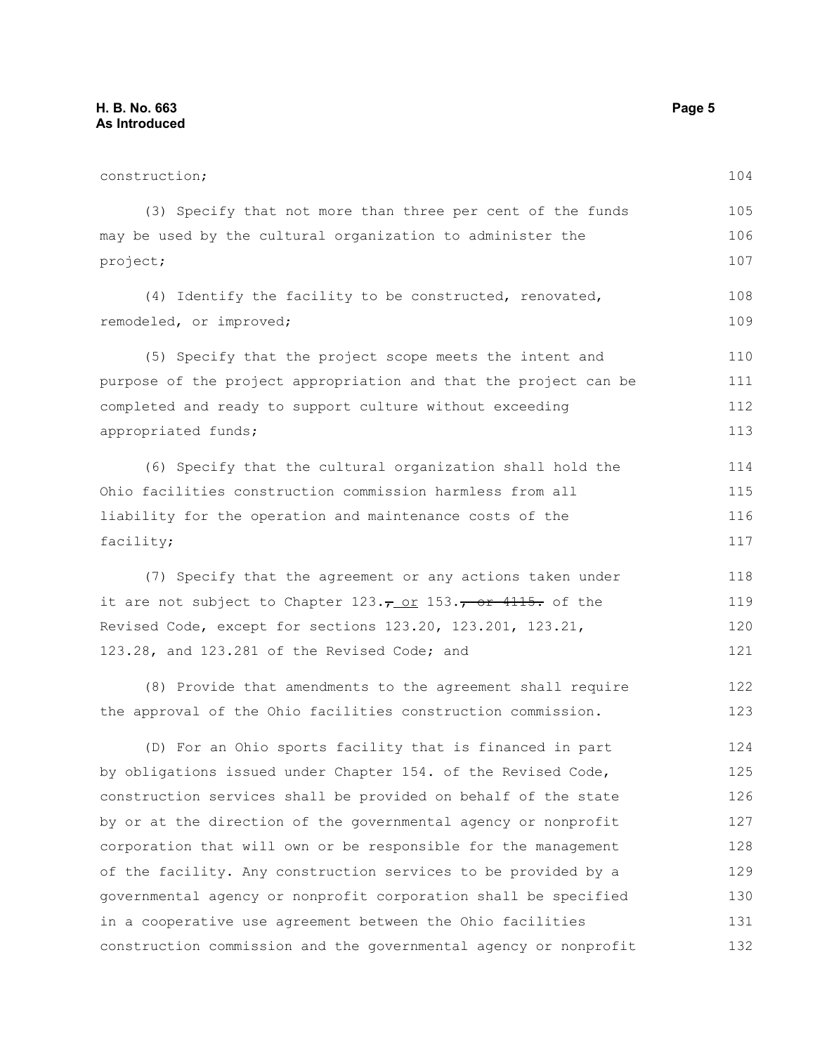construction;

(3) Specify that not more than three per cent of the funds may be used by the cultural organization to administer the project;

(4) Identify the facility to be constructed, renovated, remodeled, or improved;

(5) Specify that the project scope meets the intent and purpose of the project appropriation and that the project can be completed and ready to support culture without exceeding appropriated funds;

(6) Specify that the cultural organization shall hold the Ohio facilities construction commission harmless from all liability for the operation and maintenance costs of the facility;

(7) Specify that the agreement or any actions taken under it are not subject to Chapter 123.~~,~~ or 153.~~, or 4115.~~ of the Revised Code, except for sections 123.20, 123.201, 123.21, 123.28, and 123.281 of the Revised Code; and

(8) Provide that amendments to the agreement shall require the approval of the Ohio facilities construction commission.

(D) For an Ohio sports facility that is financed in part by obligations issued under Chapter 154. of the Revised Code, construction services shall be provided on behalf of the state by or at the direction of the governmental agency or nonprofit corporation that will own or be responsible for the management of the facility. Any construction services to be provided by a governmental agency or nonprofit corporation shall be specified in a cooperative use agreement between the Ohio facilities construction commission and the governmental agency or nonprofit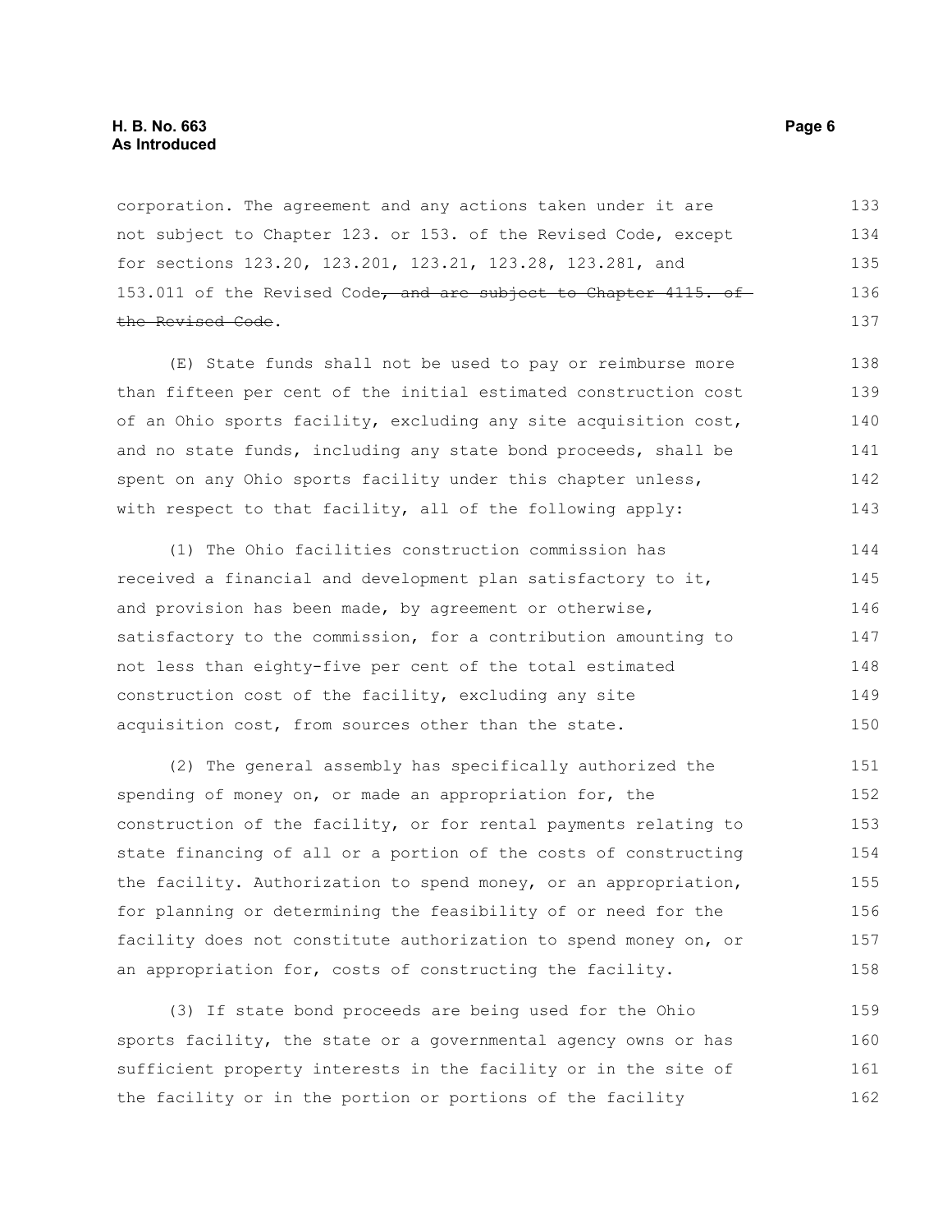corporation. The agreement and any actions taken under it are not subject to Chapter 123. or 153. of the Revised Code, except for sections 123.20, 123.201, 123.21, 123.28, 123.281, and 153.011 of the Revised Code~~, and are subject to Chapter 4115. of the Revised Code~~.

(E) State funds shall not be used to pay or reimburse more than fifteen per cent of the initial estimated construction cost of an Ohio sports facility, excluding any site acquisition cost, and no state funds, including any state bond proceeds, shall be spent on any Ohio sports facility under this chapter unless, with respect to that facility, all of the following apply:

(1) The Ohio facilities construction commission has received a financial and development plan satisfactory to it, and provision has been made, by agreement or otherwise, satisfactory to the commission, for a contribution amounting to not less than eighty-five per cent of the total estimated construction cost of the facility, excluding any site acquisition cost, from sources other than the state.

(2) The general assembly has specifically authorized the spending of money on, or made an appropriation for, the construction of the facility, or for rental payments relating to state financing of all or a portion of the costs of constructing the facility. Authorization to spend money, or an appropriation, for planning or determining the feasibility of or need for the facility does not constitute authorization to spend money on, or an appropriation for, costs of constructing the facility.

(3) If state bond proceeds are being used for the Ohio sports facility, the state or a governmental agency owns or has sufficient property interests in the facility or in the site of the facility or in the portion or portions of the facility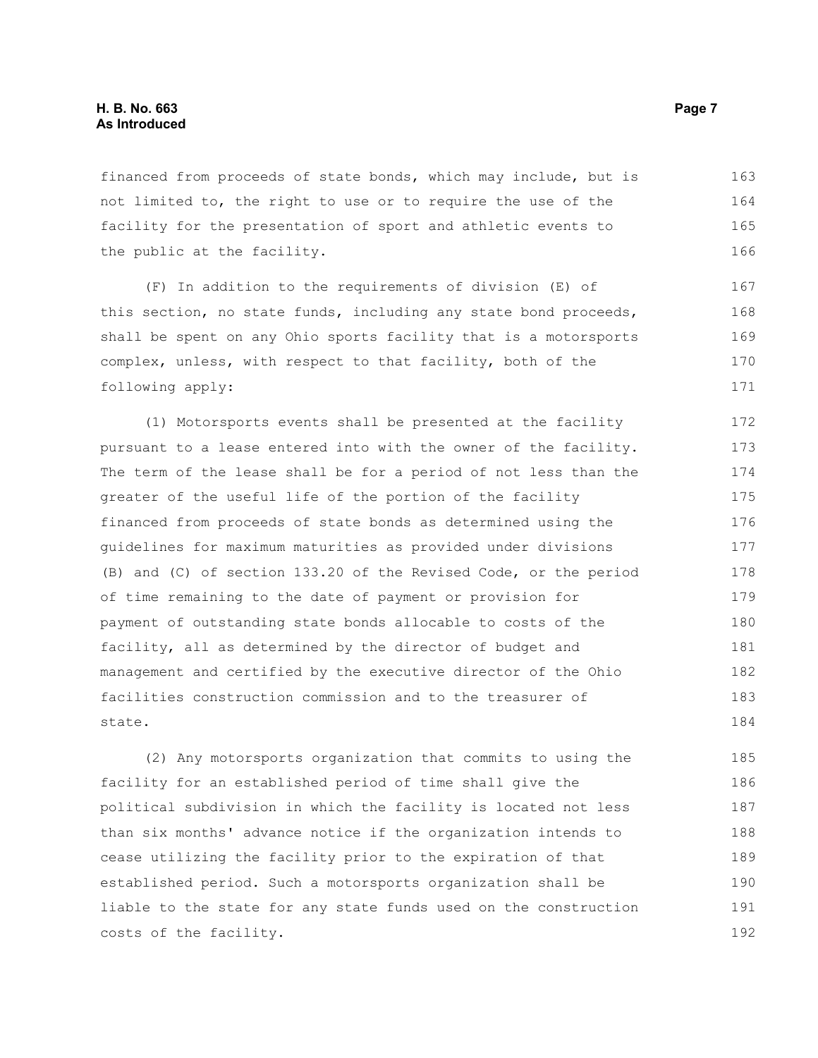financed from proceeds of state bonds, which may include, but is not limited to, the right to use or to require the use of the facility for the presentation of sport and athletic events to the public at the facility.

(F) In addition to the requirements of division (E) of this section, no state funds, including any state bond proceeds, shall be spent on any Ohio sports facility that is a motorsports complex, unless, with respect to that facility, both of the following apply:

(1) Motorsports events shall be presented at the facility pursuant to a lease entered into with the owner of the facility. The term of the lease shall be for a period of not less than the greater of the useful life of the portion of the facility financed from proceeds of state bonds as determined using the guidelines for maximum maturities as provided under divisions (B) and (C) of section 133.20 of the Revised Code, or the period of time remaining to the date of payment or provision for payment of outstanding state bonds allocable to costs of the facility, all as determined by the director of budget and management and certified by the executive director of the Ohio facilities construction commission and to the treasurer of state.

(2) Any motorsports organization that commits to using the facility for an established period of time shall give the political subdivision in which the facility is located not less than six months' advance notice if the organization intends to cease utilizing the facility prior to the expiration of that established period. Such a motorsports organization shall be liable to the state for any state funds used on the construction costs of the facility.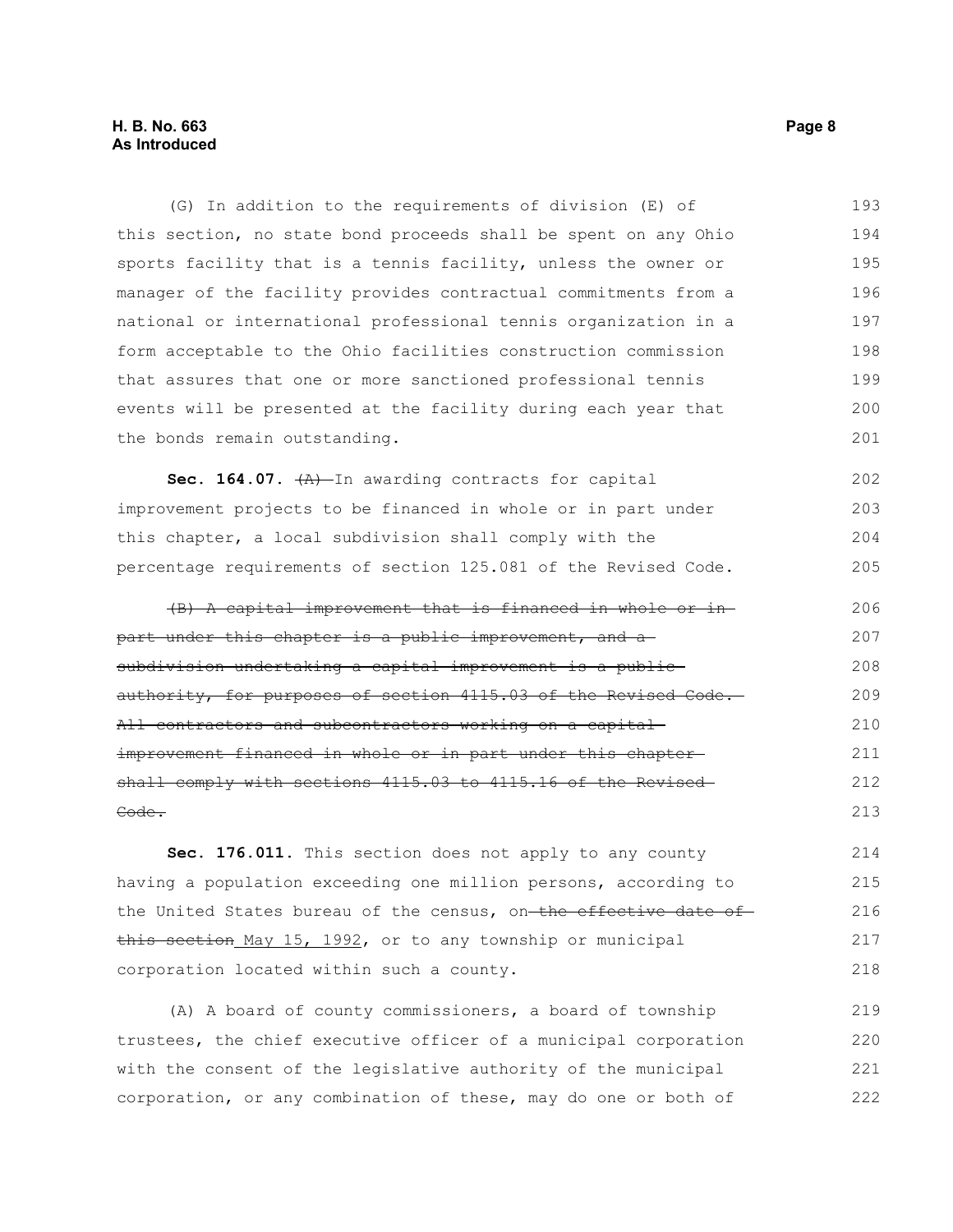(G) In addition to the requirements of division (E) of this section, no state bond proceeds shall be spent on any Ohio sports facility that is a tennis facility, unless the owner or manager of the facility provides contractual commitments from a national or international professional tennis organization in a form acceptable to the Ohio facilities construction commission that assures that one or more sanctioned professional tennis events will be presented at the facility during each year that the bonds remain outstanding.

**Sec. 164.07.** ~~(A)~~ In awarding contracts for capital improvement projects to be financed in whole or in part under this chapter, a local subdivision shall comply with the percentage requirements of section 125.081 of the Revised Code.

~~(B) A capital improvement that is financed in whole or in part under this chapter is a public improvement, and a subdivision undertaking a capital improvement is a public authority, for purposes of section 4115.03 of the Revised Code. All contractors and subcontractors working on a capital improvement financed in whole or in part under this chapter shall comply with sections 4115.03 to 4115.16 of the Revised Code.~~

**Sec. 176.011.** This section does not apply to any county having a population exceeding one million persons, according to the United States bureau of the census, on ~~the effective date of this section~~ May 15, 1992, or to any township or municipal corporation located within such a county.

(A) A board of county commissioners, a board of township trustees, the chief executive officer of a municipal corporation with the consent of the legislative authority of the municipal corporation, or any combination of these, may do one or both of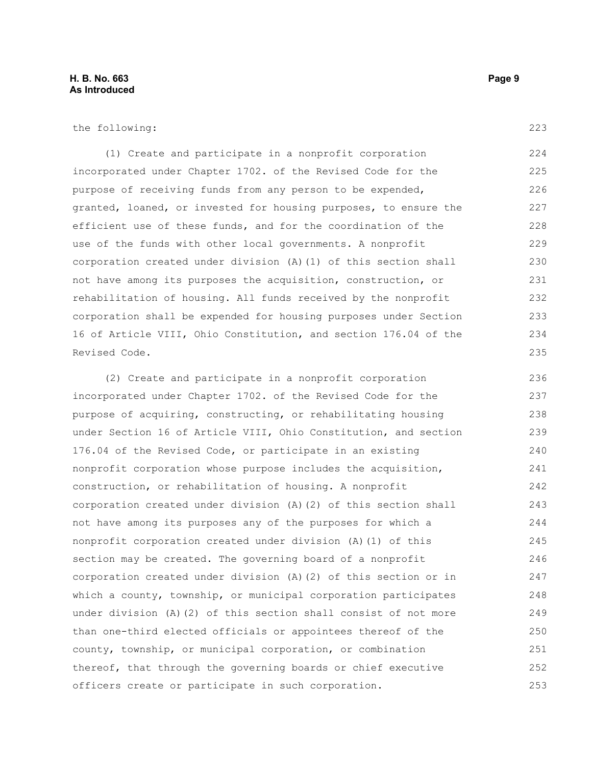the following:

(1) Create and participate in a nonprofit corporation incorporated under Chapter 1702. of the Revised Code for the purpose of receiving funds from any person to be expended, granted, loaned, or invested for housing purposes, to ensure the efficient use of these funds, and for the coordination of the use of the funds with other local governments. A nonprofit corporation created under division (A)(1) of this section shall not have among its purposes the acquisition, construction, or rehabilitation of housing. All funds received by the nonprofit corporation shall be expended for housing purposes under Section 16 of Article VIII, Ohio Constitution, and section 176.04 of the Revised Code.

(2) Create and participate in a nonprofit corporation incorporated under Chapter 1702. of the Revised Code for the purpose of acquiring, constructing, or rehabilitating housing under Section 16 of Article VIII, Ohio Constitution, and section 176.04 of the Revised Code, or participate in an existing nonprofit corporation whose purpose includes the acquisition, construction, or rehabilitation of housing. A nonprofit corporation created under division (A)(2) of this section shall not have among its purposes any of the purposes for which a nonprofit corporation created under division (A)(1) of this section may be created. The governing board of a nonprofit corporation created under division (A)(2) of this section or in which a county, township, or municipal corporation participates under division (A)(2) of this section shall consist of not more than one-third elected officials or appointees thereof of the county, township, or municipal corporation, or combination thereof, that through the governing boards or chief executive officers create or participate in such corporation.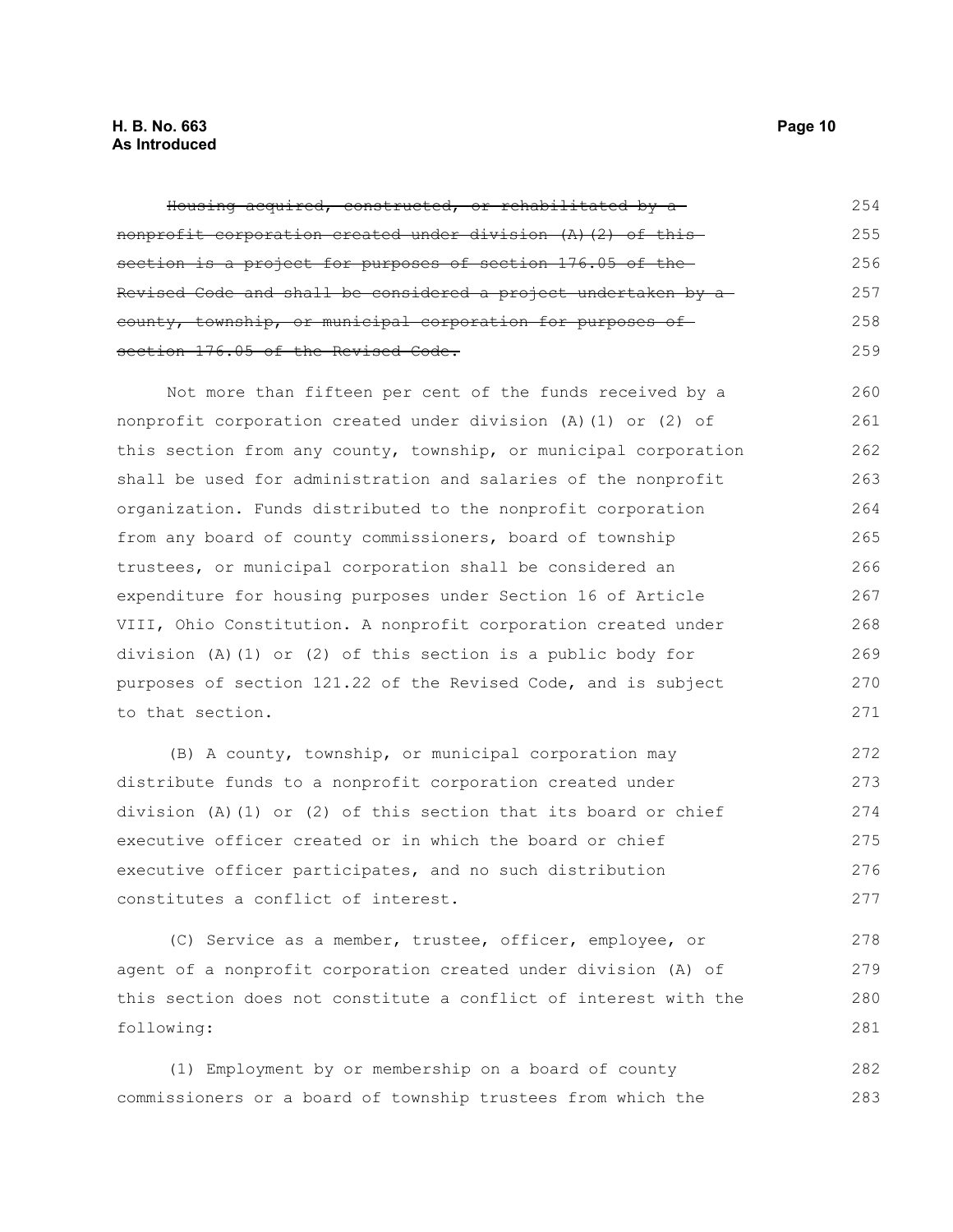~~Housing acquired, constructed, or rehabilitated by a nonprofit corporation created under division (A)(2) of this section is a project for purposes of section 176.05 of the Revised Code and shall be considered a project undertaken by a county, township, or municipal corporation for purposes of section 176.05 of the Revised Code.~~

Not more than fifteen per cent of the funds received by a nonprofit corporation created under division (A)(1) or (2) of this section from any county, township, or municipal corporation shall be used for administration and salaries of the nonprofit organization. Funds distributed to the nonprofit corporation from any board of county commissioners, board of township trustees, or municipal corporation shall be considered an expenditure for housing purposes under Section 16 of Article VIII, Ohio Constitution. A nonprofit corporation created under division (A)(1) or (2) of this section is a public body for purposes of section 121.22 of the Revised Code, and is subject to that section.

(B) A county, township, or municipal corporation may distribute funds to a nonprofit corporation created under division (A)(1) or (2) of this section that its board or chief executive officer created or in which the board or chief executive officer participates, and no such distribution constitutes a conflict of interest.

(C) Service as a member, trustee, officer, employee, or agent of a nonprofit corporation created under division (A) of this section does not constitute a conflict of interest with the following:

(1) Employment by or membership on a board of county commissioners or a board of township trustees from which the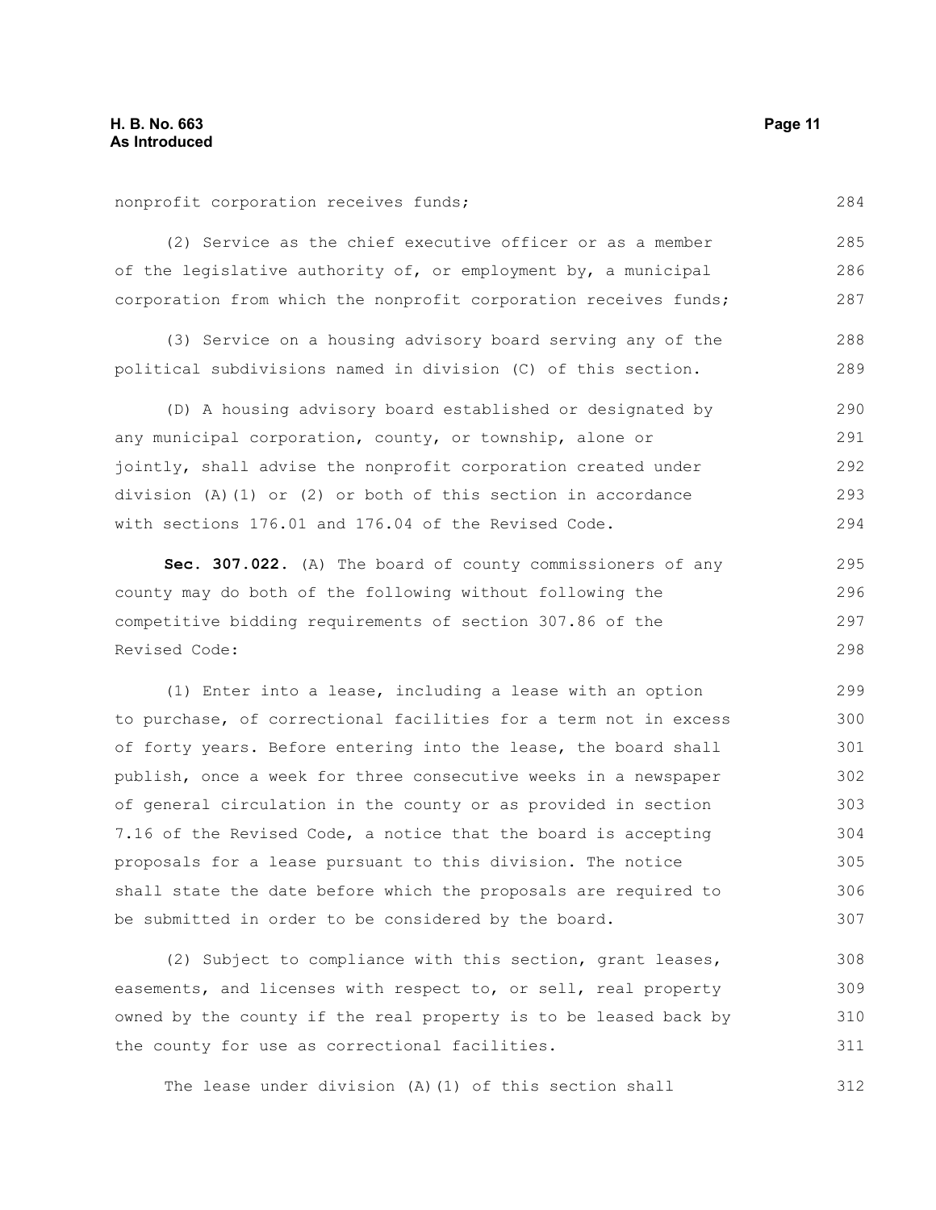nonprofit corporation receives funds;

(2) Service as the chief executive officer or as a member of the legislative authority of, or employment by, a municipal corporation from which the nonprofit corporation receives funds;

(3) Service on a housing advisory board serving any of the political subdivisions named in division (C) of this section.

(D) A housing advisory board established or designated by any municipal corporation, county, or township, alone or jointly, shall advise the nonprofit corporation created under division (A)(1) or (2) or both of this section in accordance with sections 176.01 and 176.04 of the Revised Code.

**Sec. 307.022.** (A) The board of county commissioners of any county may do both of the following without following the competitive bidding requirements of section 307.86 of the Revised Code:

(1) Enter into a lease, including a lease with an option to purchase, of correctional facilities for a term not in excess of forty years. Before entering into the lease, the board shall publish, once a week for three consecutive weeks in a newspaper of general circulation in the county or as provided in section 7.16 of the Revised Code, a notice that the board is accepting proposals for a lease pursuant to this division. The notice shall state the date before which the proposals are required to be submitted in order to be considered by the board.

(2) Subject to compliance with this section, grant leases, easements, and licenses with respect to, or sell, real property owned by the county if the real property is to be leased back by the county for use as correctional facilities.

The lease under division (A)(1) of this section shall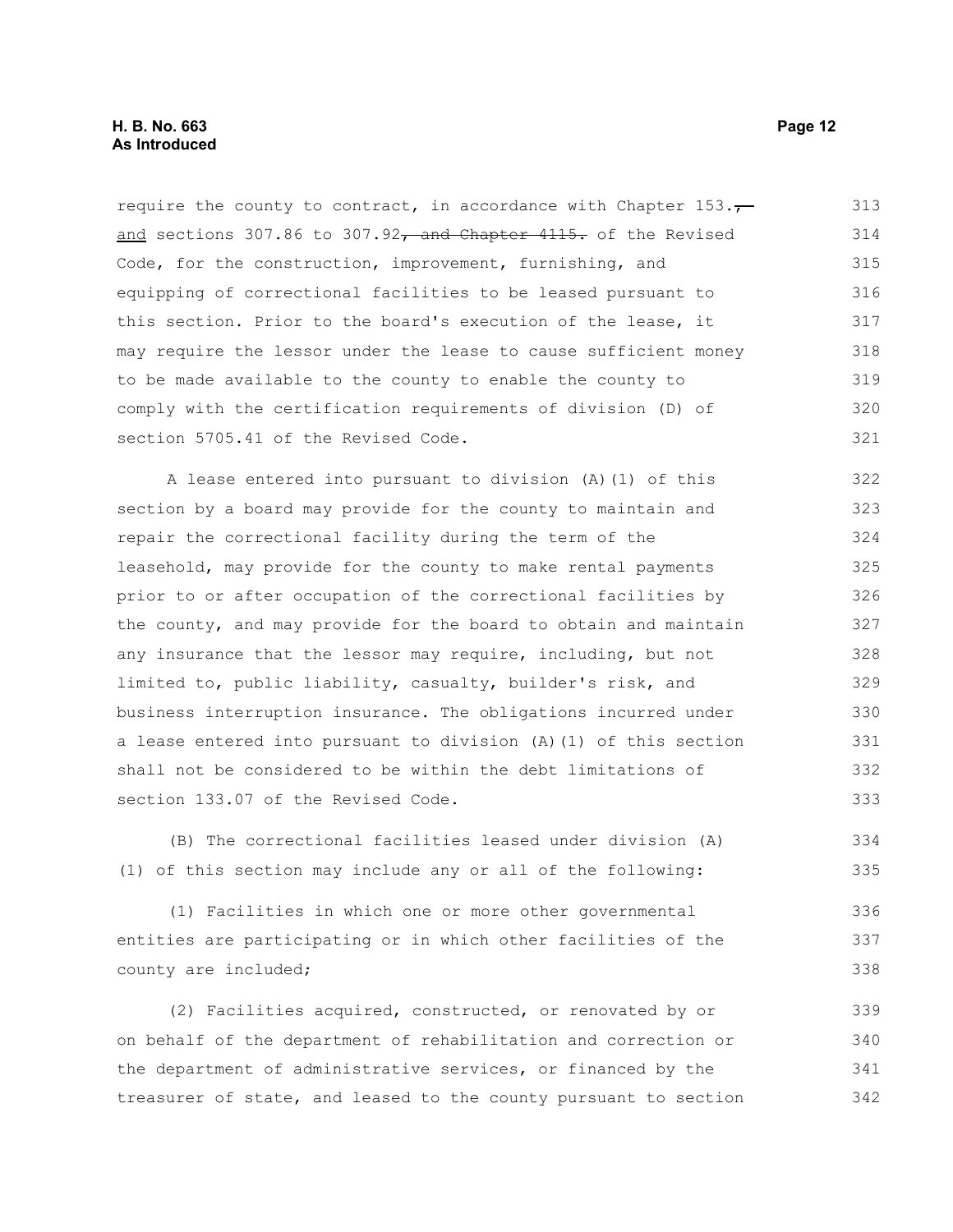require the county to contract, in accordance with Chapter 153., and sections 307.86 to 307.92, and Chapter 4115. of the Revised Code, for the construction, improvement, furnishing, and equipping of correctional facilities to be leased pursuant to this section. Prior to the board's execution of the lease, it may require the lessor under the lease to cause sufficient money to be made available to the county to enable the county to comply with the certification requirements of division (D) of section 5705.41 of the Revised Code.

A lease entered into pursuant to division (A)(1) of this section by a board may provide for the county to maintain and repair the correctional facility during the term of the leasehold, may provide for the county to make rental payments prior to or after occupation of the correctional facilities by the county, and may provide for the board to obtain and maintain any insurance that the lessor may require, including, but not limited to, public liability, casualty, builder's risk, and business interruption insurance. The obligations incurred under a lease entered into pursuant to division (A)(1) of this section shall not be considered to be within the debt limitations of section 133.07 of the Revised Code.

(B) The correctional facilities leased under division (A)(1) of this section may include any or all of the following:

(1) Facilities in which one or more other governmental entities are participating or in which other facilities of the county are included;

(2) Facilities acquired, constructed, or renovated by or on behalf of the department of rehabilitation and correction or the department of administrative services, or financed by the treasurer of state, and leased to the county pursuant to section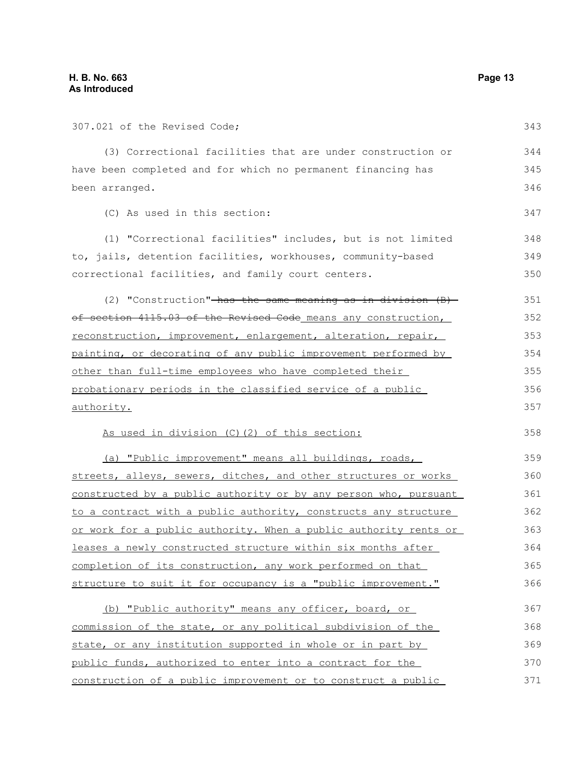307.021 of the Revised Code;

(3) Correctional facilities that are under construction or have been completed and for which no permanent financing has been arranged.

(C) As used in this section:

(1) "Correctional facilities" includes, but is not limited to, jails, detention facilities, workhouses, community-based correctional facilities, and family court centers.

(2) "Construction" ~~has the same meaning as in division (B) of section 4115.03 of the Revised Code~~ means any construction, reconstruction, improvement, enlargement, alteration, repair, painting, or decorating of any public improvement performed by other than full-time employees who have completed their probationary periods in the classified service of a public authority.

As used in division (C)(2) of this section:

(a) "Public improvement" means all buildings, roads, streets, alleys, sewers, ditches, and other structures or works constructed by a public authority or by any person who, pursuant to a contract with a public authority, constructs any structure or work for a public authority. When a public authority rents or leases a newly constructed structure within six months after completion of its construction, any work performed on that structure to suit it for occupancy is a "public improvement."

(b) "Public authority" means any officer, board, or commission of the state, or any political subdivision of the state, or any institution supported in whole or in part by public funds, authorized to enter into a contract for the construction of a public improvement or to construct a public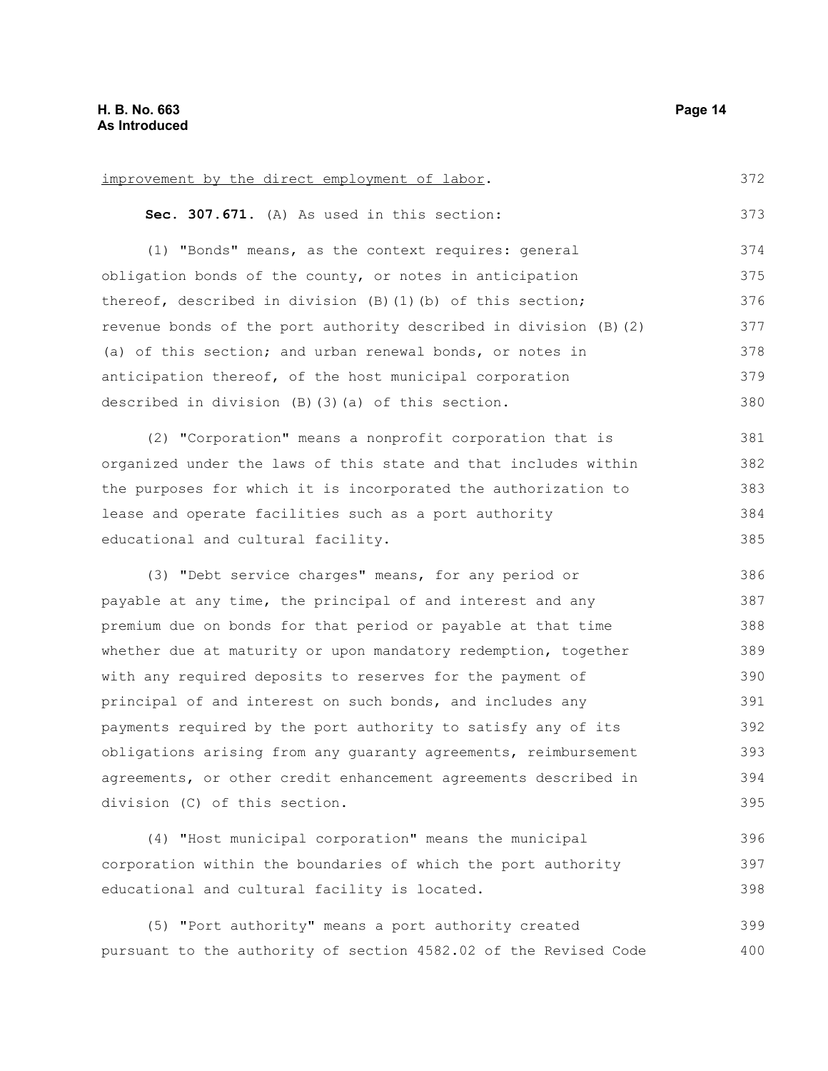improvement by the direct employment of labor.

**Sec. 307.671.** (A) As used in this section:

(1) "Bonds" means, as the context requires: general obligation bonds of the county, or notes in anticipation thereof, described in division (B)(1)(b) of this section; revenue bonds of the port authority described in division (B)(2)(a) of this section; and urban renewal bonds, or notes in anticipation thereof, of the host municipal corporation described in division (B)(3)(a) of this section.

(2) "Corporation" means a nonprofit corporation that is organized under the laws of this state and that includes within the purposes for which it is incorporated the authorization to lease and operate facilities such as a port authority educational and cultural facility.

(3) "Debt service charges" means, for any period or payable at any time, the principal of and interest and any premium due on bonds for that period or payable at that time whether due at maturity or upon mandatory redemption, together with any required deposits to reserves for the payment of principal of and interest on such bonds, and includes any payments required by the port authority to satisfy any of its obligations arising from any guaranty agreements, reimbursement agreements, or other credit enhancement agreements described in division (C) of this section.

(4) "Host municipal corporation" means the municipal corporation within the boundaries of which the port authority educational and cultural facility is located.

(5) "Port authority" means a port authority created pursuant to the authority of section 4582.02 of the Revised Code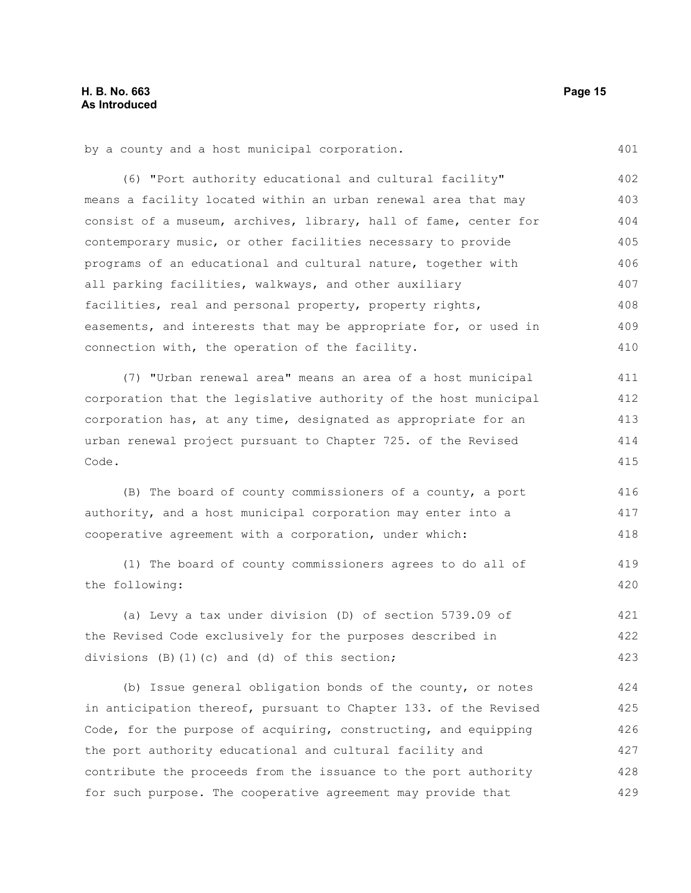by a county and a host municipal corporation.

(6) "Port authority educational and cultural facility" means a facility located within an urban renewal area that may consist of a museum, archives, library, hall of fame, center for contemporary music, or other facilities necessary to provide programs of an educational and cultural nature, together with all parking facilities, walkways, and other auxiliary facilities, real and personal property, property rights, easements, and interests that may be appropriate for, or used in connection with, the operation of the facility.

(7) "Urban renewal area" means an area of a host municipal corporation that the legislative authority of the host municipal corporation has, at any time, designated as appropriate for an urban renewal project pursuant to Chapter 725. of the Revised Code.

(B) The board of county commissioners of a county, a port authority, and a host municipal corporation may enter into a cooperative agreement with a corporation, under which:

(1) The board of county commissioners agrees to do all of the following:

(a) Levy a tax under division (D) of section 5739.09 of the Revised Code exclusively for the purposes described in divisions (B)(1)(c) and (d) of this section;

(b) Issue general obligation bonds of the county, or notes in anticipation thereof, pursuant to Chapter 133. of the Revised Code, for the purpose of acquiring, constructing, and equipping the port authority educational and cultural facility and contribute the proceeds from the issuance to the port authority for such purpose. The cooperative agreement may provide that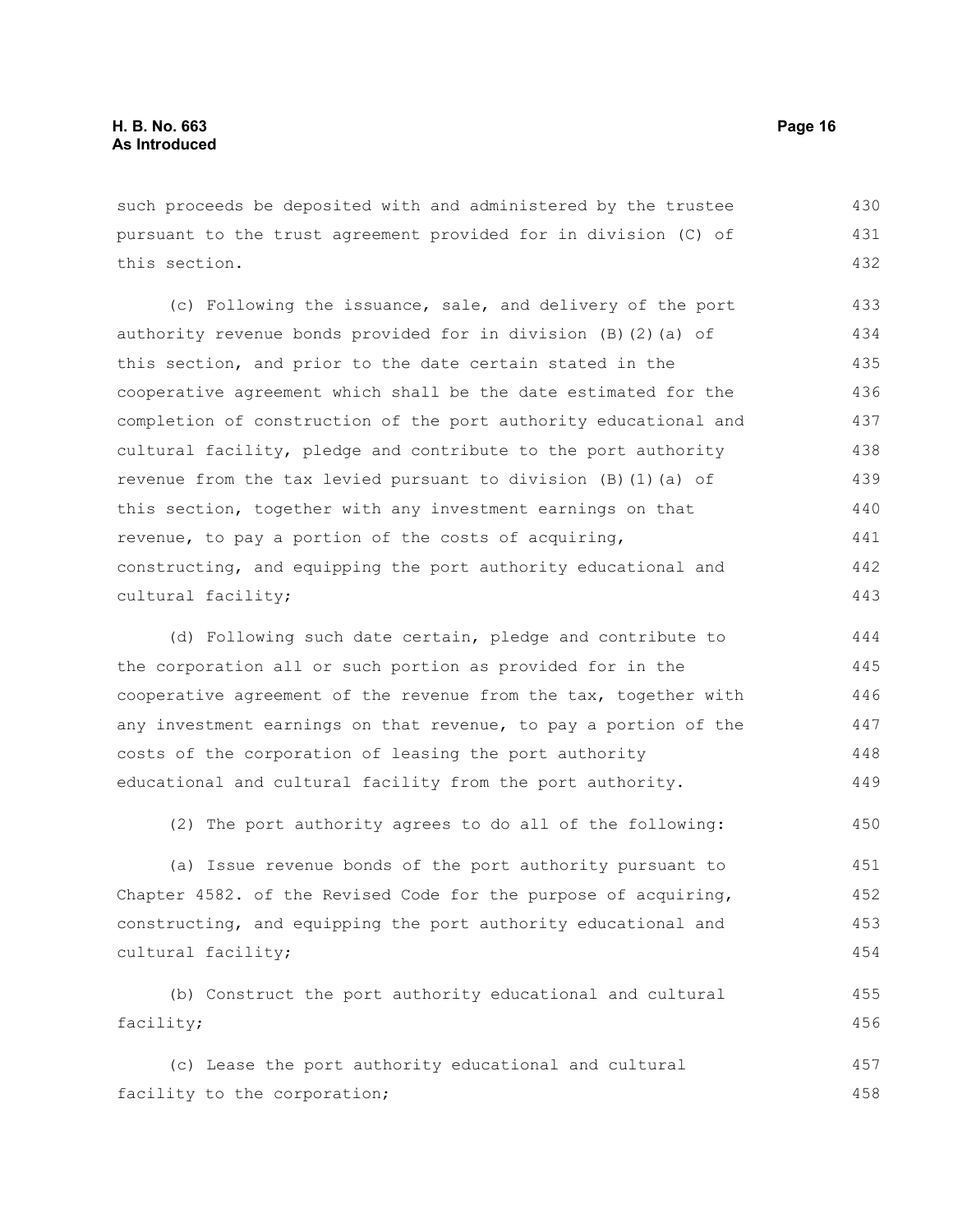such proceeds be deposited with and administered by the trustee pursuant to the trust agreement provided for in division (C) of this section.

(c) Following the issuance, sale, and delivery of the port authority revenue bonds provided for in division (B)(2)(a) of this section, and prior to the date certain stated in the cooperative agreement which shall be the date estimated for the completion of construction of the port authority educational and cultural facility, pledge and contribute to the port authority revenue from the tax levied pursuant to division (B)(1)(a) of this section, together with any investment earnings on that revenue, to pay a portion of the costs of acquiring, constructing, and equipping the port authority educational and cultural facility;

(d) Following such date certain, pledge and contribute to the corporation all or such portion as provided for in the cooperative agreement of the revenue from the tax, together with any investment earnings on that revenue, to pay a portion of the costs of the corporation of leasing the port authority educational and cultural facility from the port authority.

(2) The port authority agrees to do all of the following:

(a) Issue revenue bonds of the port authority pursuant to Chapter 4582. of the Revised Code for the purpose of acquiring, constructing, and equipping the port authority educational and cultural facility;

(b) Construct the port authority educational and cultural facility;

(c) Lease the port authority educational and cultural facility to the corporation;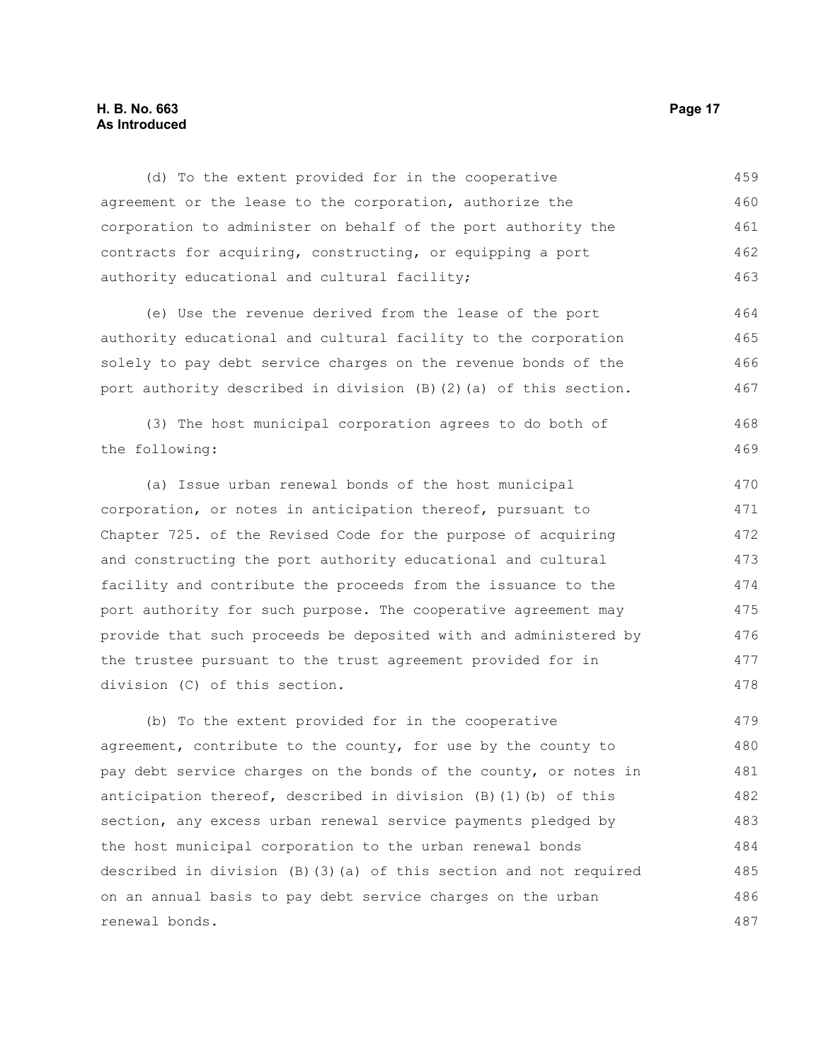(d) To the extent provided for in the cooperative agreement or the lease to the corporation, authorize the corporation to administer on behalf of the port authority the contracts for acquiring, constructing, or equipping a port authority educational and cultural facility;

(e) Use the revenue derived from the lease of the port authority educational and cultural facility to the corporation solely to pay debt service charges on the revenue bonds of the port authority described in division (B)(2)(a) of this section.

(3) The host municipal corporation agrees to do both of the following:

(a) Issue urban renewal bonds of the host municipal corporation, or notes in anticipation thereof, pursuant to Chapter 725. of the Revised Code for the purpose of acquiring and constructing the port authority educational and cultural facility and contribute the proceeds from the issuance to the port authority for such purpose. The cooperative agreement may provide that such proceeds be deposited with and administered by the trustee pursuant to the trust agreement provided for in division (C) of this section.

(b) To the extent provided for in the cooperative agreement, contribute to the county, for use by the county to pay debt service charges on the bonds of the county, or notes in anticipation thereof, described in division (B)(1)(b) of this section, any excess urban renewal service payments pledged by the host municipal corporation to the urban renewal bonds described in division (B)(3)(a) of this section and not required on an annual basis to pay debt service charges on the urban renewal bonds.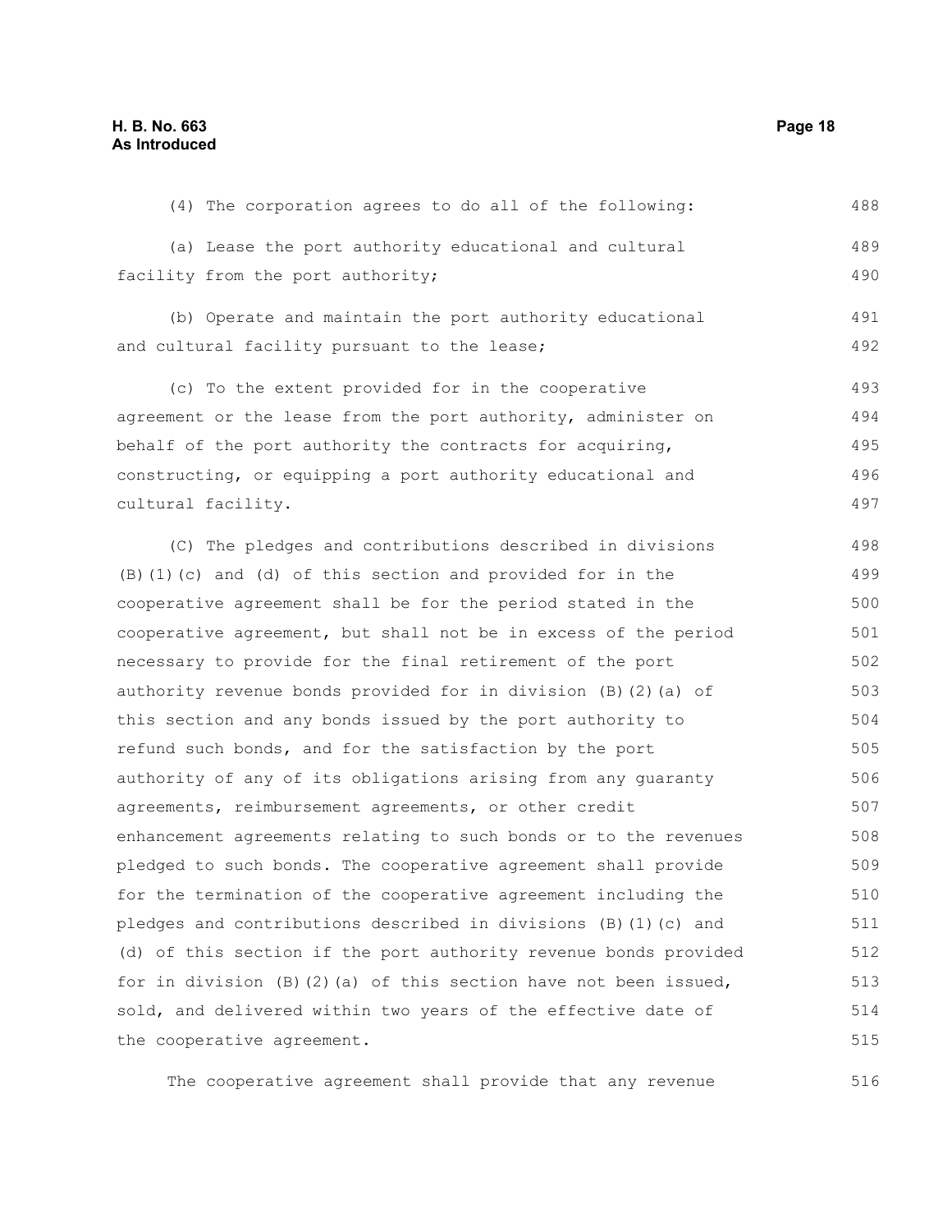(4) The corporation agrees to do all of the following:

(a) Lease the port authority educational and cultural facility from the port authority;

(b) Operate and maintain the port authority educational and cultural facility pursuant to the lease;

(c) To the extent provided for in the cooperative agreement or the lease from the port authority, administer on behalf of the port authority the contracts for acquiring, constructing, or equipping a port authority educational and cultural facility.

(C) The pledges and contributions described in divisions (B)(1)(c) and (d) of this section and provided for in the cooperative agreement shall be for the period stated in the cooperative agreement, but shall not be in excess of the period necessary to provide for the final retirement of the port authority revenue bonds provided for in division (B)(2)(a) of this section and any bonds issued by the port authority to refund such bonds, and for the satisfaction by the port authority of any of its obligations arising from any guaranty agreements, reimbursement agreements, or other credit enhancement agreements relating to such bonds or to the revenues pledged to such bonds. The cooperative agreement shall provide for the termination of the cooperative agreement including the pledges and contributions described in divisions (B)(1)(c) and (d) of this section if the port authority revenue bonds provided for in division (B)(2)(a) of this section have not been issued, sold, and delivered within two years of the effective date of the cooperative agreement.

The cooperative agreement shall provide that any revenue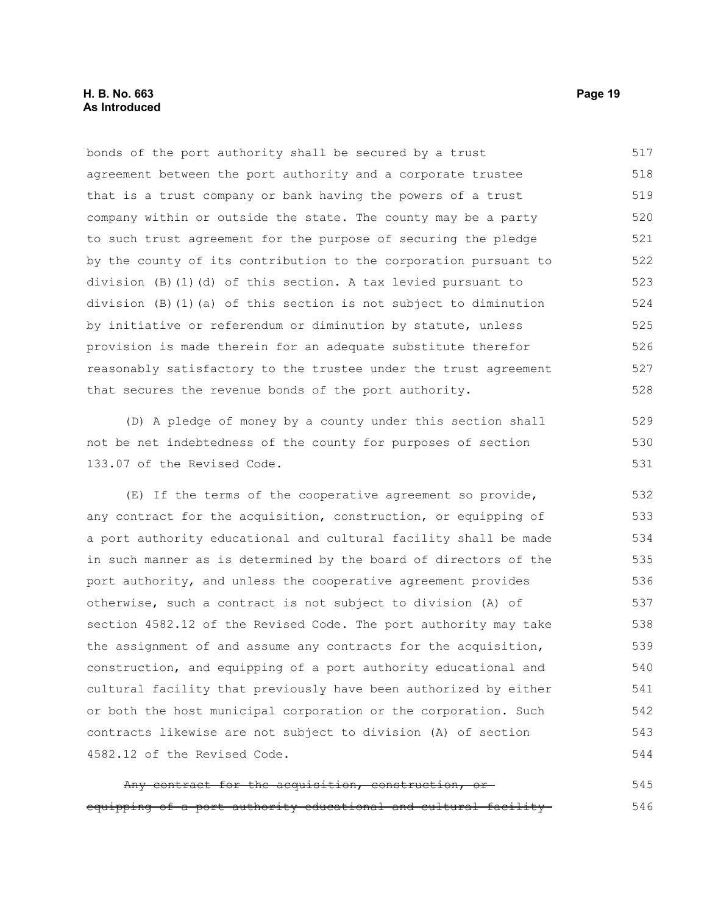bonds of the port authority shall be secured by a trust agreement between the port authority and a corporate trustee that is a trust company or bank having the powers of a trust company within or outside the state. The county may be a party to such trust agreement for the purpose of securing the pledge by the county of its contribution to the corporation pursuant to division (B)(1)(d) of this section. A tax levied pursuant to division (B)(1)(a) of this section is not subject to diminution by initiative or referendum or diminution by statute, unless provision is made therein for an adequate substitute therefor reasonably satisfactory to the trustee under the trust agreement that secures the revenue bonds of the port authority.

(D) A pledge of money by a county under this section shall not be net indebtedness of the county for purposes of section 133.07 of the Revised Code.

(E) If the terms of the cooperative agreement so provide, any contract for the acquisition, construction, or equipping of a port authority educational and cultural facility shall be made in such manner as is determined by the board of directors of the port authority, and unless the cooperative agreement provides otherwise, such a contract is not subject to division (A) of section 4582.12 of the Revised Code. The port authority may take the assignment of and assume any contracts for the acquisition, construction, and equipping of a port authority educational and cultural facility that previously have been authorized by either or both the host municipal corporation or the corporation. Such contracts likewise are not subject to division (A) of section 4582.12 of the Revised Code.

~~Any contract for the acquisition, construction, or equipping of a port authority educational and cultural facility~~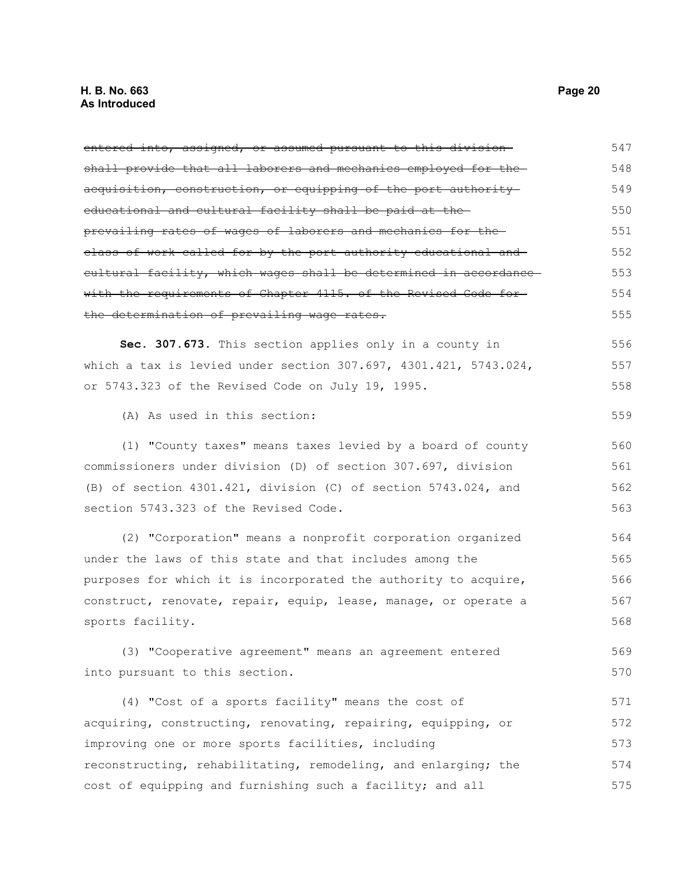~~entered into, assigned, or assumed pursuant to this division shall provide that all laborers and mechanics employed for the acquisition, construction, or equipping of the port authority educational and cultural facility shall be paid at the prevailing rates of wages of laborers and mechanics for the class of work called for by the port authority educational and cultural facility, which wages shall be determined in accordance with the requirements of Chapter 4115. of the Revised Code for the determination of prevailing wage rates.~~

**Sec. 307.673.** This section applies only in a county in which a tax is levied under section 307.697, 4301.421, 5743.024, or 5743.323 of the Revised Code on July 19, 1995.

(A) As used in this section:

(1) "County taxes" means taxes levied by a board of county commissioners under division (D) of section 307.697, division (B) of section 4301.421, division (C) of section 5743.024, and section 5743.323 of the Revised Code.

(2) "Corporation" means a nonprofit corporation organized under the laws of this state and that includes among the purposes for which it is incorporated the authority to acquire, construct, renovate, repair, equip, lease, manage, or operate a sports facility.

(3) "Cooperative agreement" means an agreement entered into pursuant to this section.

(4) "Cost of a sports facility" means the cost of acquiring, constructing, renovating, repairing, equipping, or improving one or more sports facilities, including reconstructing, rehabilitating, remodeling, and enlarging; the cost of equipping and furnishing such a facility; and all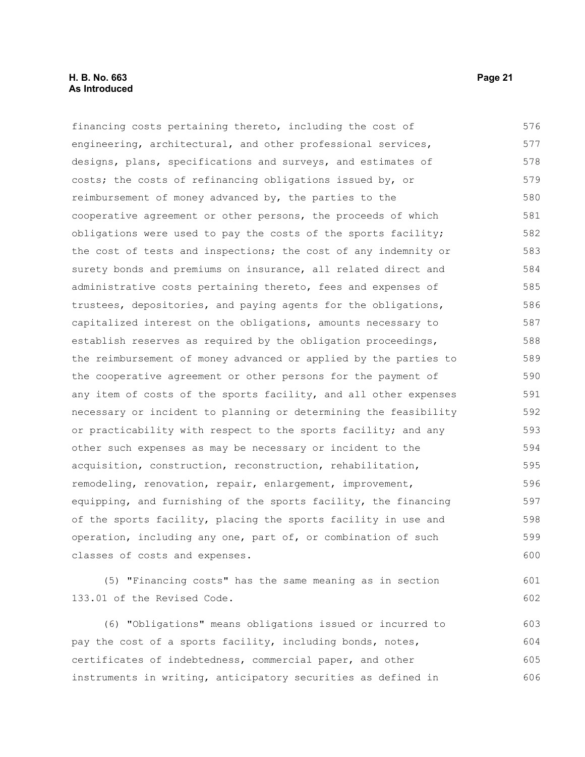financing costs pertaining thereto, including the cost of engineering, architectural, and other professional services, designs, plans, specifications and surveys, and estimates of costs; the costs of refinancing obligations issued by, or reimbursement of money advanced by, the parties to the cooperative agreement or other persons, the proceeds of which obligations were used to pay the costs of the sports facility; the cost of tests and inspections; the cost of any indemnity or surety bonds and premiums on insurance, all related direct and administrative costs pertaining thereto, fees and expenses of trustees, depositories, and paying agents for the obligations, capitalized interest on the obligations, amounts necessary to establish reserves as required by the obligation proceedings, the reimbursement of money advanced or applied by the parties to the cooperative agreement or other persons for the payment of any item of costs of the sports facility, and all other expenses necessary or incident to planning or determining the feasibility or practicability with respect to the sports facility; and any other such expenses as may be necessary or incident to the acquisition, construction, reconstruction, rehabilitation, remodeling, renovation, repair, enlargement, improvement, equipping, and furnishing of the sports facility, the financing of the sports facility, placing the sports facility in use and operation, including any one, part of, or combination of such classes of costs and expenses.

(5) "Financing costs" has the same meaning as in section 133.01 of the Revised Code.

(6) "Obligations" means obligations issued or incurred to pay the cost of a sports facility, including bonds, notes, certificates of indebtedness, commercial paper, and other instruments in writing, anticipatory securities as defined in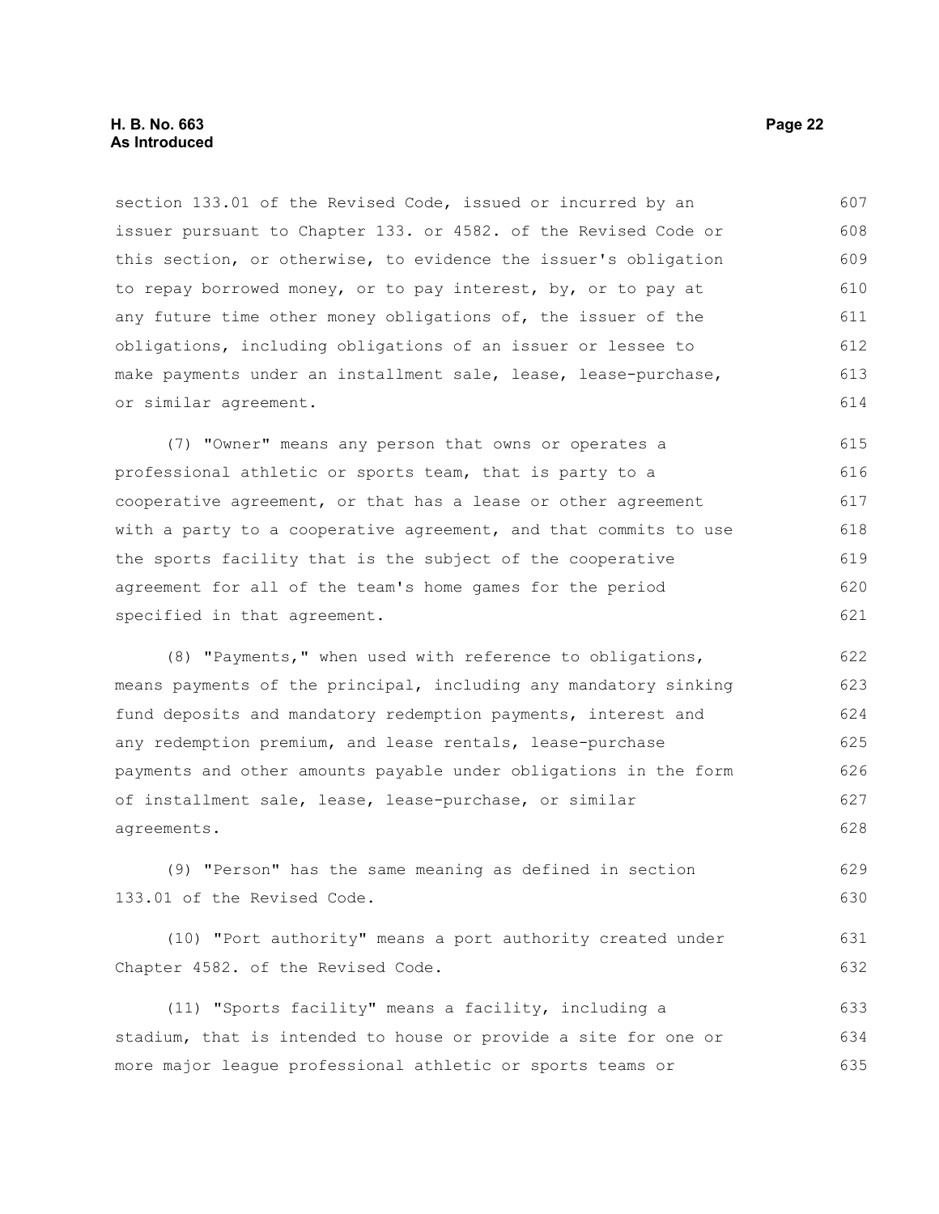section 133.01 of the Revised Code, issued or incurred by an issuer pursuant to Chapter 133. or 4582. of the Revised Code or this section, or otherwise, to evidence the issuer's obligation to repay borrowed money, or to pay interest, by, or to pay at any future time other money obligations of, the issuer of the obligations, including obligations of an issuer or lessee to make payments under an installment sale, lease, lease-purchase, or similar agreement.

(7) "Owner" means any person that owns or operates a professional athletic or sports team, that is party to a cooperative agreement, or that has a lease or other agreement with a party to a cooperative agreement, and that commits to use the sports facility that is the subject of the cooperative agreement for all of the team's home games for the period specified in that agreement.

(8) "Payments," when used with reference to obligations, means payments of the principal, including any mandatory sinking fund deposits and mandatory redemption payments, interest and any redemption premium, and lease rentals, lease-purchase payments and other amounts payable under obligations in the form of installment sale, lease, lease-purchase, or similar agreements.

(9) "Person" has the same meaning as defined in section 133.01 of the Revised Code.

(10) "Port authority" means a port authority created under Chapter 4582. of the Revised Code.

(11) "Sports facility" means a facility, including a stadium, that is intended to house or provide a site for one or more major league professional athletic or sports teams or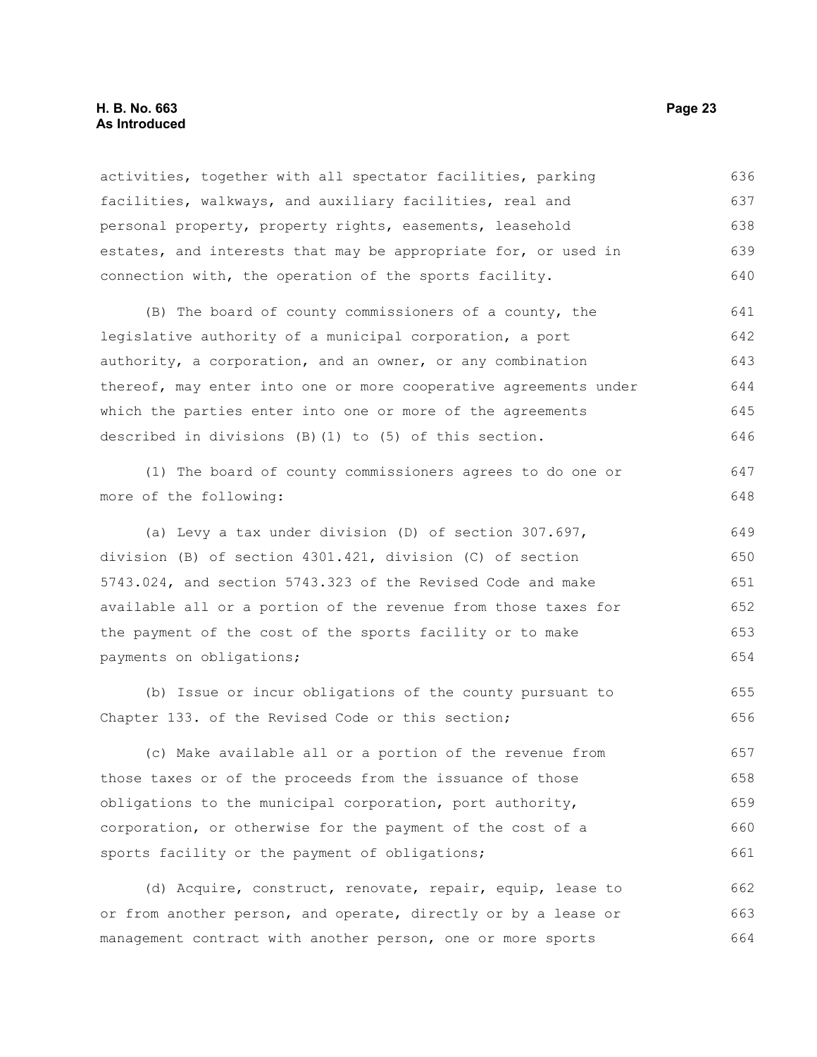activities, together with all spectator facilities, parking facilities, walkways, and auxiliary facilities, real and personal property, property rights, easements, leasehold estates, and interests that may be appropriate for, or used in connection with, the operation of the sports facility.

(B) The board of county commissioners of a county, the legislative authority of a municipal corporation, a port authority, a corporation, and an owner, or any combination thereof, may enter into one or more cooperative agreements under which the parties enter into one or more of the agreements described in divisions (B)(1) to (5) of this section.

(1) The board of county commissioners agrees to do one or more of the following:

(a) Levy a tax under division (D) of section 307.697, division (B) of section 4301.421, division (C) of section 5743.024, and section 5743.323 of the Revised Code and make available all or a portion of the revenue from those taxes for the payment of the cost of the sports facility or to make payments on obligations;

(b) Issue or incur obligations of the county pursuant to Chapter 133. of the Revised Code or this section;

(c) Make available all or a portion of the revenue from those taxes or of the proceeds from the issuance of those obligations to the municipal corporation, port authority, corporation, or otherwise for the payment of the cost of a sports facility or the payment of obligations;

(d) Acquire, construct, renovate, repair, equip, lease to or from another person, and operate, directly or by a lease or management contract with another person, one or more sports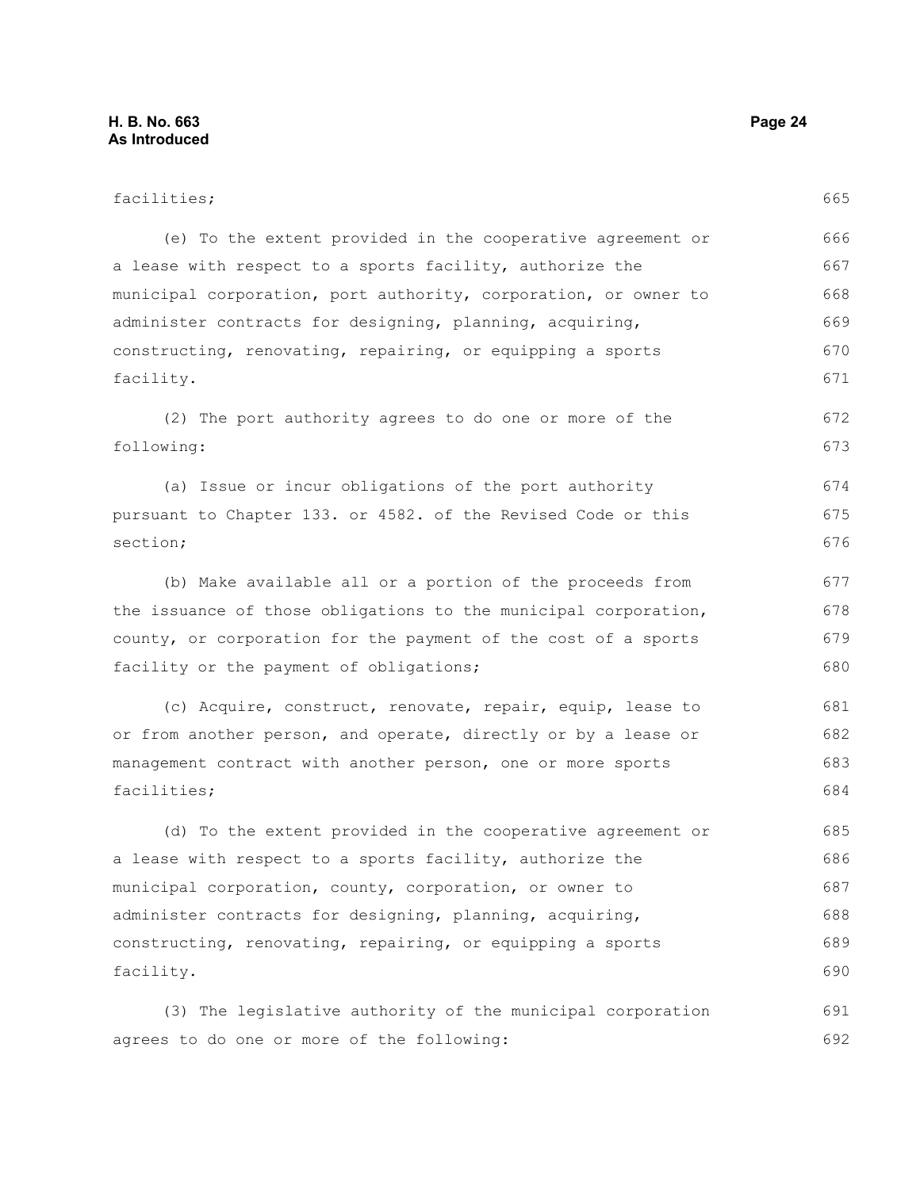facilities;

(e) To the extent provided in the cooperative agreement or a lease with respect to a sports facility, authorize the municipal corporation, port authority, corporation, or owner to administer contracts for designing, planning, acquiring, constructing, renovating, repairing, or equipping a sports facility.

(2) The port authority agrees to do one or more of the following:

(a) Issue or incur obligations of the port authority pursuant to Chapter 133. or 4582. of the Revised Code or this section;

(b) Make available all or a portion of the proceeds from the issuance of those obligations to the municipal corporation, county, or corporation for the payment of the cost of a sports facility or the payment of obligations;

(c) Acquire, construct, renovate, repair, equip, lease to or from another person, and operate, directly or by a lease or management contract with another person, one or more sports facilities;

(d) To the extent provided in the cooperative agreement or a lease with respect to a sports facility, authorize the municipal corporation, county, corporation, or owner to administer contracts for designing, planning, acquiring, constructing, renovating, repairing, or equipping a sports facility.

(3) The legislative authority of the municipal corporation agrees to do one or more of the following: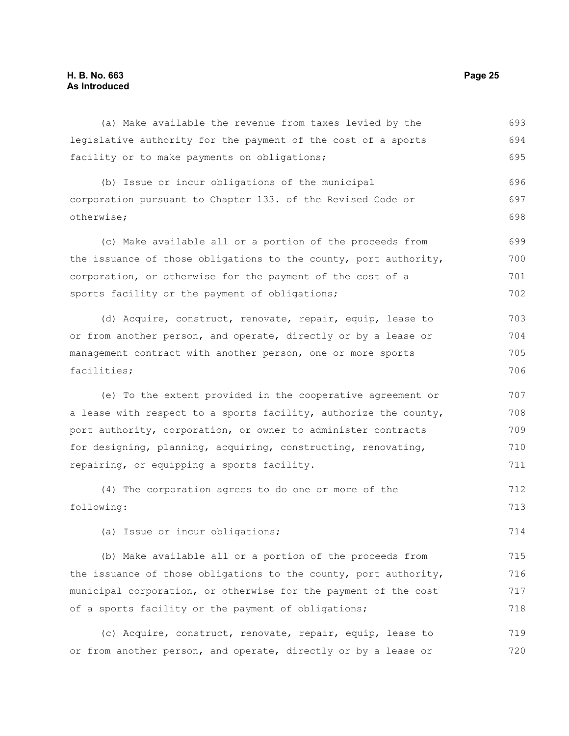(a) Make available the revenue from taxes levied by the legislative authority for the payment of the cost of a sports facility or to make payments on obligations;

(b) Issue or incur obligations of the municipal corporation pursuant to Chapter 133. of the Revised Code or otherwise;

(c) Make available all or a portion of the proceeds from the issuance of those obligations to the county, port authority, corporation, or otherwise for the payment of the cost of a sports facility or the payment of obligations;

(d) Acquire, construct, renovate, repair, equip, lease to or from another person, and operate, directly or by a lease or management contract with another person, one or more sports facilities;

(e) To the extent provided in the cooperative agreement or a lease with respect to a sports facility, authorize the county, port authority, corporation, or owner to administer contracts for designing, planning, acquiring, constructing, renovating, repairing, or equipping a sports facility.

(4) The corporation agrees to do one or more of the following:

(a) Issue or incur obligations;

(b) Make available all or a portion of the proceeds from the issuance of those obligations to the county, port authority, municipal corporation, or otherwise for the payment of the cost of a sports facility or the payment of obligations;

(c) Acquire, construct, renovate, repair, equip, lease to or from another person, and operate, directly or by a lease or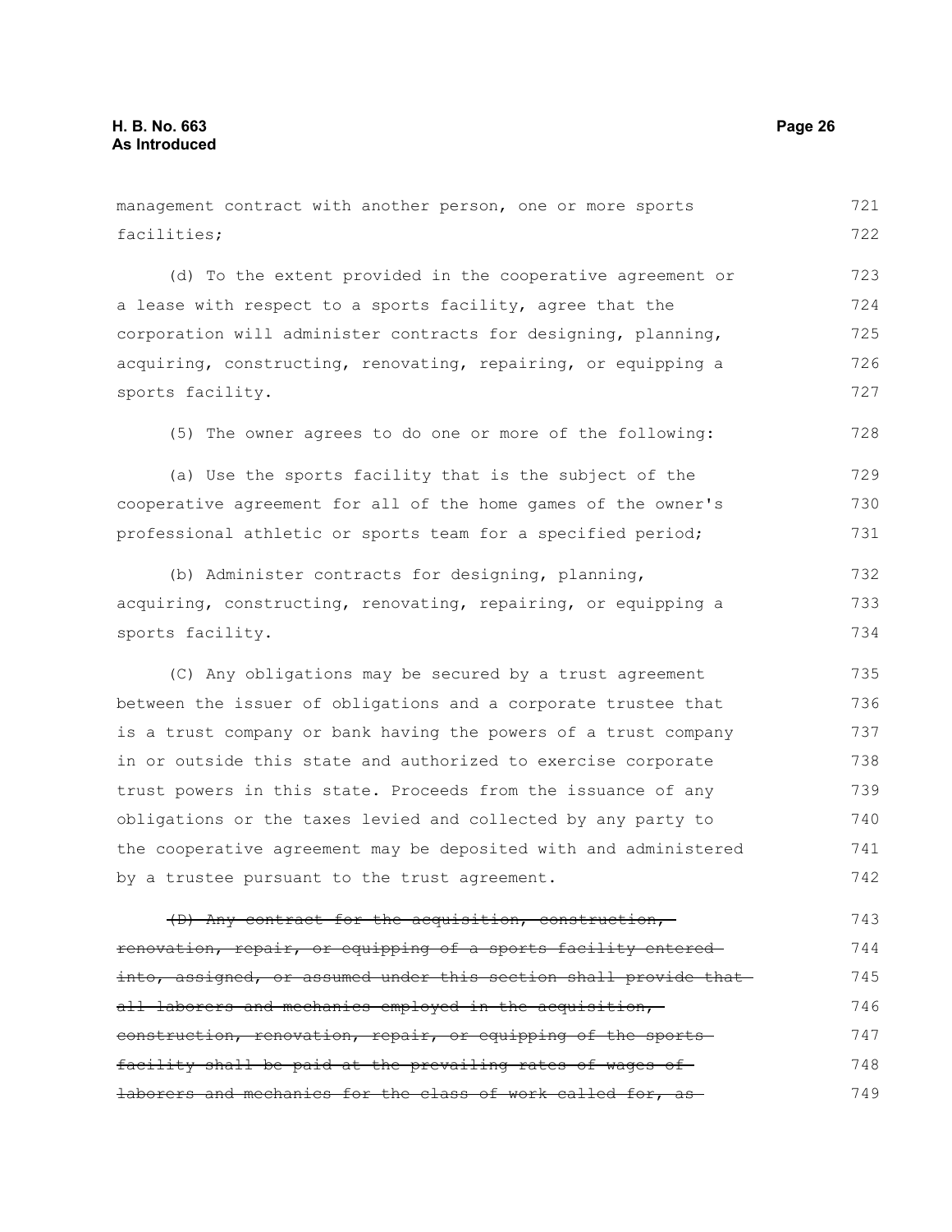management contract with another person, one or more sports facilities;

(d) To the extent provided in the cooperative agreement or a lease with respect to a sports facility, agree that the corporation will administer contracts for designing, planning, acquiring, constructing, renovating, repairing, or equipping a sports facility.

(5) The owner agrees to do one or more of the following:

(a) Use the sports facility that is the subject of the cooperative agreement for all of the home games of the owner's professional athletic or sports team for a specified period;

(b) Administer contracts for designing, planning, acquiring, constructing, renovating, repairing, or equipping a sports facility.

(C) Any obligations may be secured by a trust agreement between the issuer of obligations and a corporate trustee that is a trust company or bank having the powers of a trust company in or outside this state and authorized to exercise corporate trust powers in this state. Proceeds from the issuance of any obligations or the taxes levied and collected by any party to the cooperative agreement may be deposited with and administered by a trustee pursuant to the trust agreement.

~~(D) Any contract for the acquisition, construction, renovation, repair, or equipping of a sports facility entered into, assigned, or assumed under this section shall provide that all laborers and mechanics employed in the acquisition, construction, renovation, repair, or equipping of the sports facility shall be paid at the prevailing rates of wages of laborers and mechanics for the class of work called for, as~~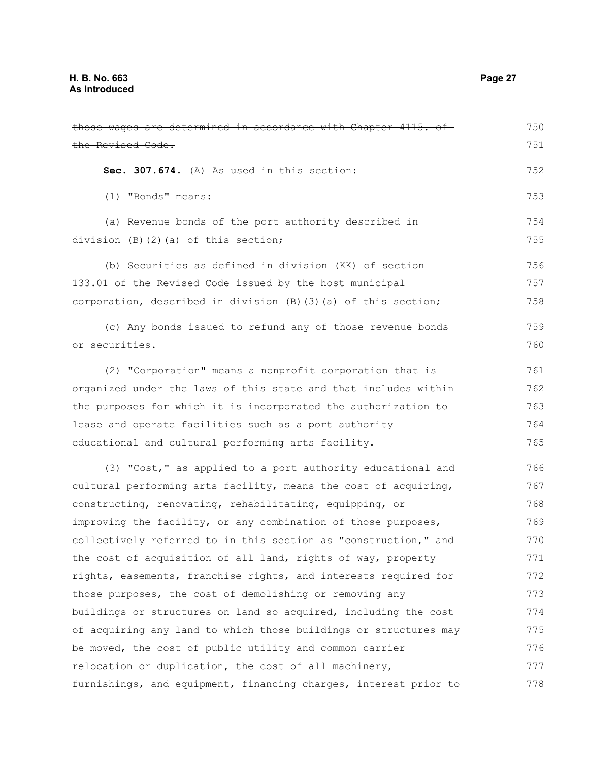~~those wages are determined in accordance with Chapter 4115. of the Revised Code.~~

**Sec. 307.674.** (A) As used in this section:

(1) "Bonds" means:

(a) Revenue bonds of the port authority described in division (B)(2)(a) of this section;

(b) Securities as defined in division (KK) of section 133.01 of the Revised Code issued by the host municipal corporation, described in division (B)(3)(a) of this section;

(c) Any bonds issued to refund any of those revenue bonds or securities.

(2) "Corporation" means a nonprofit corporation that is organized under the laws of this state and that includes within the purposes for which it is incorporated the authorization to lease and operate facilities such as a port authority educational and cultural performing arts facility.

(3) "Cost," as applied to a port authority educational and cultural performing arts facility, means the cost of acquiring, constructing, renovating, rehabilitating, equipping, or improving the facility, or any combination of those purposes, collectively referred to in this section as "construction," and the cost of acquisition of all land, rights of way, property rights, easements, franchise rights, and interests required for those purposes, the cost of demolishing or removing any buildings or structures on land so acquired, including the cost of acquiring any land to which those buildings or structures may be moved, the cost of public utility and common carrier relocation or duplication, the cost of all machinery, furnishings, and equipment, financing charges, interest prior to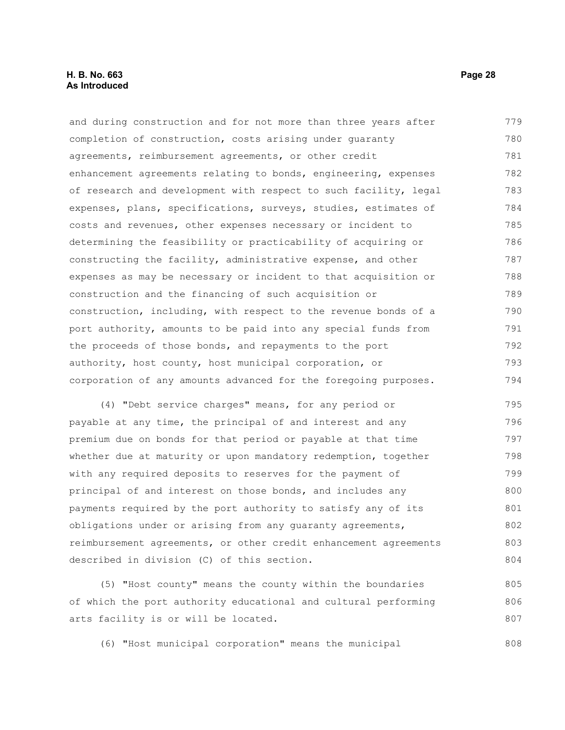and during construction and for not more than three years after completion of construction, costs arising under guaranty agreements, reimbursement agreements, or other credit enhancement agreements relating to bonds, engineering, expenses of research and development with respect to such facility, legal expenses, plans, specifications, surveys, studies, estimates of costs and revenues, other expenses necessary or incident to determining the feasibility or practicability of acquiring or constructing the facility, administrative expense, and other expenses as may be necessary or incident to that acquisition or construction and the financing of such acquisition or construction, including, with respect to the revenue bonds of a port authority, amounts to be paid into any special funds from the proceeds of those bonds, and repayments to the port authority, host county, host municipal corporation, or corporation of any amounts advanced for the foregoing purposes.

(4) "Debt service charges" means, for any period or payable at any time, the principal of and interest and any premium due on bonds for that period or payable at that time whether due at maturity or upon mandatory redemption, together with any required deposits to reserves for the payment of principal of and interest on those bonds, and includes any payments required by the port authority to satisfy any of its obligations under or arising from any guaranty agreements, reimbursement agreements, or other credit enhancement agreements described in division (C) of this section.

(5) "Host county" means the county within the boundaries of which the port authority educational and cultural performing arts facility is or will be located.

(6) "Host municipal corporation" means the municipal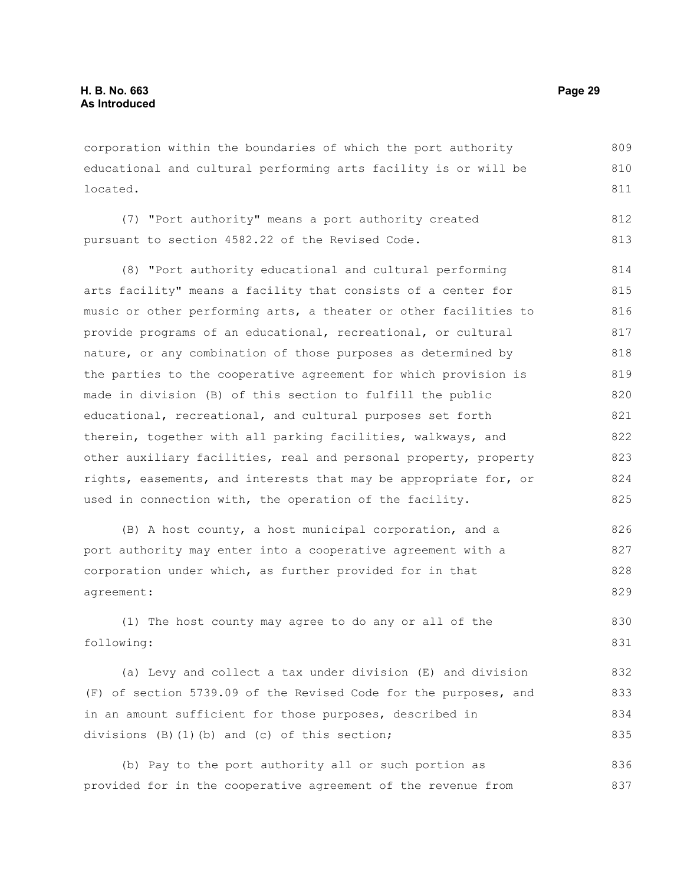corporation within the boundaries of which the port authority educational and cultural performing arts facility is or will be located.

(7) "Port authority" means a port authority created pursuant to section 4582.22 of the Revised Code.

(8) "Port authority educational and cultural performing arts facility" means a facility that consists of a center for music or other performing arts, a theater or other facilities to provide programs of an educational, recreational, or cultural nature, or any combination of those purposes as determined by the parties to the cooperative agreement for which provision is made in division (B) of this section to fulfill the public educational, recreational, and cultural purposes set forth therein, together with all parking facilities, walkways, and other auxiliary facilities, real and personal property, property rights, easements, and interests that may be appropriate for, or used in connection with, the operation of the facility.

(B) A host county, a host municipal corporation, and a port authority may enter into a cooperative agreement with a corporation under which, as further provided for in that agreement:

(1) The host county may agree to do any or all of the following:

(a) Levy and collect a tax under division (E) and division (F) of section 5739.09 of the Revised Code for the purposes, and in an amount sufficient for those purposes, described in divisions (B)(1)(b) and (c) of this section;

(b) Pay to the port authority all or such portion as provided for in the cooperative agreement of the revenue from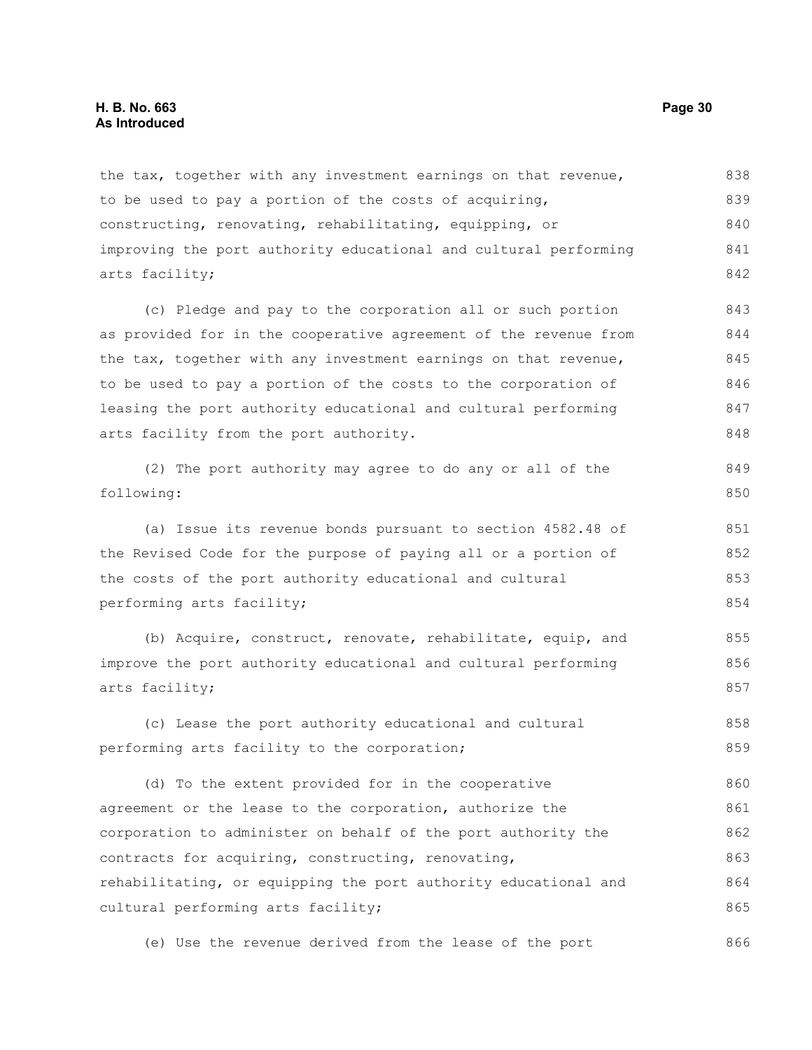the tax, together with any investment earnings on that revenue, to be used to pay a portion of the costs of acquiring, constructing, renovating, rehabilitating, equipping, or improving the port authority educational and cultural performing arts facility;

(c) Pledge and pay to the corporation all or such portion as provided for in the cooperative agreement of the revenue from the tax, together with any investment earnings on that revenue, to be used to pay a portion of the costs to the corporation of leasing the port authority educational and cultural performing arts facility from the port authority.

(2) The port authority may agree to do any or all of the following:

(a) Issue its revenue bonds pursuant to section 4582.48 of the Revised Code for the purpose of paying all or a portion of the costs of the port authority educational and cultural performing arts facility;

(b) Acquire, construct, renovate, rehabilitate, equip, and improve the port authority educational and cultural performing arts facility;

(c) Lease the port authority educational and cultural performing arts facility to the corporation;

(d) To the extent provided for in the cooperative agreement or the lease to the corporation, authorize the corporation to administer on behalf of the port authority the contracts for acquiring, constructing, renovating, rehabilitating, or equipping the port authority educational and cultural performing arts facility;

(e) Use the revenue derived from the lease of the port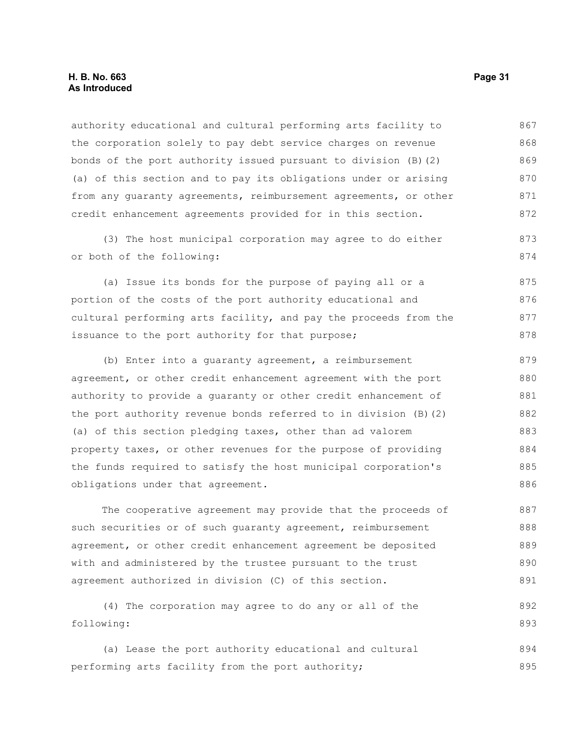authority educational and cultural performing arts facility to the corporation solely to pay debt service charges on revenue bonds of the port authority issued pursuant to division (B)(2)(a) of this section and to pay its obligations under or arising from any guaranty agreements, reimbursement agreements, or other credit enhancement agreements provided for in this section.

(3) The host municipal corporation may agree to do either or both of the following:

(a) Issue its bonds for the purpose of paying all or a portion of the costs of the port authority educational and cultural performing arts facility, and pay the proceeds from the issuance to the port authority for that purpose;

(b) Enter into a guaranty agreement, a reimbursement agreement, or other credit enhancement agreement with the port authority to provide a guaranty or other credit enhancement of the port authority revenue bonds referred to in division (B)(2)(a) of this section pledging taxes, other than ad valorem property taxes, or other revenues for the purpose of providing the funds required to satisfy the host municipal corporation's obligations under that agreement.

The cooperative agreement may provide that the proceeds of such securities or of such guaranty agreement, reimbursement agreement, or other credit enhancement agreement be deposited with and administered by the trustee pursuant to the trust agreement authorized in division (C) of this section.

(4) The corporation may agree to do any or all of the following:

(a) Lease the port authority educational and cultural performing arts facility from the port authority;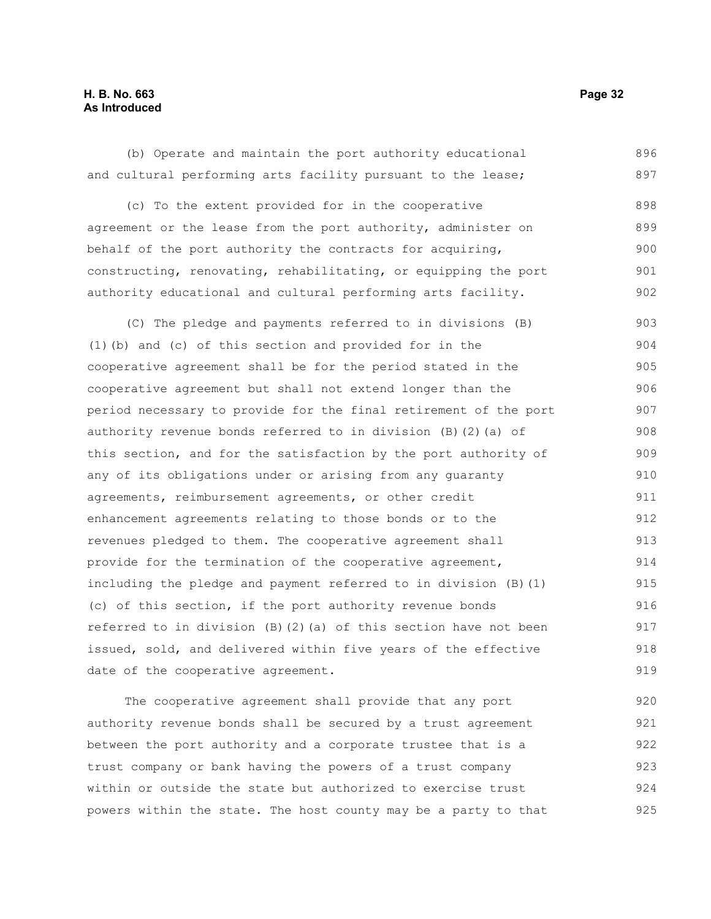(b) Operate and maintain the port authority educational and cultural performing arts facility pursuant to the lease;

(c) To the extent provided for in the cooperative agreement or the lease from the port authority, administer on behalf of the port authority the contracts for acquiring, constructing, renovating, rehabilitating, or equipping the port authority educational and cultural performing arts facility.

(C) The pledge and payments referred to in divisions (B)(1)(b) and (c) of this section and provided for in the cooperative agreement shall be for the period stated in the cooperative agreement but shall not extend longer than the period necessary to provide for the final retirement of the port authority revenue bonds referred to in division (B)(2)(a) of this section, and for the satisfaction by the port authority of any of its obligations under or arising from any guaranty agreements, reimbursement agreements, or other credit enhancement agreements relating to those bonds or to the revenues pledged to them. The cooperative agreement shall provide for the termination of the cooperative agreement, including the pledge and payment referred to in division (B)(1)(c) of this section, if the port authority revenue bonds referred to in division (B)(2)(a) of this section have not been issued, sold, and delivered within five years of the effective date of the cooperative agreement.

The cooperative agreement shall provide that any port authority revenue bonds shall be secured by a trust agreement between the port authority and a corporate trustee that is a trust company or bank having the powers of a trust company within or outside the state but authorized to exercise trust powers within the state. The host county may be a party to that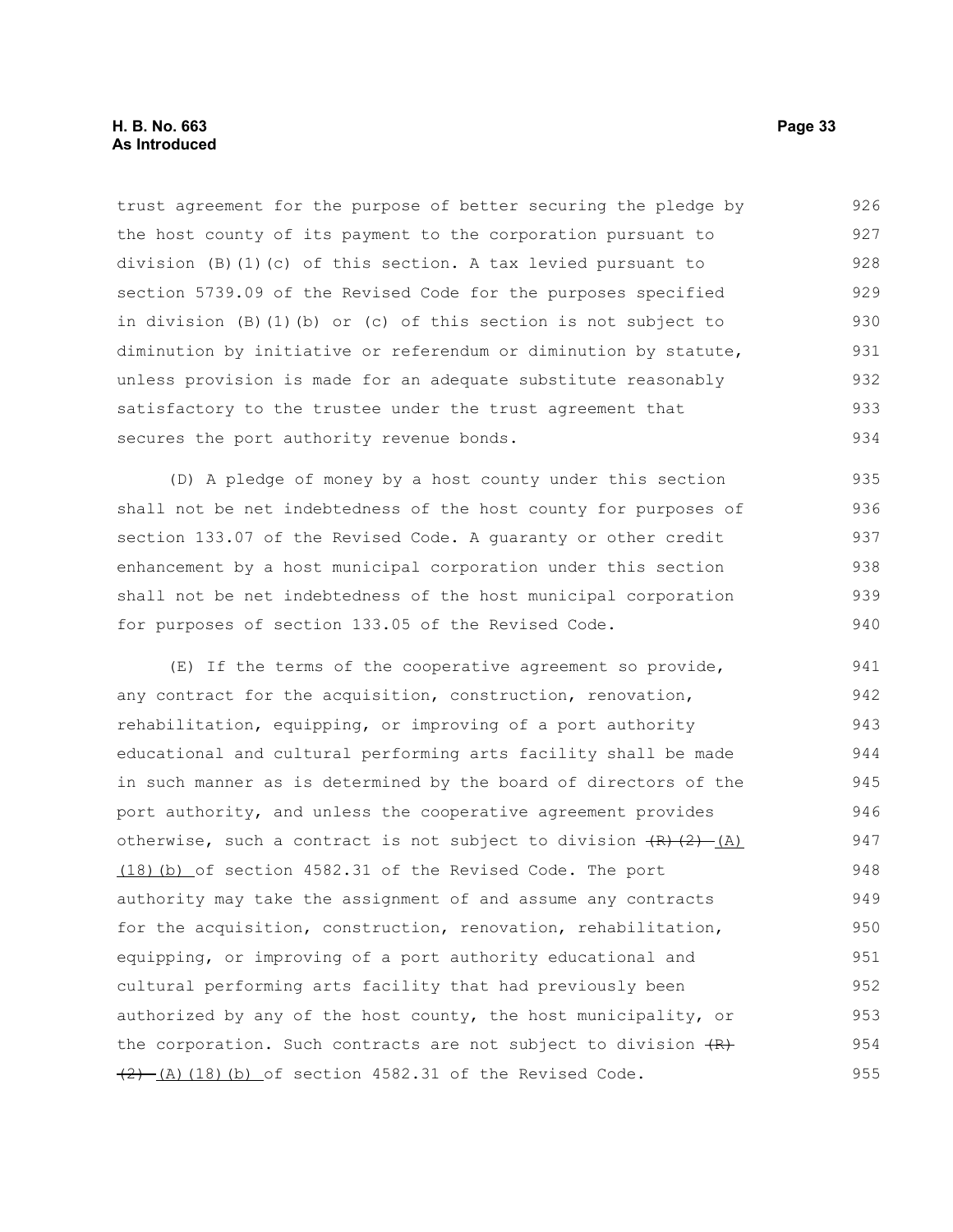trust agreement for the purpose of better securing the pledge by the host county of its payment to the corporation pursuant to division (B)(1)(c) of this section. A tax levied pursuant to section 5739.09 of the Revised Code for the purposes specified in division (B)(1)(b) or (c) of this section is not subject to diminution by initiative or referendum or diminution by statute, unless provision is made for an adequate substitute reasonably satisfactory to the trustee under the trust agreement that secures the port authority revenue bonds.

(D) A pledge of money by a host county under this section shall not be net indebtedness of the host county for purposes of section 133.07 of the Revised Code. A guaranty or other credit enhancement by a host municipal corporation under this section shall not be net indebtedness of the host municipal corporation for purposes of section 133.05 of the Revised Code.

(E) If the terms of the cooperative agreement so provide, any contract for the acquisition, construction, renovation, rehabilitation, equipping, or improving of a port authority educational and cultural performing arts facility shall be made in such manner as is determined by the board of directors of the port authority, and unless the cooperative agreement provides otherwise, such a contract is not subject to division ~~(R)(2)~~ (A)(18)(b) of section 4582.31 of the Revised Code. The port authority may take the assignment of and assume any contracts for the acquisition, construction, renovation, rehabilitation, equipping, or improving of a port authority educational and cultural performing arts facility that had previously been authorized by any of the host county, the host municipality, or the corporation. Such contracts are not subject to division ~~(R)(2)~~ (A)(18)(b) of section 4582.31 of the Revised Code.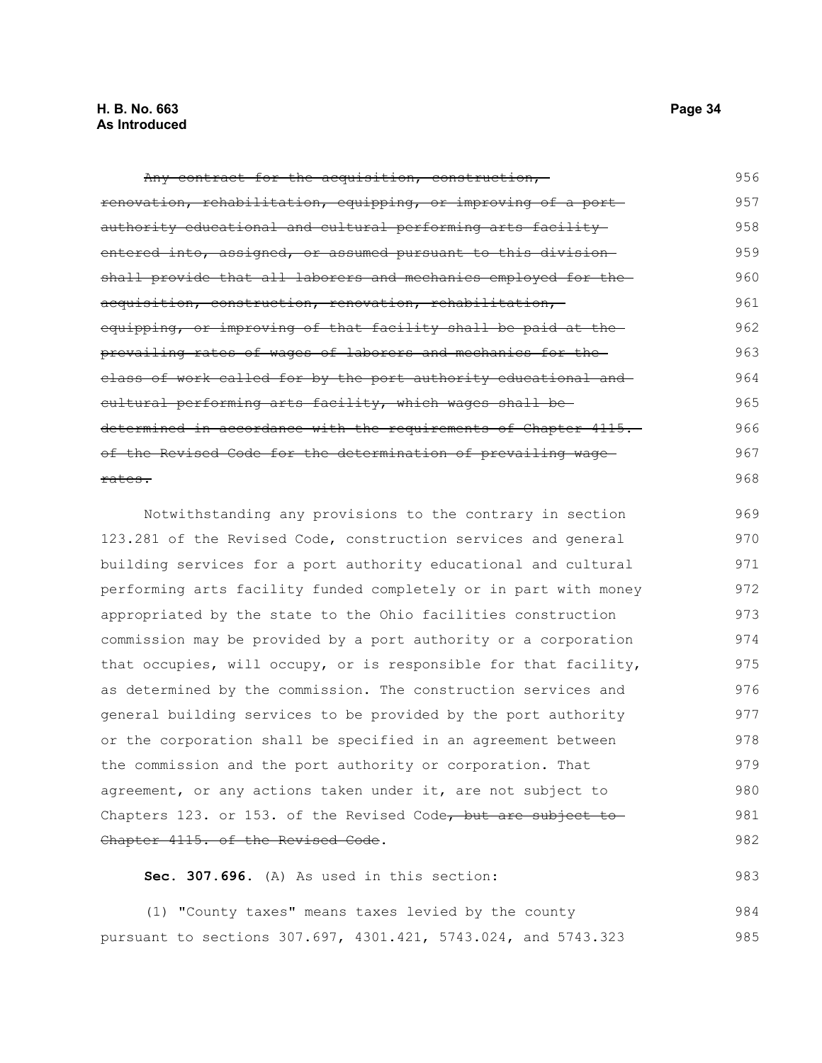~~Any contract for the acquisition, construction, renovation, rehabilitation, equipping, or improving of a port authority educational and cultural performing arts facility entered into, assigned, or assumed pursuant to this division shall provide that all laborers and mechanics employed for the acquisition, construction, renovation, rehabilitation, equipping, or improving of that facility shall be paid at the prevailing rates of wages of laborers and mechanics for the class of work called for by the port authority educational and cultural performing arts facility, which wages shall be determined in accordance with the requirements of Chapter 4115. of the Revised Code for the determination of prevailing wage rates.~~

Notwithstanding any provisions to the contrary in section 123.281 of the Revised Code, construction services and general building services for a port authority educational and cultural performing arts facility funded completely or in part with money appropriated by the state to the Ohio facilities construction commission may be provided by a port authority or a corporation that occupies, will occupy, or is responsible for that facility, as determined by the commission. The construction services and general building services to be provided by the port authority or the corporation shall be specified in an agreement between the commission and the port authority or corporation. That agreement, or any actions taken under it, are not subject to Chapters 123. or 153. of the Revised Code~~, but are subject to Chapter 4115. of the Revised Code~~.

**Sec. 307.696.** (A) As used in this section:

(1) "County taxes" means taxes levied by the county pursuant to sections 307.697, 4301.421, 5743.024, and 5743.323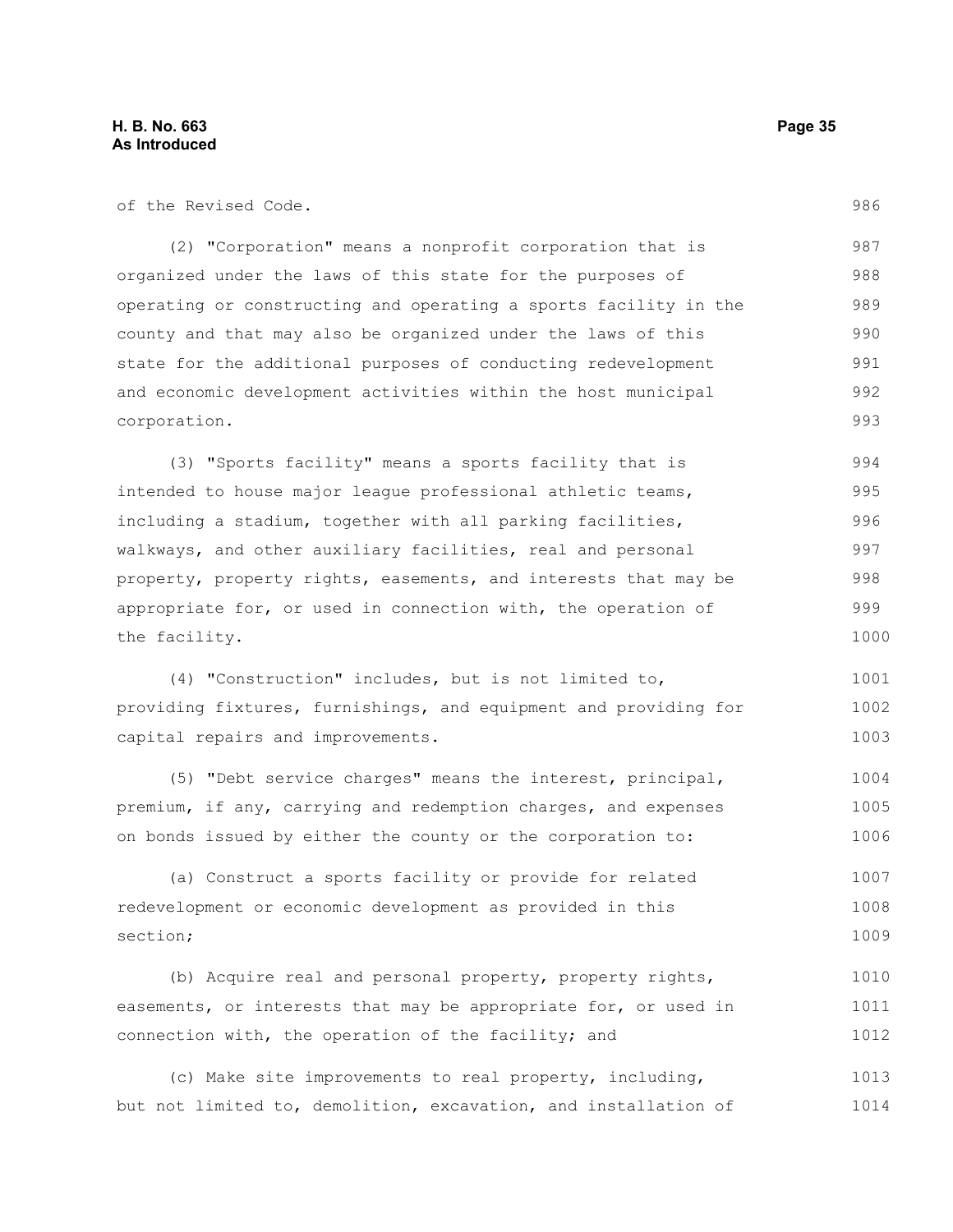of the Revised Code.

(2) "Corporation" means a nonprofit corporation that is organized under the laws of this state for the purposes of operating or constructing and operating a sports facility in the county and that may also be organized under the laws of this state for the additional purposes of conducting redevelopment and economic development activities within the host municipal corporation.

(3) "Sports facility" means a sports facility that is intended to house major league professional athletic teams, including a stadium, together with all parking facilities, walkways, and other auxiliary facilities, real and personal property, property rights, easements, and interests that may be appropriate for, or used in connection with, the operation of the facility.

(4) "Construction" includes, but is not limited to, providing fixtures, furnishings, and equipment and providing for capital repairs and improvements.

(5) "Debt service charges" means the interest, principal, premium, if any, carrying and redemption charges, and expenses on bonds issued by either the county or the corporation to:

(a) Construct a sports facility or provide for related redevelopment or economic development as provided in this section;

(b) Acquire real and personal property, property rights, easements, or interests that may be appropriate for, or used in connection with, the operation of the facility; and

(c) Make site improvements to real property, including, but not limited to, demolition, excavation, and installation of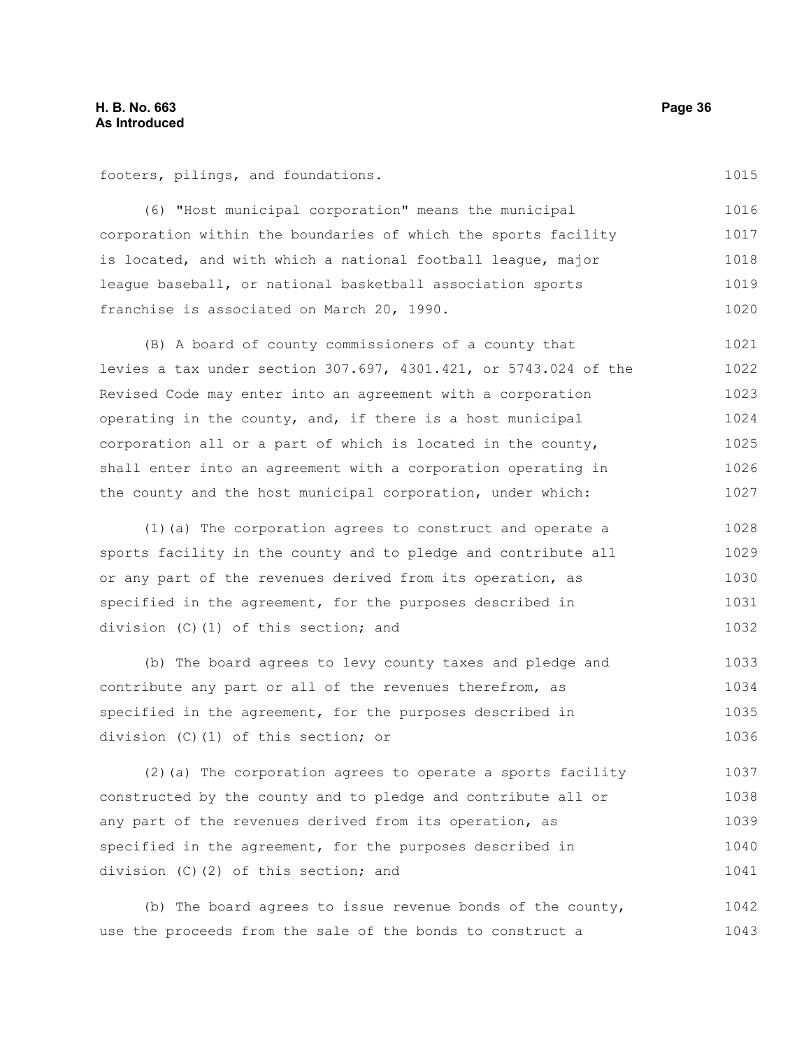footers, pilings, and foundations.

(6) "Host municipal corporation" means the municipal corporation within the boundaries of which the sports facility is located, and with which a national football league, major league baseball, or national basketball association sports franchise is associated on March 20, 1990.

(B) A board of county commissioners of a county that levies a tax under section 307.697, 4301.421, or 5743.024 of the Revised Code may enter into an agreement with a corporation operating in the county, and, if there is a host municipal corporation all or a part of which is located in the county, shall enter into an agreement with a corporation operating in the county and the host municipal corporation, under which:

(1)(a) The corporation agrees to construct and operate a sports facility in the county and to pledge and contribute all or any part of the revenues derived from its operation, as specified in the agreement, for the purposes described in division (C)(1) of this section; and

(b) The board agrees to levy county taxes and pledge and contribute any part or all of the revenues therefrom, as specified in the agreement, for the purposes described in division (C)(1) of this section; or

(2)(a) The corporation agrees to operate a sports facility constructed by the county and to pledge and contribute all or any part of the revenues derived from its operation, as specified in the agreement, for the purposes described in division (C)(2) of this section; and

(b) The board agrees to issue revenue bonds of the county, use the proceeds from the sale of the bonds to construct a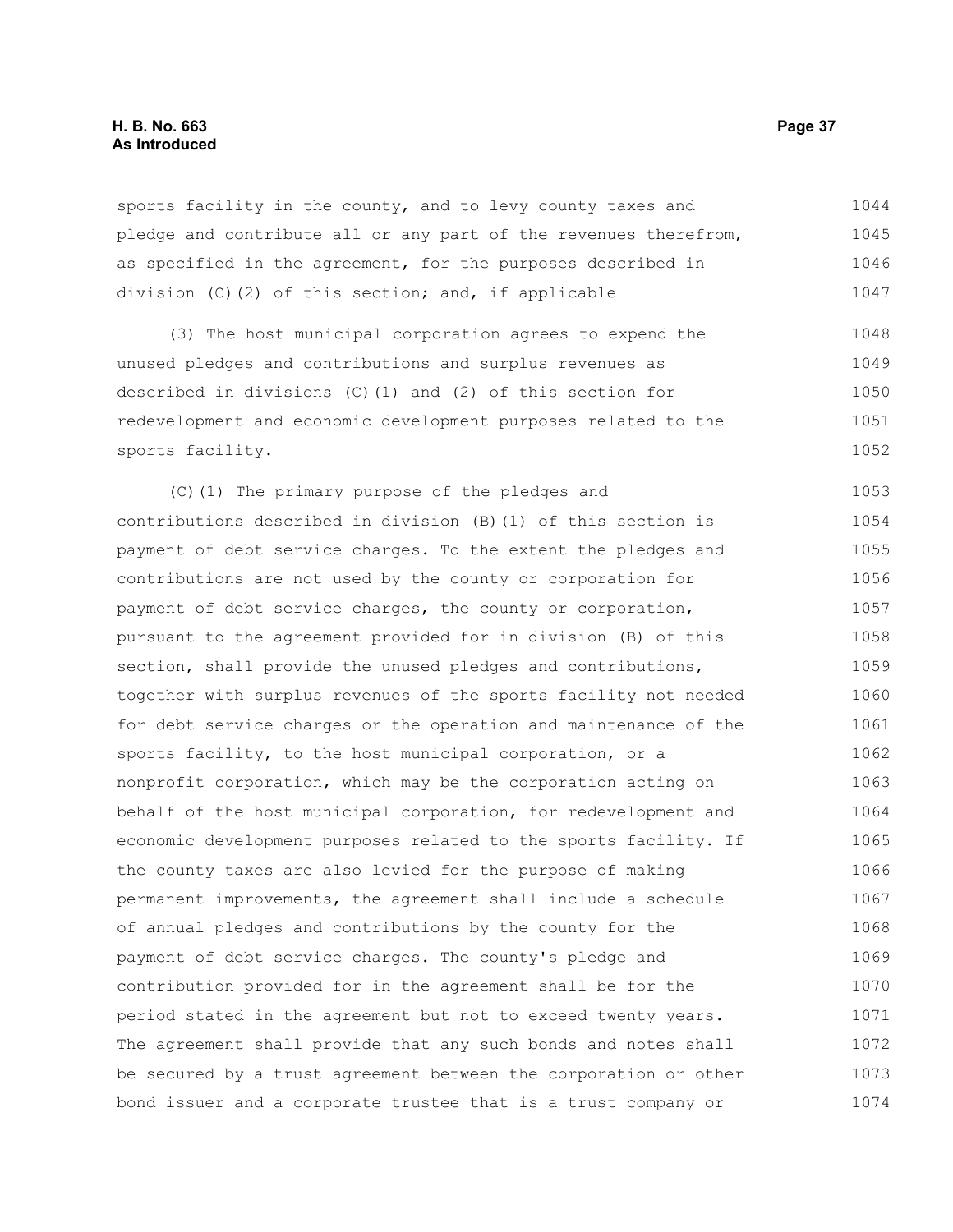sports facility in the county, and to levy county taxes and pledge and contribute all or any part of the revenues therefrom, as specified in the agreement, for the purposes described in division (C)(2) of this section; and, if applicable

(3) The host municipal corporation agrees to expend the unused pledges and contributions and surplus revenues as described in divisions (C)(1) and (2) of this section for redevelopment and economic development purposes related to the sports facility.

(C)(1) The primary purpose of the pledges and contributions described in division (B)(1) of this section is payment of debt service charges. To the extent the pledges and contributions are not used by the county or corporation for payment of debt service charges, the county or corporation, pursuant to the agreement provided for in division (B) of this section, shall provide the unused pledges and contributions, together with surplus revenues of the sports facility not needed for debt service charges or the operation and maintenance of the sports facility, to the host municipal corporation, or a nonprofit corporation, which may be the corporation acting on behalf of the host municipal corporation, for redevelopment and economic development purposes related to the sports facility. If the county taxes are also levied for the purpose of making permanent improvements, the agreement shall include a schedule of annual pledges and contributions by the county for the payment of debt service charges. The county's pledge and contribution provided for in the agreement shall be for the period stated in the agreement but not to exceed twenty years. The agreement shall provide that any such bonds and notes shall be secured by a trust agreement between the corporation or other bond issuer and a corporate trustee that is a trust company or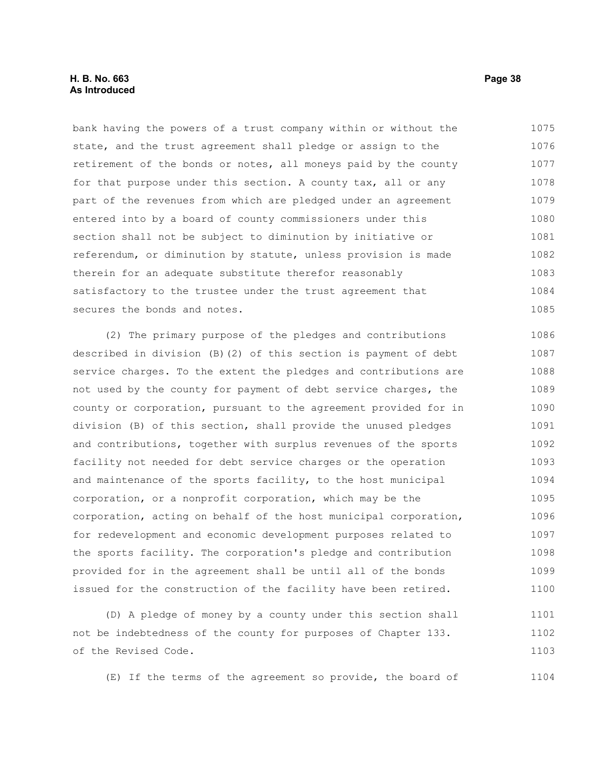bank having the powers of a trust company within or without the state, and the trust agreement shall pledge or assign to the retirement of the bonds or notes, all moneys paid by the county for that purpose under this section. A county tax, all or any part of the revenues from which are pledged under an agreement entered into by a board of county commissioners under this section shall not be subject to diminution by initiative or referendum, or diminution by statute, unless provision is made therein for an adequate substitute therefor reasonably satisfactory to the trustee under the trust agreement that secures the bonds and notes.

(2) The primary purpose of the pledges and contributions described in division (B)(2) of this section is payment of debt service charges. To the extent the pledges and contributions are not used by the county for payment of debt service charges, the county or corporation, pursuant to the agreement provided for in division (B) of this section, shall provide the unused pledges and contributions, together with surplus revenues of the sports facility not needed for debt service charges or the operation and maintenance of the sports facility, to the host municipal corporation, or a nonprofit corporation, which may be the corporation, acting on behalf of the host municipal corporation, for redevelopment and economic development purposes related to the sports facility. The corporation's pledge and contribution provided for in the agreement shall be until all of the bonds issued for the construction of the facility have been retired.

(D) A pledge of money by a county under this section shall not be indebtedness of the county for purposes of Chapter 133. of the Revised Code.

(E) If the terms of the agreement so provide, the board of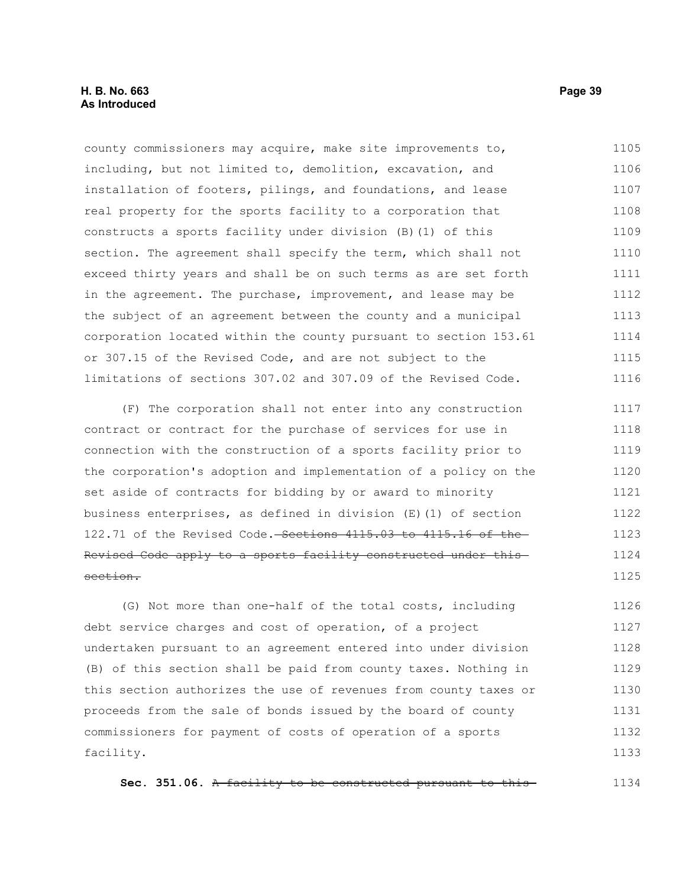county commissioners may acquire, make site improvements to, including, but not limited to, demolition, excavation, and installation of footers, pilings, and foundations, and lease real property for the sports facility to a corporation that constructs a sports facility under division (B)(1) of this section. The agreement shall specify the term, which shall not exceed thirty years and shall be on such terms as are set forth in the agreement. The purchase, improvement, and lease may be the subject of an agreement between the county and a municipal corporation located within the county pursuant to section 153.61 or 307.15 of the Revised Code, and are not subject to the limitations of sections 307.02 and 307.09 of the Revised Code.

(F) The corporation shall not enter into any construction contract or contract for the purchase of services for use in connection with the construction of a sports facility prior to the corporation's adoption and implementation of a policy on the set aside of contracts for bidding by or award to minority business enterprises, as defined in division (E)(1) of section 122.71 of the Revised Code. ~~Sections 4115.03 to 4115.16 of the Revised Code apply to a sports facility constructed under this section.~~

(G) Not more than one-half of the total costs, including debt service charges and cost of operation, of a project undertaken pursuant to an agreement entered into under division (B) of this section shall be paid from county taxes. Nothing in this section authorizes the use of revenues from county taxes or proceeds from the sale of bonds issued by the board of county commissioners for payment of costs of operation of a sports facility.

**Sec. 351.06.** ~~A facility to be constructed pursuant to this~~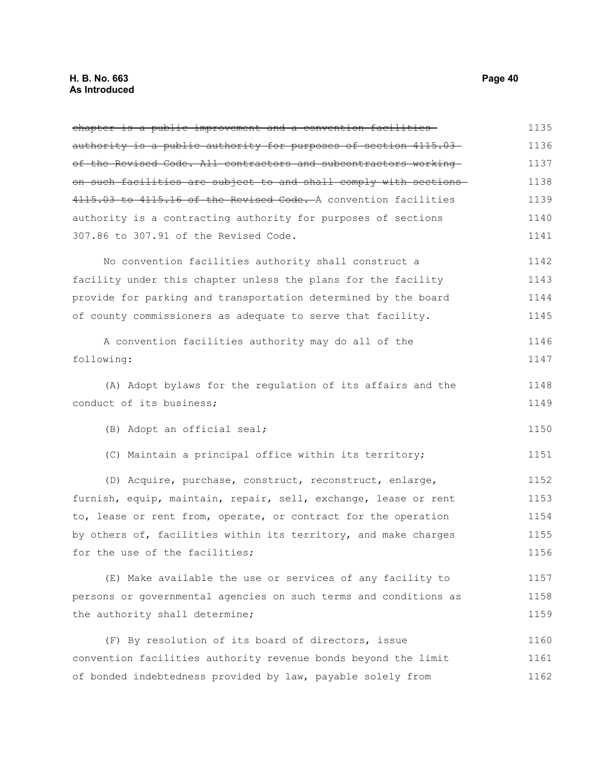~~chapter is a public improvement and a convention facilities authority is a public authority for purposes of section 4115.03 of the Revised Code. All contractors and subcontractors working on such facilities are subject to and shall comply with sections 4115.03 to 4115.16 of the Revised Code.~~ A convention facilities authority is a contracting authority for purposes of sections 307.86 to 307.91 of the Revised Code.

No convention facilities authority shall construct a facility under this chapter unless the plans for the facility provide for parking and transportation determined by the board of county commissioners as adequate to serve that facility.

A convention facilities authority may do all of the following:

(A) Adopt bylaws for the regulation of its affairs and the conduct of its business;

(B) Adopt an official seal;

(C) Maintain a principal office within its territory;

(D) Acquire, purchase, construct, reconstruct, enlarge, furnish, equip, maintain, repair, sell, exchange, lease or rent to, lease or rent from, operate, or contract for the operation by others of, facilities within its territory, and make charges for the use of the facilities;

(E) Make available the use or services of any facility to persons or governmental agencies on such terms and conditions as the authority shall determine;

(F) By resolution of its board of directors, issue convention facilities authority revenue bonds beyond the limit of bonded indebtedness provided by law, payable solely from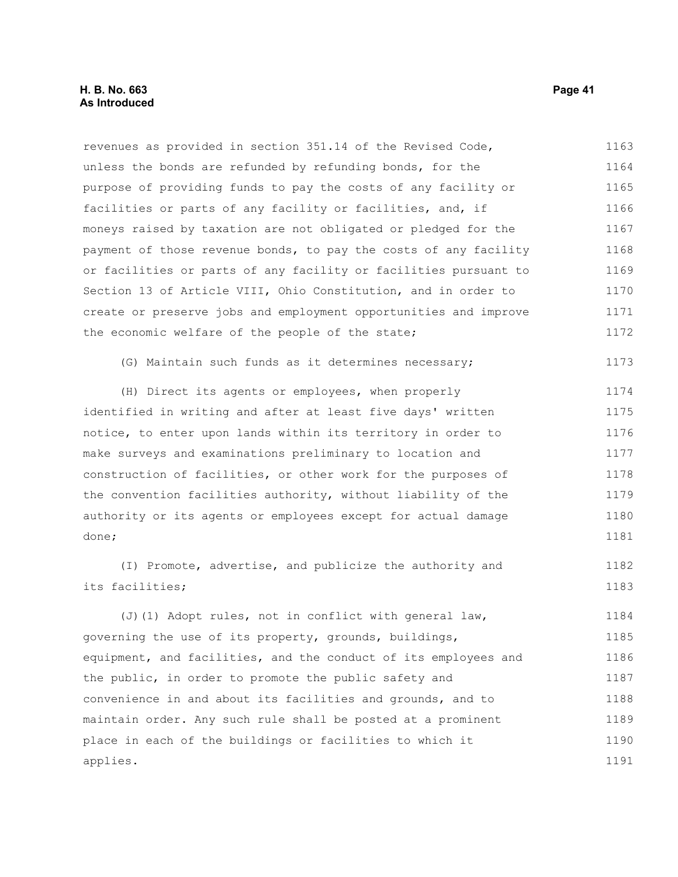revenues as provided in section 351.14 of the Revised Code, unless the bonds are refunded by refunding bonds, for the purpose of providing funds to pay the costs of any facility or facilities or parts of any facility or facilities, and, if moneys raised by taxation are not obligated or pledged for the payment of those revenue bonds, to pay the costs of any facility or facilities or parts of any facility or facilities pursuant to Section 13 of Article VIII, Ohio Constitution, and in order to create or preserve jobs and employment opportunities and improve the economic welfare of the people of the state;

(G) Maintain such funds as it determines necessary;

(H) Direct its agents or employees, when properly identified in writing and after at least five days' written notice, to enter upon lands within its territory in order to make surveys and examinations preliminary to location and construction of facilities, or other work for the purposes of the convention facilities authority, without liability of the authority or its agents or employees except for actual damage done;

(I) Promote, advertise, and publicize the authority and its facilities;

(J)(1) Adopt rules, not in conflict with general law, governing the use of its property, grounds, buildings, equipment, and facilities, and the conduct of its employees and the public, in order to promote the public safety and convenience in and about its facilities and grounds, and to maintain order. Any such rule shall be posted at a prominent place in each of the buildings or facilities to which it applies.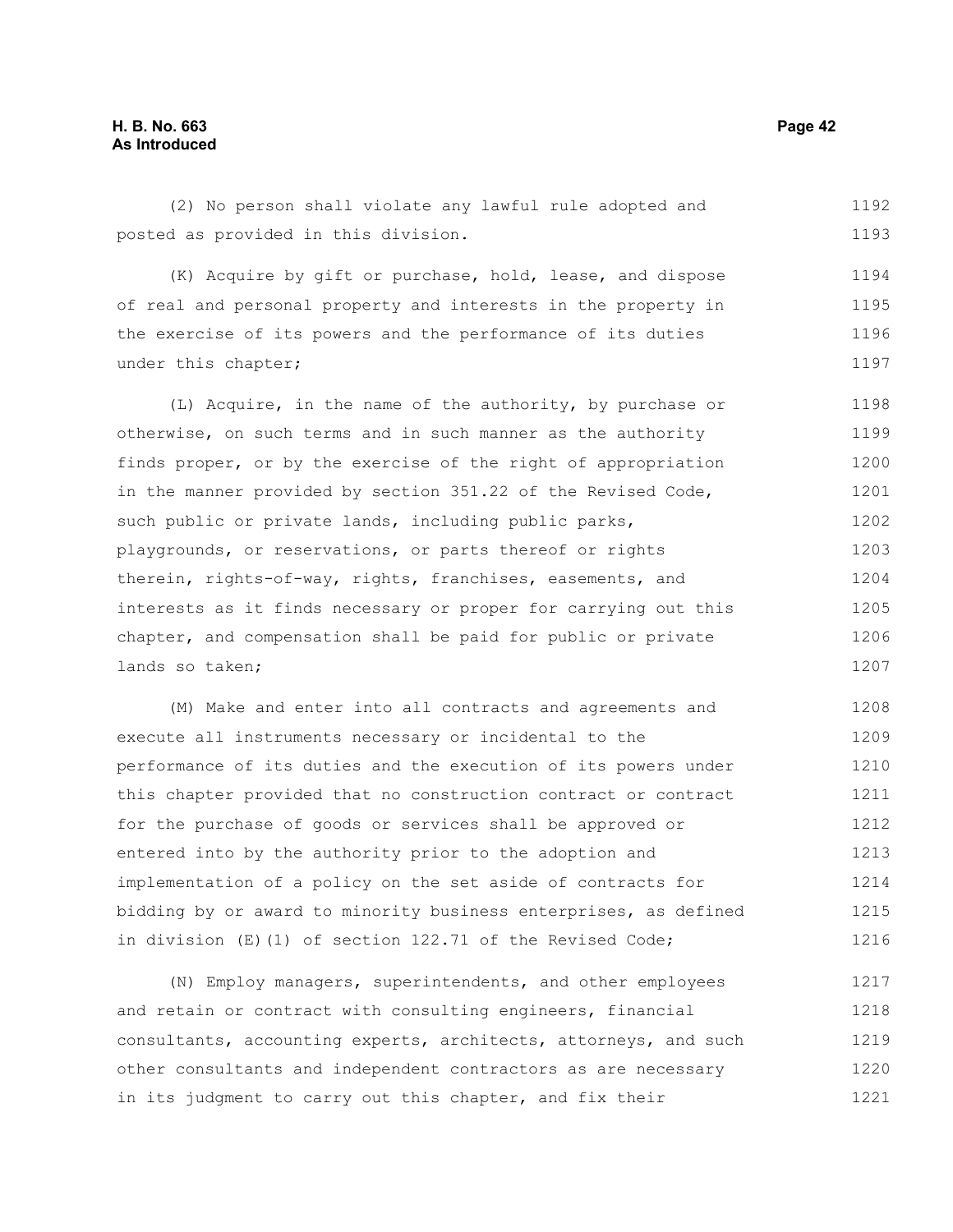(2) No person shall violate any lawful rule adopted and posted as provided in this division.

(K) Acquire by gift or purchase, hold, lease, and dispose of real and personal property and interests in the property in the exercise of its powers and the performance of its duties under this chapter;

(L) Acquire, in the name of the authority, by purchase or otherwise, on such terms and in such manner as the authority finds proper, or by the exercise of the right of appropriation in the manner provided by section 351.22 of the Revised Code, such public or private lands, including public parks, playgrounds, or reservations, or parts thereof or rights therein, rights-of-way, rights, franchises, easements, and interests as it finds necessary or proper for carrying out this chapter, and compensation shall be paid for public or private lands so taken;

(M) Make and enter into all contracts and agreements and execute all instruments necessary or incidental to the performance of its duties and the execution of its powers under this chapter provided that no construction contract or contract for the purchase of goods or services shall be approved or entered into by the authority prior to the adoption and implementation of a policy on the set aside of contracts for bidding by or award to minority business enterprises, as defined in division (E)(1) of section 122.71 of the Revised Code;

(N) Employ managers, superintendents, and other employees and retain or contract with consulting engineers, financial consultants, accounting experts, architects, attorneys, and such other consultants and independent contractors as are necessary in its judgment to carry out this chapter, and fix their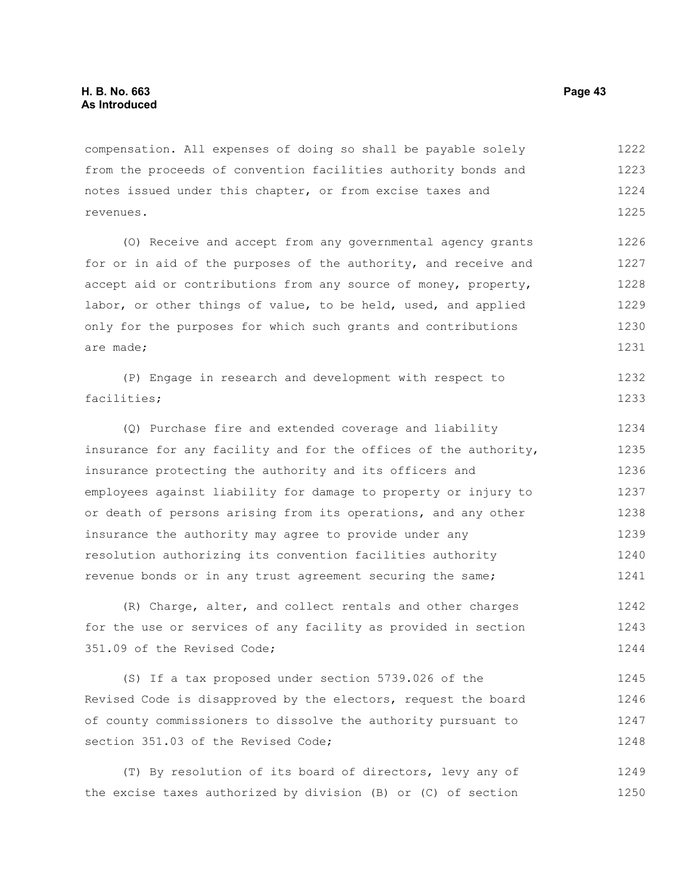compensation. All expenses of doing so shall be payable solely from the proceeds of convention facilities authority bonds and notes issued under this chapter, or from excise taxes and revenues.

(O) Receive and accept from any governmental agency grants for or in aid of the purposes of the authority, and receive and accept aid or contributions from any source of money, property, labor, or other things of value, to be held, used, and applied only for the purposes for which such grants and contributions are made;

(P) Engage in research and development with respect to facilities;

(Q) Purchase fire and extended coverage and liability insurance for any facility and for the offices of the authority, insurance protecting the authority and its officers and employees against liability for damage to property or injury to or death of persons arising from its operations, and any other insurance the authority may agree to provide under any resolution authorizing its convention facilities authority revenue bonds or in any trust agreement securing the same;

(R) Charge, alter, and collect rentals and other charges for the use or services of any facility as provided in section 351.09 of the Revised Code;

(S) If a tax proposed under section 5739.026 of the Revised Code is disapproved by the electors, request the board of county commissioners to dissolve the authority pursuant to section 351.03 of the Revised Code;

(T) By resolution of its board of directors, levy any of the excise taxes authorized by division (B) or (C) of section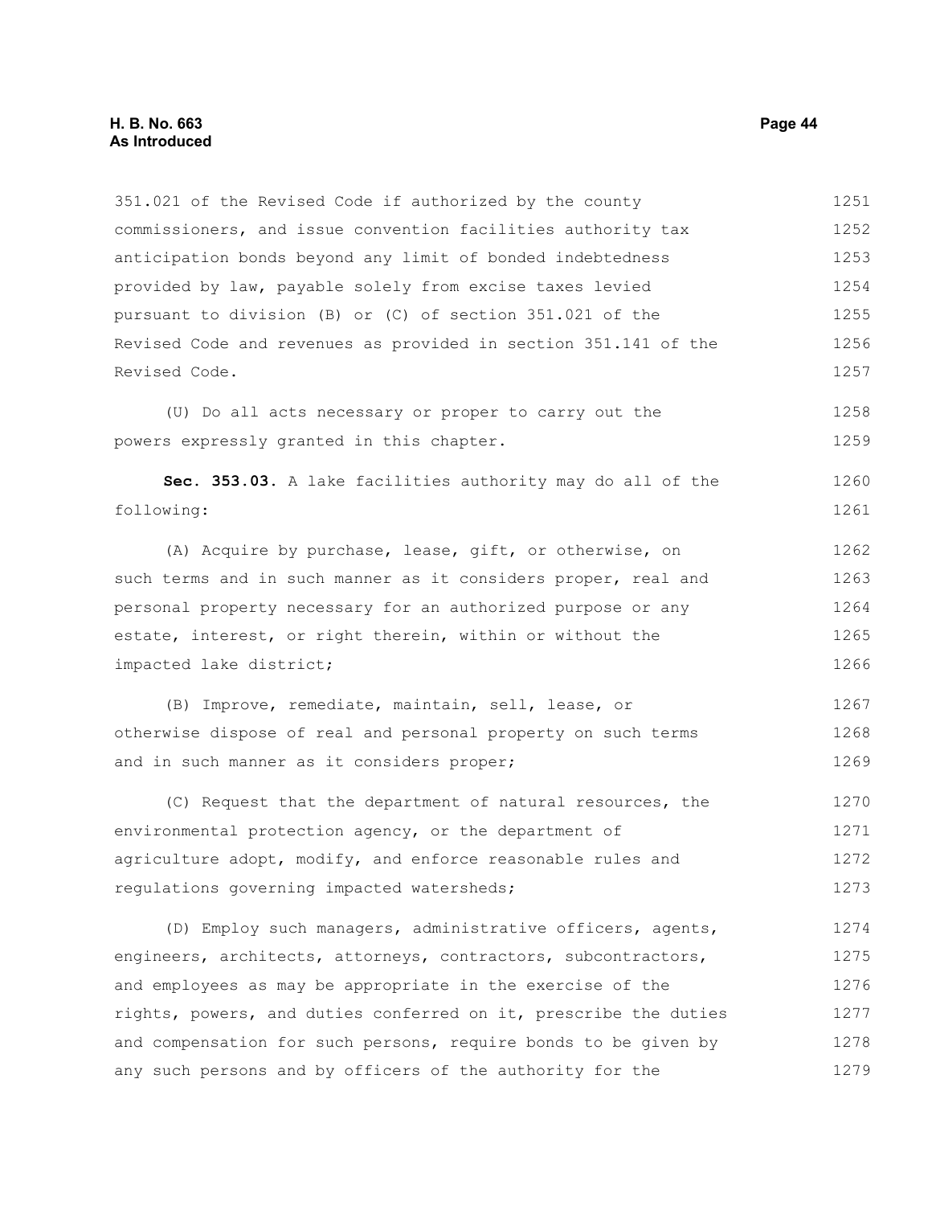351.021 of the Revised Code if authorized by the county commissioners, and issue convention facilities authority tax anticipation bonds beyond any limit of bonded indebtedness provided by law, payable solely from excise taxes levied pursuant to division (B) or (C) of section 351.021 of the Revised Code and revenues as provided in section 351.141 of the Revised Code.

(U) Do all acts necessary or proper to carry out the powers expressly granted in this chapter.

**Sec. 353.03.** A lake facilities authority may do all of the following:

(A) Acquire by purchase, lease, gift, or otherwise, on such terms and in such manner as it considers proper, real and personal property necessary for an authorized purpose or any estate, interest, or right therein, within or without the impacted lake district;

(B) Improve, remediate, maintain, sell, lease, or otherwise dispose of real and personal property on such terms and in such manner as it considers proper;

(C) Request that the department of natural resources, the environmental protection agency, or the department of agriculture adopt, modify, and enforce reasonable rules and regulations governing impacted watersheds;

(D) Employ such managers, administrative officers, agents, engineers, architects, attorneys, contractors, subcontractors, and employees as may be appropriate in the exercise of the rights, powers, and duties conferred on it, prescribe the duties and compensation for such persons, require bonds to be given by any such persons and by officers of the authority for the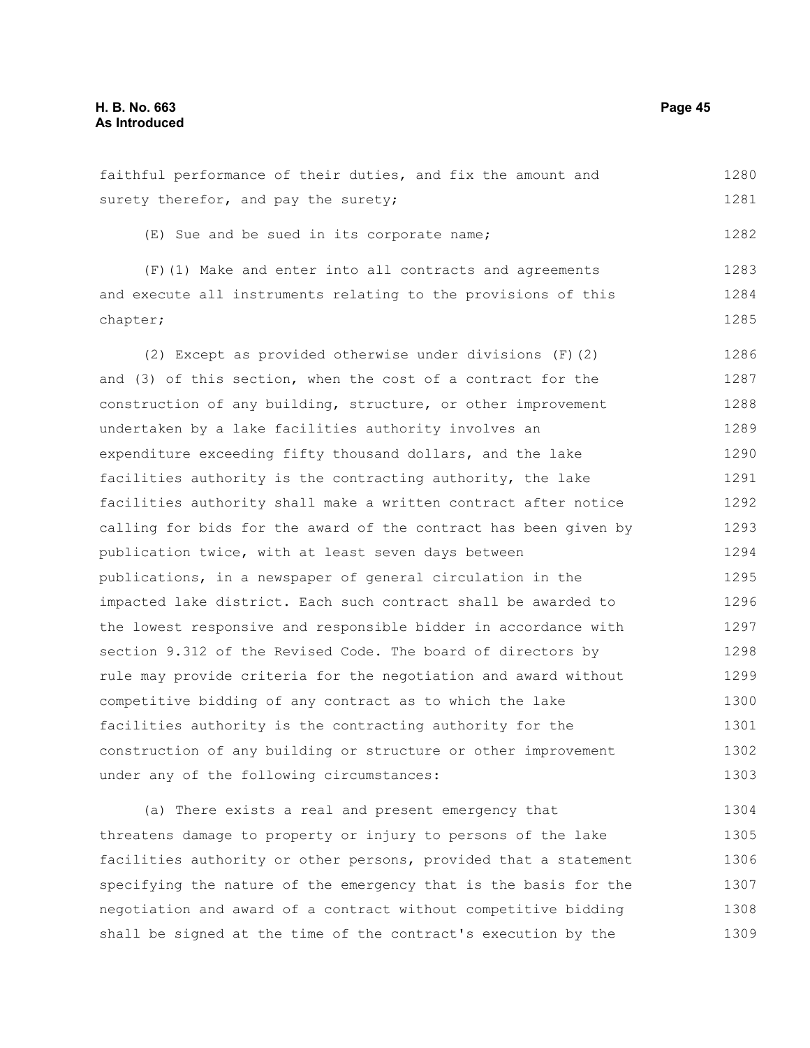faithful performance of their duties, and fix the amount and surety therefor, and pay the surety;

(E) Sue and be sued in its corporate name;

(F)(1) Make and enter into all contracts and agreements and execute all instruments relating to the provisions of this chapter;

(2) Except as provided otherwise under divisions (F)(2) and (3) of this section, when the cost of a contract for the construction of any building, structure, or other improvement undertaken by a lake facilities authority involves an expenditure exceeding fifty thousand dollars, and the lake facilities authority is the contracting authority, the lake facilities authority shall make a written contract after notice calling for bids for the award of the contract has been given by publication twice, with at least seven days between publications, in a newspaper of general circulation in the impacted lake district. Each such contract shall be awarded to the lowest responsive and responsible bidder in accordance with section 9.312 of the Revised Code. The board of directors by rule may provide criteria for the negotiation and award without competitive bidding of any contract as to which the lake facilities authority is the contracting authority for the construction of any building or structure or other improvement under any of the following circumstances:

(a) There exists a real and present emergency that threatens damage to property or injury to persons of the lake facilities authority or other persons, provided that a statement specifying the nature of the emergency that is the basis for the negotiation and award of a contract without competitive bidding shall be signed at the time of the contract's execution by the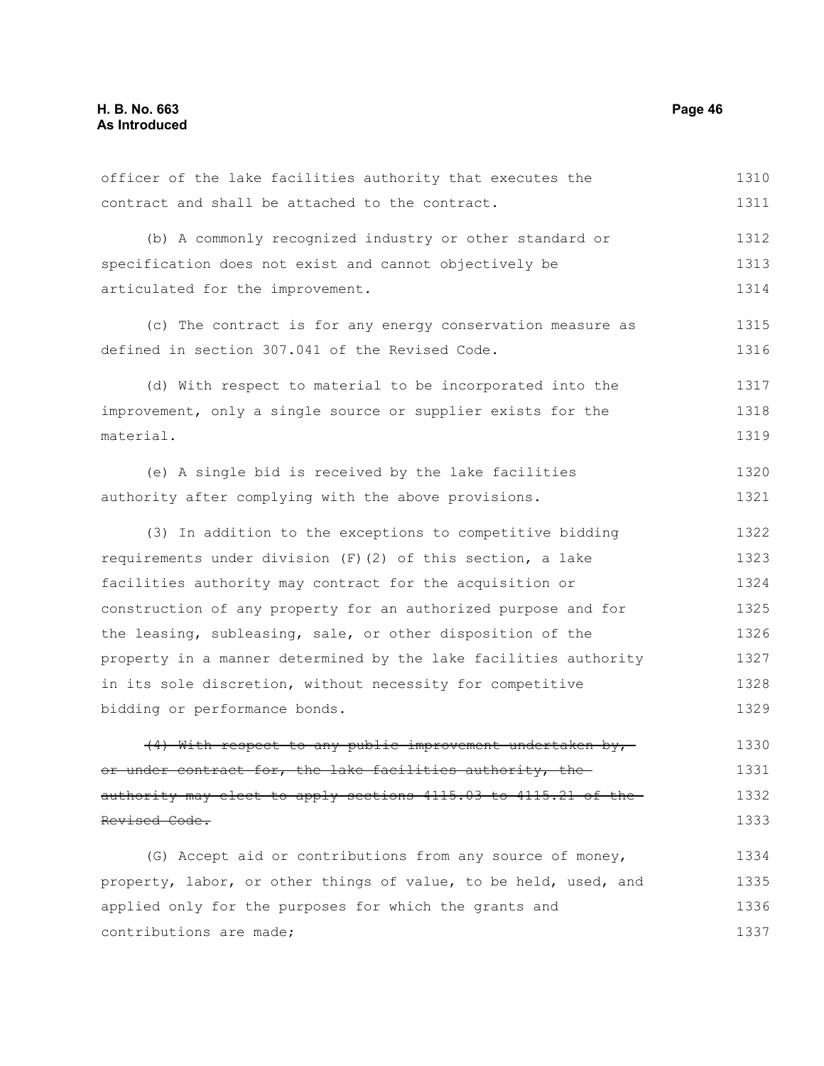officer of the lake facilities authority that executes the contract and shall be attached to the contract.

(b) A commonly recognized industry or other standard or specification does not exist and cannot objectively be articulated for the improvement.

(c) The contract is for any energy conservation measure as defined in section 307.041 of the Revised Code.

(d) With respect to material to be incorporated into the improvement, only a single source or supplier exists for the material.

(e) A single bid is received by the lake facilities authority after complying with the above provisions.

(3) In addition to the exceptions to competitive bidding requirements under division (F)(2) of this section, a lake facilities authority may contract for the acquisition or construction of any property for an authorized purpose and for the leasing, subleasing, sale, or other disposition of the property in a manner determined by the lake facilities authority in its sole discretion, without necessity for competitive bidding or performance bonds.

~~(4) With respect to any public improvement undertaken by, or under contract for, the lake facilities authority, the authority may elect to apply sections 4115.03 to 4115.21 of the Revised Code.~~

(G) Accept aid or contributions from any source of money, property, labor, or other things of value, to be held, used, and applied only for the purposes for which the grants and contributions are made;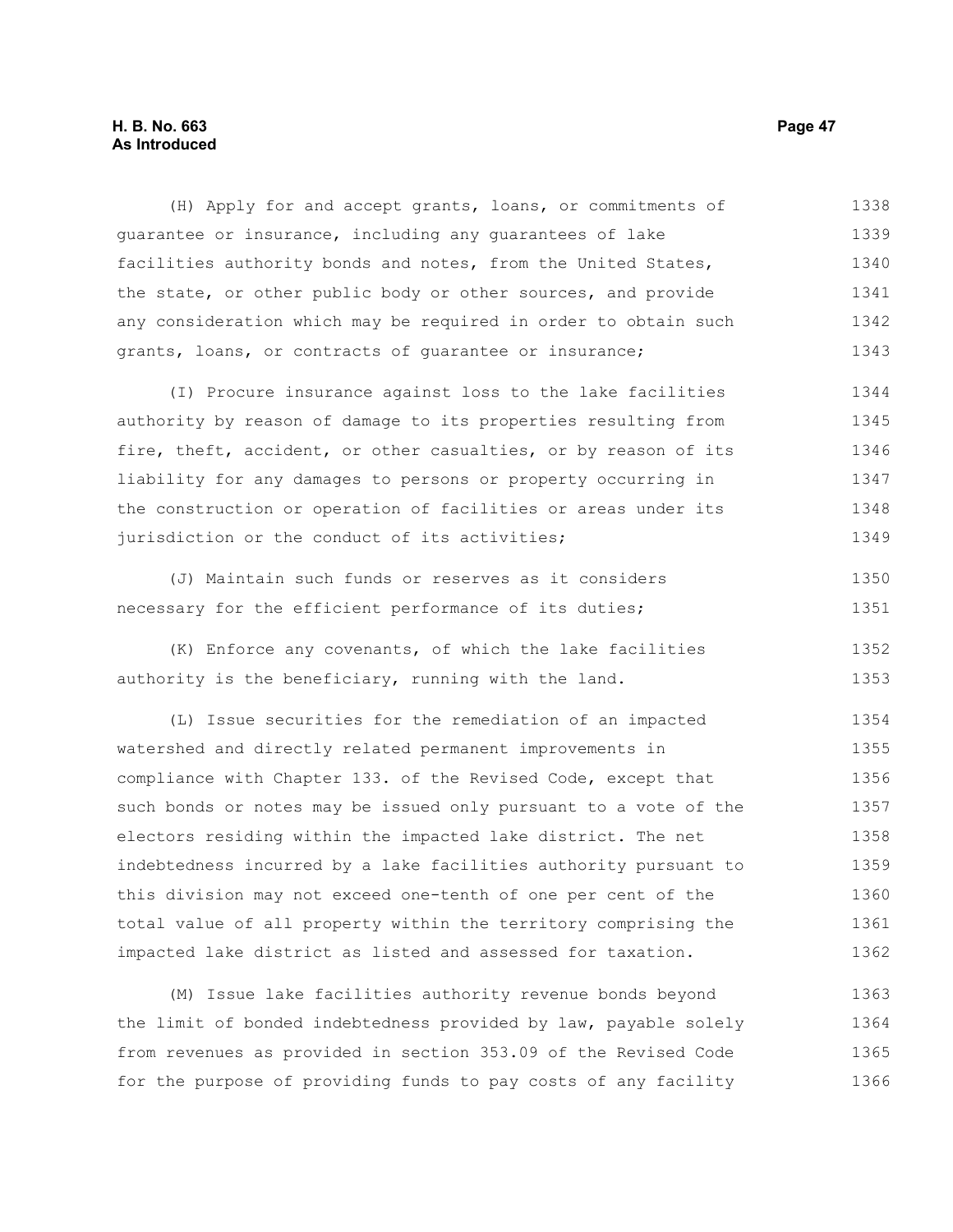(H) Apply for and accept grants, loans, or commitments of guarantee or insurance, including any guarantees of lake facilities authority bonds and notes, from the United States, the state, or other public body or other sources, and provide any consideration which may be required in order to obtain such grants, loans, or contracts of guarantee or insurance;

(I) Procure insurance against loss to the lake facilities authority by reason of damage to its properties resulting from fire, theft, accident, or other casualties, or by reason of its liability for any damages to persons or property occurring in the construction or operation of facilities or areas under its jurisdiction or the conduct of its activities;

(J) Maintain such funds or reserves as it considers necessary for the efficient performance of its duties;

(K) Enforce any covenants, of which the lake facilities authority is the beneficiary, running with the land.

(L) Issue securities for the remediation of an impacted watershed and directly related permanent improvements in compliance with Chapter 133. of the Revised Code, except that such bonds or notes may be issued only pursuant to a vote of the electors residing within the impacted lake district. The net indebtedness incurred by a lake facilities authority pursuant to this division may not exceed one-tenth of one per cent of the total value of all property within the territory comprising the impacted lake district as listed and assessed for taxation.

(M) Issue lake facilities authority revenue bonds beyond the limit of bonded indebtedness provided by law, payable solely from revenues as provided in section 353.09 of the Revised Code for the purpose of providing funds to pay costs of any facility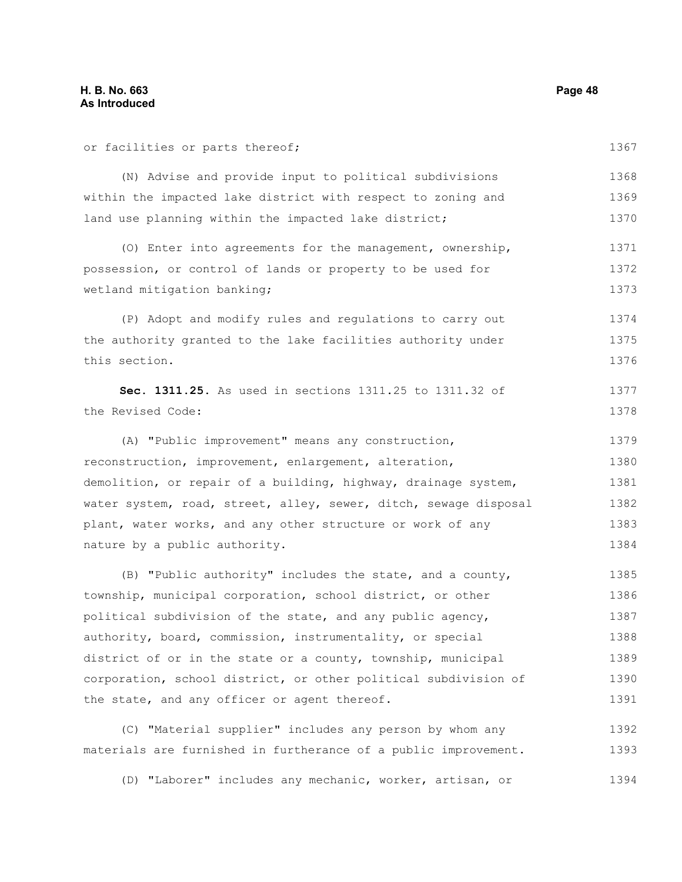or facilities or parts thereof;

(N) Advise and provide input to political subdivisions within the impacted lake district with respect to zoning and land use planning within the impacted lake district;

(O) Enter into agreements for the management, ownership, possession, or control of lands or property to be used for wetland mitigation banking;

(P) Adopt and modify rules and regulations to carry out the authority granted to the lake facilities authority under this section.

**Sec. 1311.25.** As used in sections 1311.25 to 1311.32 of the Revised Code:

(A) "Public improvement" means any construction, reconstruction, improvement, enlargement, alteration, demolition, or repair of a building, highway, drainage system, water system, road, street, alley, sewer, ditch, sewage disposal plant, water works, and any other structure or work of any nature by a public authority.

(B) "Public authority" includes the state, and a county, township, municipal corporation, school district, or other political subdivision of the state, and any public agency, authority, board, commission, instrumentality, or special district of or in the state or a county, township, municipal corporation, school district, or other political subdivision of the state, and any officer or agent thereof.

(C) "Material supplier" includes any person by whom any materials are furnished in furtherance of a public improvement.

(D) "Laborer" includes any mechanic, worker, artisan, or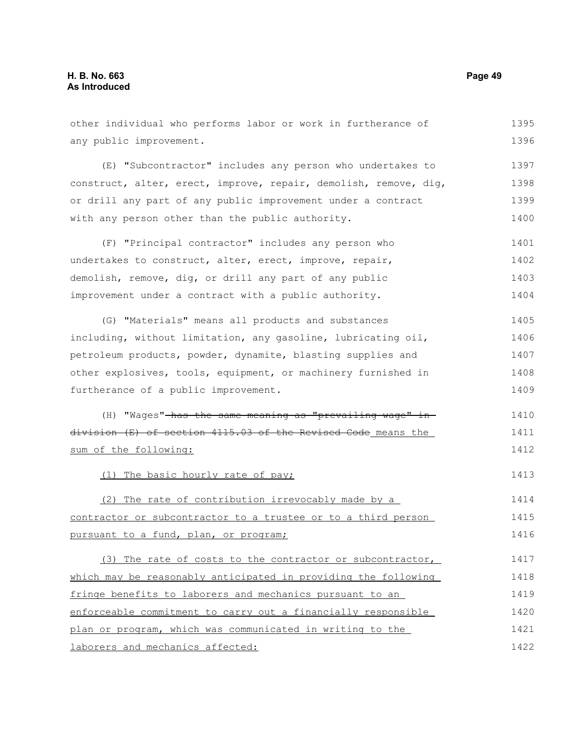other individual who performs labor or work in furtherance of any public improvement.

(E) "Subcontractor" includes any person who undertakes to construct, alter, erect, improve, repair, demolish, remove, dig, or drill any part of any public improvement under a contract with any person other than the public authority.

(F) "Principal contractor" includes any person who undertakes to construct, alter, erect, improve, repair, demolish, remove, dig, or drill any part of any public improvement under a contract with a public authority.

(G) "Materials" means all products and substances including, without limitation, any gasoline, lubricating oil, petroleum products, powder, dynamite, blasting supplies and other explosives, tools, equipment, or machinery furnished in furtherance of a public improvement.

(H) "Wages" ~~has the same meaning as "prevailing wage" in division (E) of section 4115.03 of the Revised Code~~ means the sum of the following:

(1) The basic hourly rate of pay;

(2) The rate of contribution irrevocably made by a contractor or subcontractor to a trustee or to a third person pursuant to a fund, plan, or program;

(3) The rate of costs to the contractor or subcontractor, which may be reasonably anticipated in providing the following fringe benefits to laborers and mechanics pursuant to an enforceable commitment to carry out a financially responsible plan or program, which was communicated in writing to the laborers and mechanics affected: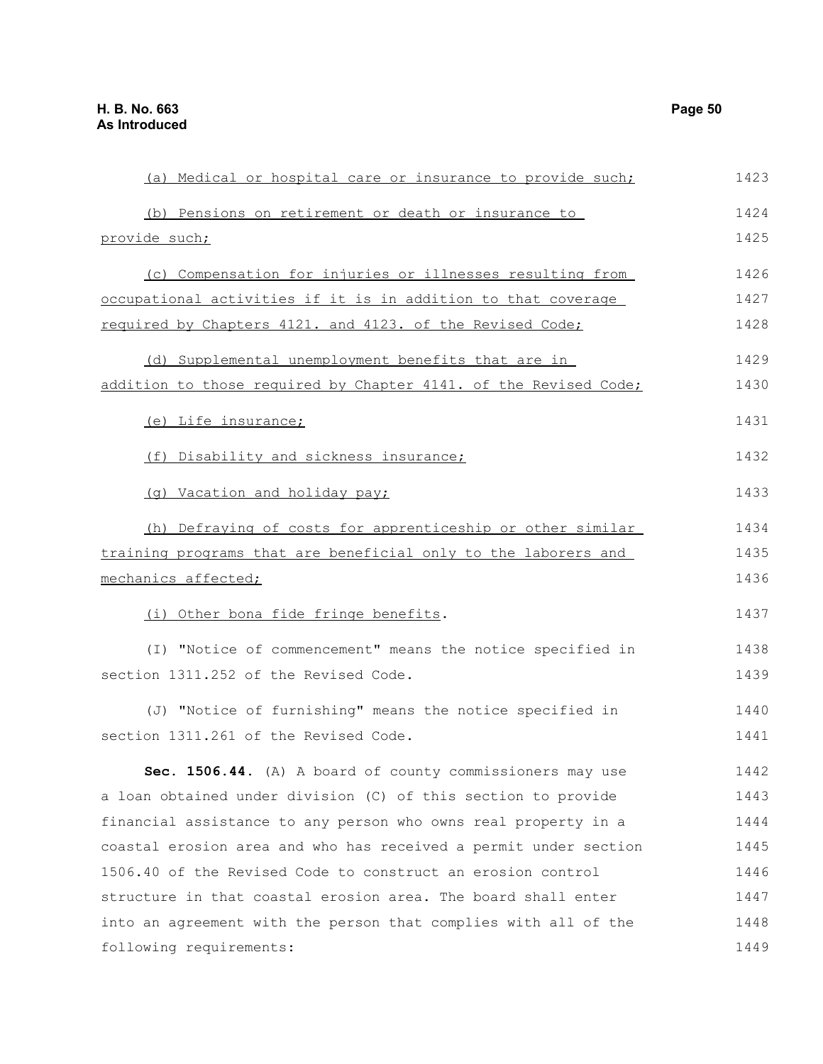(a) Medical or hospital care or insurance to provide such;

(b) Pensions on retirement or death or insurance to provide such;

(c) Compensation for injuries or illnesses resulting from occupational activities if it is in addition to that coverage required by Chapters 4121. and 4123. of the Revised Code;

(d) Supplemental unemployment benefits that are in addition to those required by Chapter 4141. of the Revised Code;

(e) Life insurance;

(f) Disability and sickness insurance;

(g) Vacation and holiday pay;

(h) Defraying of costs for apprenticeship or other similar training programs that are beneficial only to the laborers and mechanics affected;

(i) Other bona fide fringe benefits.

(I) "Notice of commencement" means the notice specified in section 1311.252 of the Revised Code.

(J) "Notice of furnishing" means the notice specified in section 1311.261 of the Revised Code.

**Sec. 1506.44.** (A) A board of county commissioners may use a loan obtained under division (C) of this section to provide financial assistance to any person who owns real property in a coastal erosion area and who has received a permit under section 1506.40 of the Revised Code to construct an erosion control structure in that coastal erosion area. The board shall enter into an agreement with the person that complies with all of the following requirements: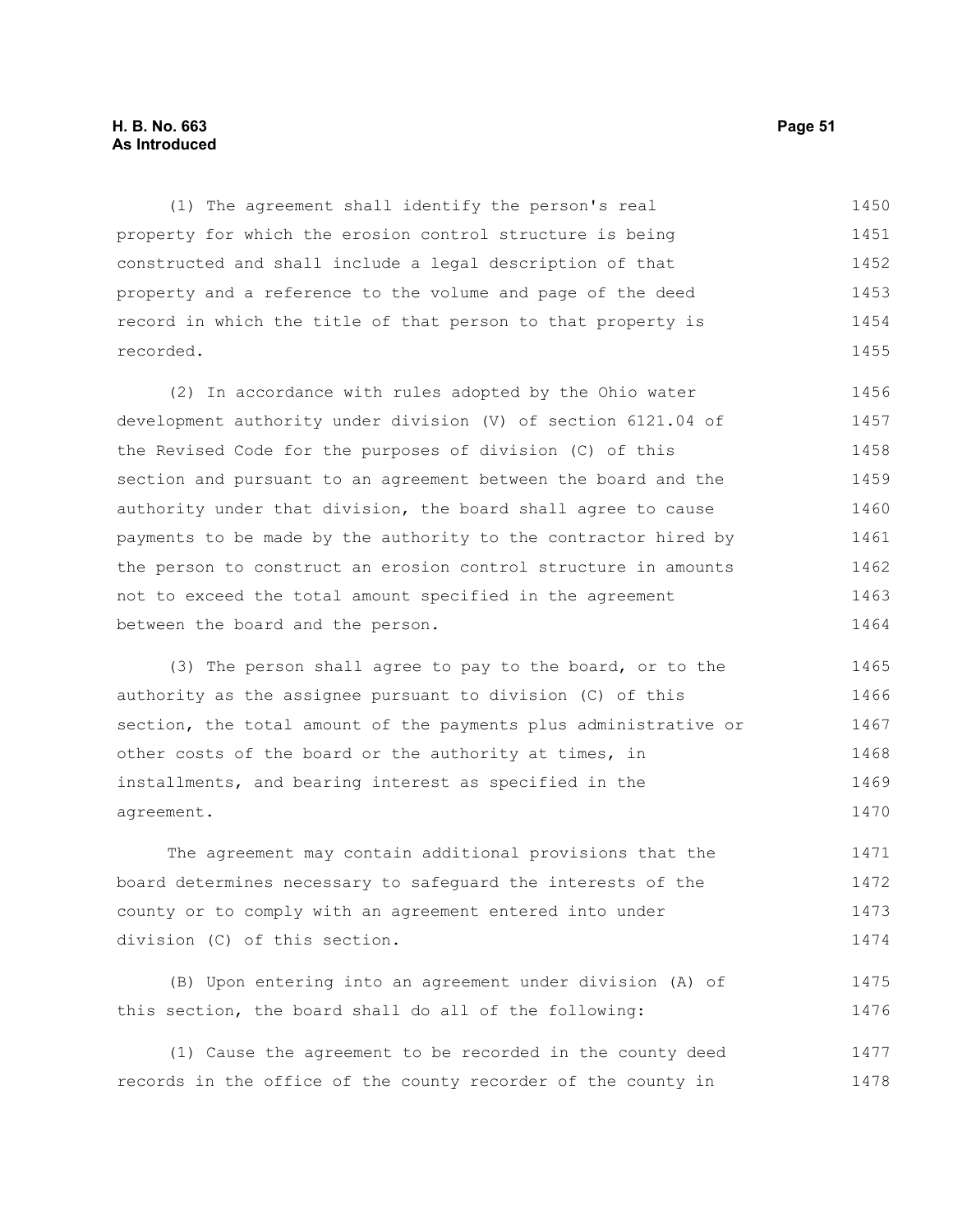(1) The agreement shall identify the person's real property for which the erosion control structure is being constructed and shall include a legal description of that property and a reference to the volume and page of the deed record in which the title of that person to that property is recorded.

(2) In accordance with rules adopted by the Ohio water development authority under division (V) of section 6121.04 of the Revised Code for the purposes of division (C) of this section and pursuant to an agreement between the board and the authority under that division, the board shall agree to cause payments to be made by the authority to the contractor hired by the person to construct an erosion control structure in amounts not to exceed the total amount specified in the agreement between the board and the person.

(3) The person shall agree to pay to the board, or to the authority as the assignee pursuant to division (C) of this section, the total amount of the payments plus administrative or other costs of the board or the authority at times, in installments, and bearing interest as specified in the agreement.

The agreement may contain additional provisions that the board determines necessary to safeguard the interests of the county or to comply with an agreement entered into under division (C) of this section.

(B) Upon entering into an agreement under division (A) of this section, the board shall do all of the following:

(1) Cause the agreement to be recorded in the county deed records in the office of the county recorder of the county in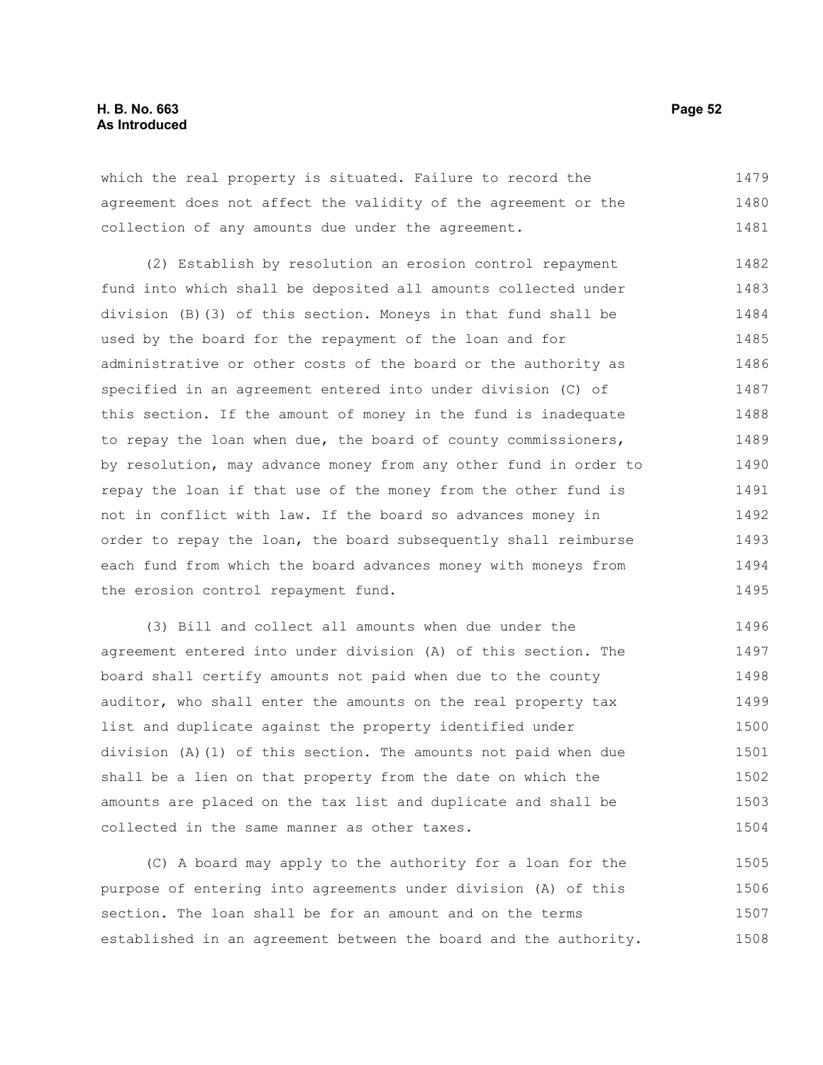which the real property is situated. Failure to record the agreement does not affect the validity of the agreement or the collection of any amounts due under the agreement.

(2) Establish by resolution an erosion control repayment fund into which shall be deposited all amounts collected under division (B)(3) of this section. Moneys in that fund shall be used by the board for the repayment of the loan and for administrative or other costs of the board or the authority as specified in an agreement entered into under division (C) of this section. If the amount of money in the fund is inadequate to repay the loan when due, the board of county commissioners, by resolution, may advance money from any other fund in order to repay the loan if that use of the money from the other fund is not in conflict with law. If the board so advances money in order to repay the loan, the board subsequently shall reimburse each fund from which the board advances money with moneys from the erosion control repayment fund.

(3) Bill and collect all amounts when due under the agreement entered into under division (A) of this section. The board shall certify amounts not paid when due to the county auditor, who shall enter the amounts on the real property tax list and duplicate against the property identified under division (A)(1) of this section. The amounts not paid when due shall be a lien on that property from the date on which the amounts are placed on the tax list and duplicate and shall be collected in the same manner as other taxes.

(C) A board may apply to the authority for a loan for the purpose of entering into agreements under division (A) of this section. The loan shall be for an amount and on the terms established in an agreement between the board and the authority.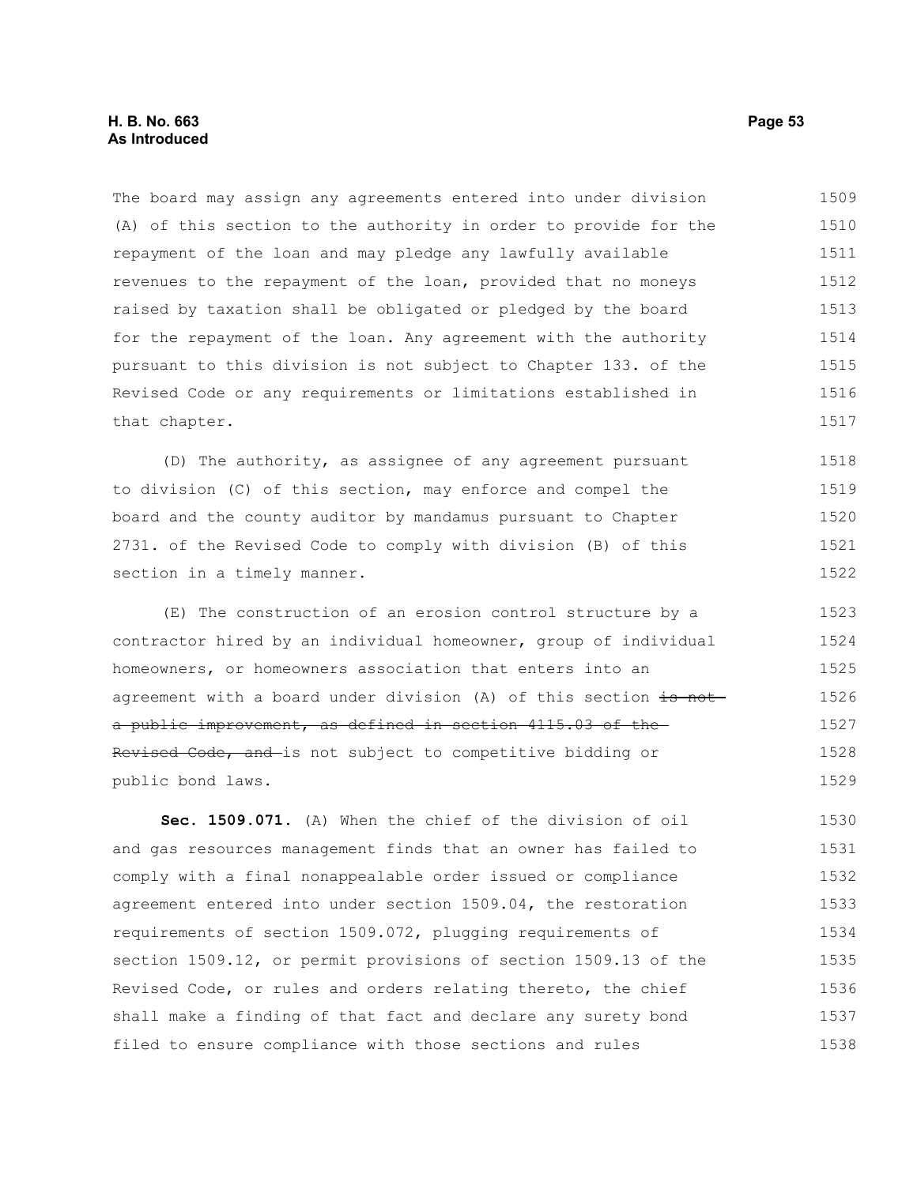The board may assign any agreements entered into under division (A) of this section to the authority in order to provide for the repayment of the loan and may pledge any lawfully available revenues to the repayment of the loan, provided that no moneys raised by taxation shall be obligated or pledged by the board for the repayment of the loan. Any agreement with the authority pursuant to this division is not subject to Chapter 133. of the Revised Code or any requirements or limitations established in that chapter.

(D) The authority, as assignee of any agreement pursuant to division (C) of this section, may enforce and compel the board and the county auditor by mandamus pursuant to Chapter 2731. of the Revised Code to comply with division (B) of this section in a timely manner.

(E) The construction of an erosion control structure by a contractor hired by an individual homeowner, group of individual homeowners, or homeowners association that enters into an agreement with a board under division (A) of this section ~~is not a public improvement, as defined in section 4115.03 of the Revised Code, and~~ is not subject to competitive bidding or public bond laws.

**Sec. 1509.071.** (A) When the chief of the division of oil and gas resources management finds that an owner has failed to comply with a final nonappealable order issued or compliance agreement entered into under section 1509.04, the restoration requirements of section 1509.072, plugging requirements of section 1509.12, or permit provisions of section 1509.13 of the Revised Code, or rules and orders relating thereto, the chief shall make a finding of that fact and declare any surety bond filed to ensure compliance with those sections and rules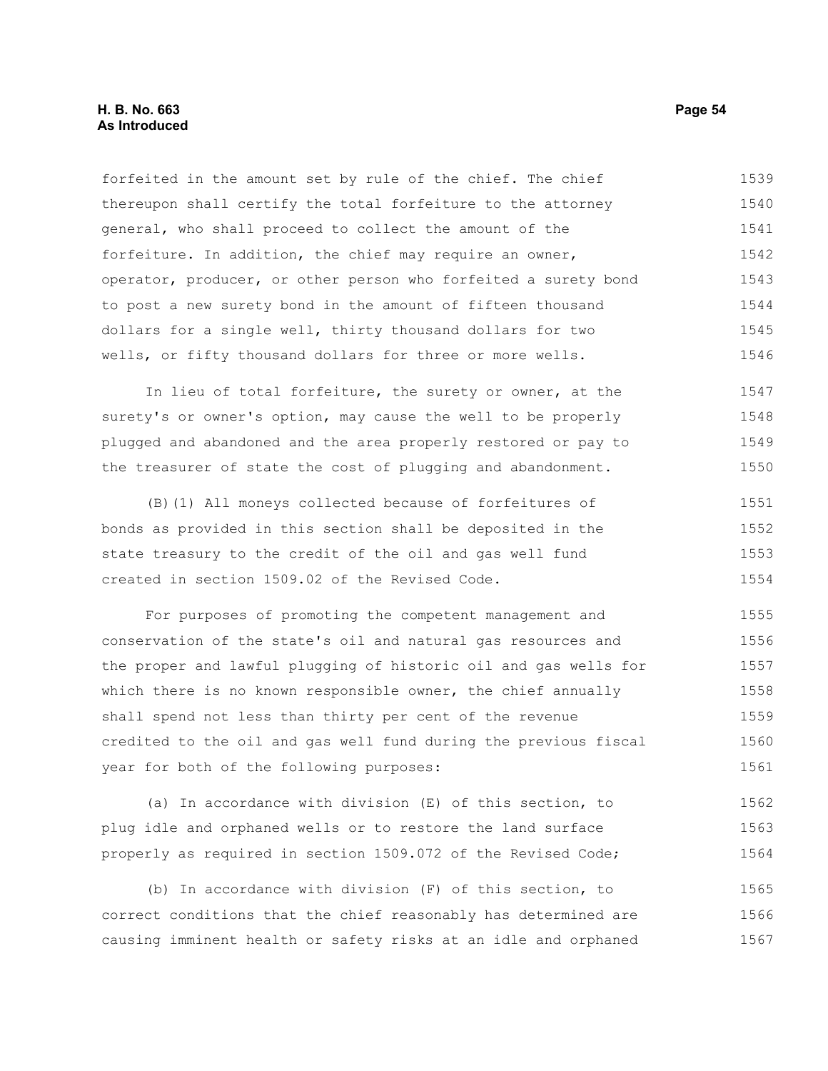forfeited in the amount set by rule of the chief. The chief thereupon shall certify the total forfeiture to the attorney general, who shall proceed to collect the amount of the forfeiture. In addition, the chief may require an owner, operator, producer, or other person who forfeited a surety bond to post a new surety bond in the amount of fifteen thousand dollars for a single well, thirty thousand dollars for two wells, or fifty thousand dollars for three or more wells.

In lieu of total forfeiture, the surety or owner, at the surety's or owner's option, may cause the well to be properly plugged and abandoned and the area properly restored or pay to the treasurer of state the cost of plugging and abandonment.

(B)(1) All moneys collected because of forfeitures of bonds as provided in this section shall be deposited in the state treasury to the credit of the oil and gas well fund created in section 1509.02 of the Revised Code.

For purposes of promoting the competent management and conservation of the state's oil and natural gas resources and the proper and lawful plugging of historic oil and gas wells for which there is no known responsible owner, the chief annually shall spend not less than thirty per cent of the revenue credited to the oil and gas well fund during the previous fiscal year for both of the following purposes:

(a) In accordance with division (E) of this section, to plug idle and orphaned wells or to restore the land surface properly as required in section 1509.072 of the Revised Code;

(b) In accordance with division (F) of this section, to correct conditions that the chief reasonably has determined are causing imminent health or safety risks at an idle and orphaned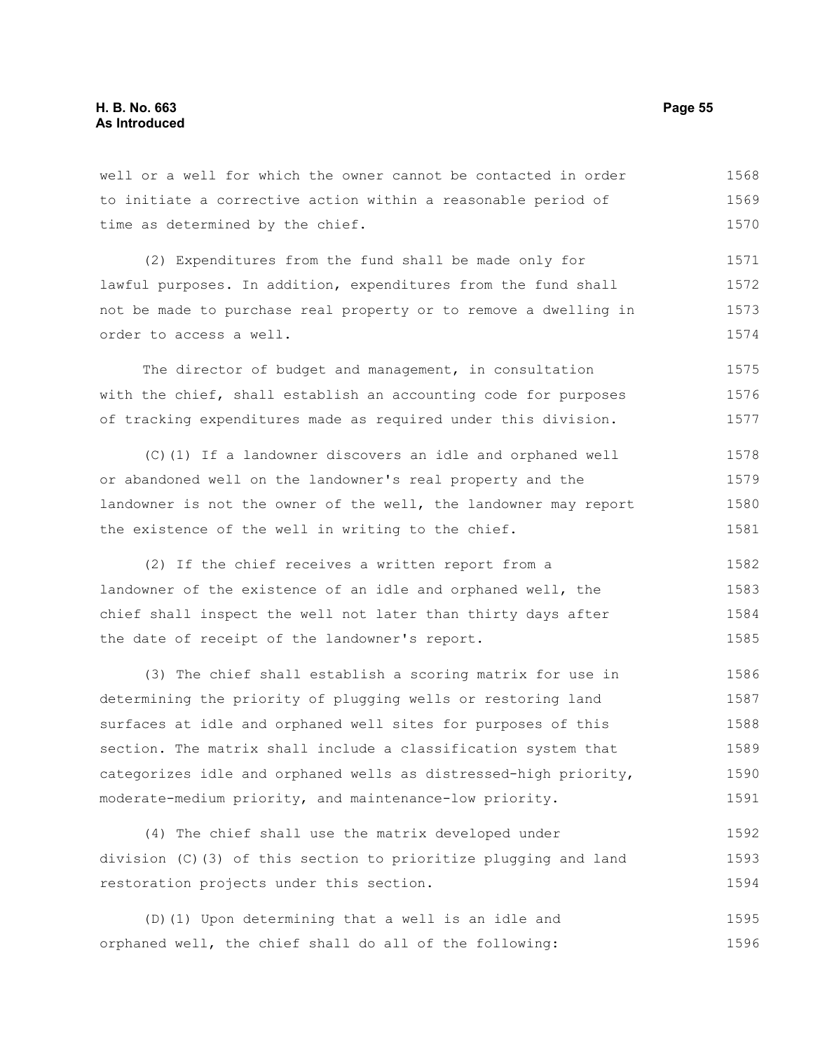well or a well for which the owner cannot be contacted in order to initiate a corrective action within a reasonable period of time as determined by the chief.

(2) Expenditures from the fund shall be made only for lawful purposes. In addition, expenditures from the fund shall not be made to purchase real property or to remove a dwelling in order to access a well.

The director of budget and management, in consultation with the chief, shall establish an accounting code for purposes of tracking expenditures made as required under this division.

(C)(1) If a landowner discovers an idle and orphaned well or abandoned well on the landowner's real property and the landowner is not the owner of the well, the landowner may report the existence of the well in writing to the chief.

(2) If the chief receives a written report from a landowner of the existence of an idle and orphaned well, the chief shall inspect the well not later than thirty days after the date of receipt of the landowner's report.

(3) The chief shall establish a scoring matrix for use in determining the priority of plugging wells or restoring land surfaces at idle and orphaned well sites for purposes of this section. The matrix shall include a classification system that categorizes idle and orphaned wells as distressed-high priority, moderate-medium priority, and maintenance-low priority.

(4) The chief shall use the matrix developed under division (C)(3) of this section to prioritize plugging and land restoration projects under this section.

(D)(1) Upon determining that a well is an idle and orphaned well, the chief shall do all of the following: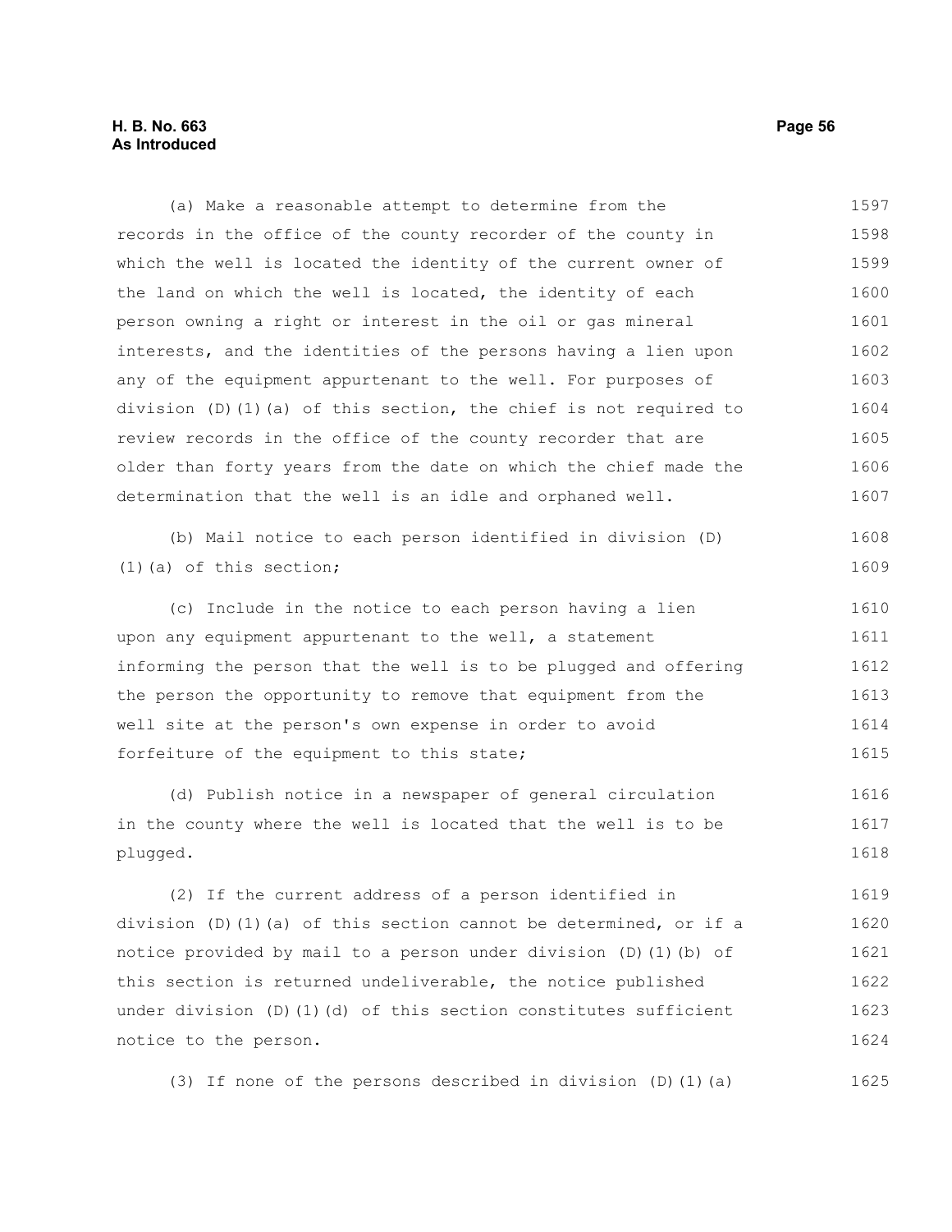(a) Make a reasonable attempt to determine from the records in the office of the county recorder of the county in which the well is located the identity of the current owner of the land on which the well is located, the identity of each person owning a right or interest in the oil or gas mineral interests, and the identities of the persons having a lien upon any of the equipment appurtenant to the well. For purposes of division (D)(1)(a) of this section, the chief is not required to review records in the office of the county recorder that are older than forty years from the date on which the chief made the determination that the well is an idle and orphaned well.

(b) Mail notice to each person identified in division (D)(1)(a) of this section;

(c) Include in the notice to each person having a lien upon any equipment appurtenant to the well, a statement informing the person that the well is to be plugged and offering the person the opportunity to remove that equipment from the well site at the person's own expense in order to avoid forfeiture of the equipment to this state;

(d) Publish notice in a newspaper of general circulation in the county where the well is located that the well is to be plugged.

(2) If the current address of a person identified in division (D)(1)(a) of this section cannot be determined, or if a notice provided by mail to a person under division (D)(1)(b) of this section is returned undeliverable, the notice published under division (D)(1)(d) of this section constitutes sufficient notice to the person.

(3) If none of the persons described in division (D)(1)(a)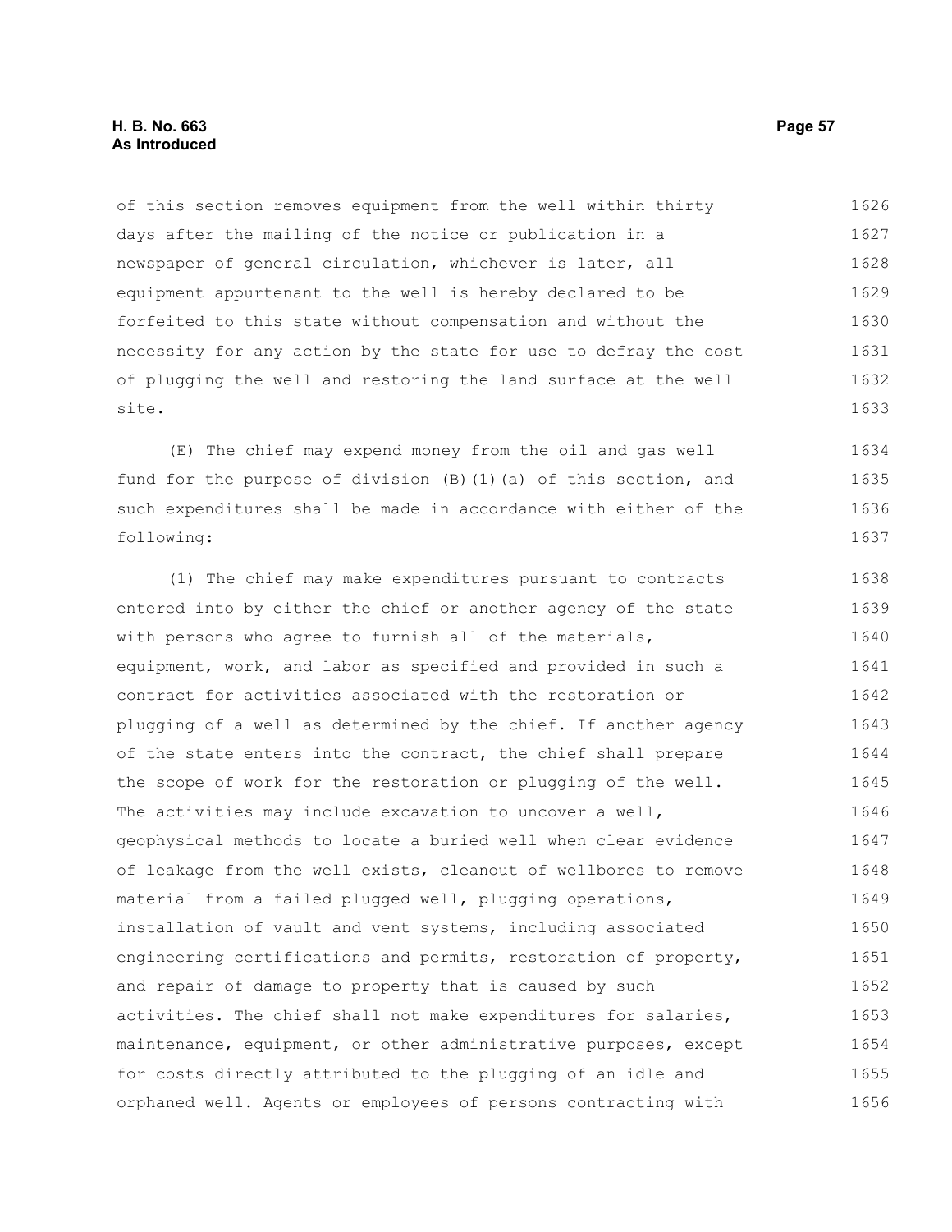of this section removes equipment from the well within thirty days after the mailing of the notice or publication in a newspaper of general circulation, whichever is later, all equipment appurtenant to the well is hereby declared to be forfeited to this state without compensation and without the necessity for any action by the state for use to defray the cost of plugging the well and restoring the land surface at the well site.

(E) The chief may expend money from the oil and gas well fund for the purpose of division (B)(1)(a) of this section, and such expenditures shall be made in accordance with either of the following:

(1) The chief may make expenditures pursuant to contracts entered into by either the chief or another agency of the state with persons who agree to furnish all of the materials, equipment, work, and labor as specified and provided in such a contract for activities associated with the restoration or plugging of a well as determined by the chief. If another agency of the state enters into the contract, the chief shall prepare the scope of work for the restoration or plugging of the well. The activities may include excavation to uncover a well, geophysical methods to locate a buried well when clear evidence of leakage from the well exists, cleanout of wellbores to remove material from a failed plugged well, plugging operations, installation of vault and vent systems, including associated engineering certifications and permits, restoration of property, and repair of damage to property that is caused by such activities. The chief shall not make expenditures for salaries, maintenance, equipment, or other administrative purposes, except for costs directly attributed to the plugging of an idle and orphaned well. Agents or employees of persons contracting with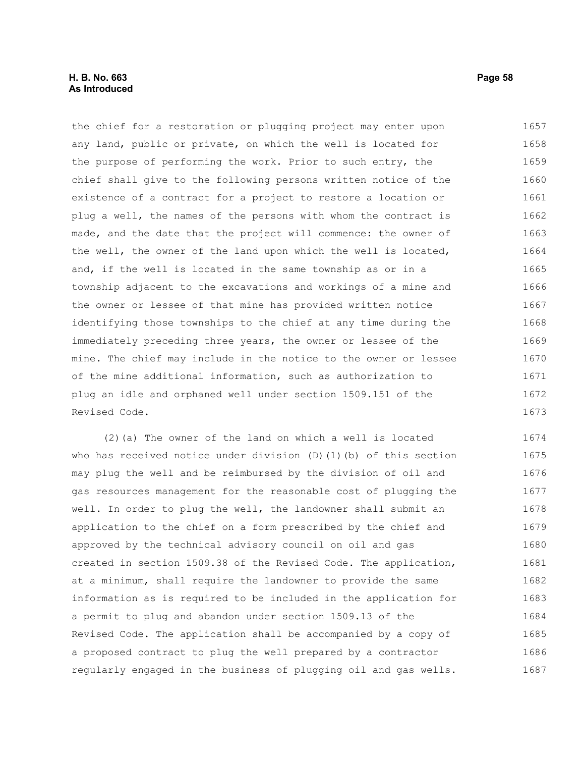the chief for a restoration or plugging project may enter upon any land, public or private, on which the well is located for the purpose of performing the work. Prior to such entry, the chief shall give to the following persons written notice of the existence of a contract for a project to restore a location or plug a well, the names of the persons with whom the contract is made, and the date that the project will commence: the owner of the well, the owner of the land upon which the well is located, and, if the well is located in the same township as or in a township adjacent to the excavations and workings of a mine and the owner or lessee of that mine has provided written notice identifying those townships to the chief at any time during the immediately preceding three years, the owner or lessee of the mine. The chief may include in the notice to the owner or lessee of the mine additional information, such as authorization to plug an idle and orphaned well under section 1509.151 of the Revised Code.

(2)(a) The owner of the land on which a well is located who has received notice under division (D)(1)(b) of this section may plug the well and be reimbursed by the division of oil and gas resources management for the reasonable cost of plugging the well. In order to plug the well, the landowner shall submit an application to the chief on a form prescribed by the chief and approved by the technical advisory council on oil and gas created in section 1509.38 of the Revised Code. The application, at a minimum, shall require the landowner to provide the same information as is required to be included in the application for a permit to plug and abandon under section 1509.13 of the Revised Code. The application shall be accompanied by a copy of a proposed contract to plug the well prepared by a contractor regularly engaged in the business of plugging oil and gas wells.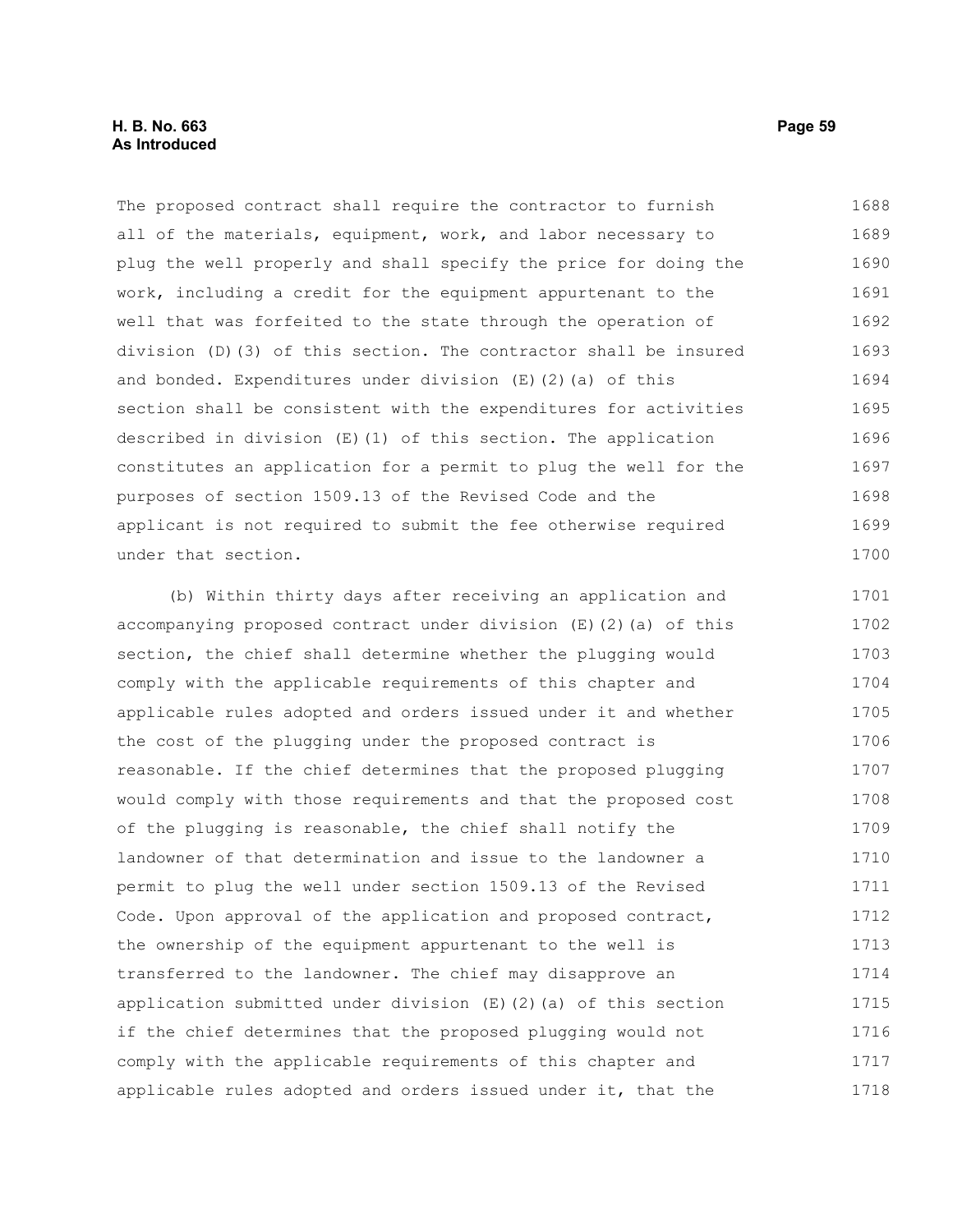The proposed contract shall require the contractor to furnish all of the materials, equipment, work, and labor necessary to plug the well properly and shall specify the price for doing the work, including a credit for the equipment appurtenant to the well that was forfeited to the state through the operation of division (D)(3) of this section. The contractor shall be insured and bonded. Expenditures under division (E)(2)(a) of this section shall be consistent with the expenditures for activities described in division (E)(1) of this section. The application constitutes an application for a permit to plug the well for the purposes of section 1509.13 of the Revised Code and the applicant is not required to submit the fee otherwise required under that section.

(b) Within thirty days after receiving an application and accompanying proposed contract under division (E)(2)(a) of this section, the chief shall determine whether the plugging would comply with the applicable requirements of this chapter and applicable rules adopted and orders issued under it and whether the cost of the plugging under the proposed contract is reasonable. If the chief determines that the proposed plugging would comply with those requirements and that the proposed cost of the plugging is reasonable, the chief shall notify the landowner of that determination and issue to the landowner a permit to plug the well under section 1509.13 of the Revised Code. Upon approval of the application and proposed contract, the ownership of the equipment appurtenant to the well is transferred to the landowner. The chief may disapprove an application submitted under division (E)(2)(a) of this section if the chief determines that the proposed plugging would not comply with the applicable requirements of this chapter and applicable rules adopted and orders issued under it, that the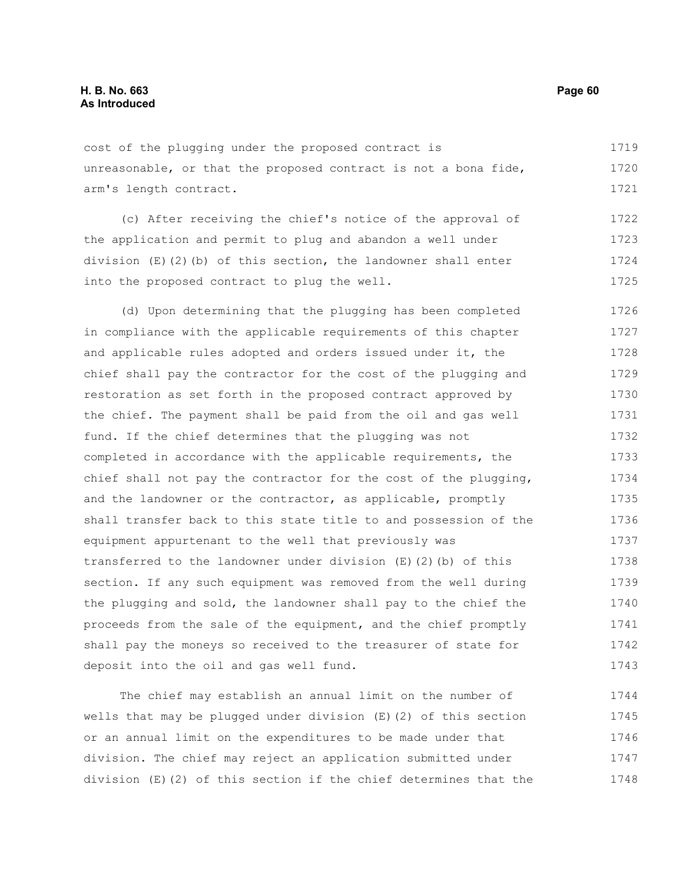cost of the plugging under the proposed contract is unreasonable, or that the proposed contract is not a bona fide, arm's length contract.

(c) After receiving the chief's notice of the approval of the application and permit to plug and abandon a well under division (E)(2)(b) of this section, the landowner shall enter into the proposed contract to plug the well.

(d) Upon determining that the plugging has been completed in compliance with the applicable requirements of this chapter and applicable rules adopted and orders issued under it, the chief shall pay the contractor for the cost of the plugging and restoration as set forth in the proposed contract approved by the chief. The payment shall be paid from the oil and gas well fund. If the chief determines that the plugging was not completed in accordance with the applicable requirements, the chief shall not pay the contractor for the cost of the plugging, and the landowner or the contractor, as applicable, promptly shall transfer back to this state title to and possession of the equipment appurtenant to the well that previously was transferred to the landowner under division (E)(2)(b) of this section. If any such equipment was removed from the well during the plugging and sold, the landowner shall pay to the chief the proceeds from the sale of the equipment, and the chief promptly shall pay the moneys so received to the treasurer of state for deposit into the oil and gas well fund.

The chief may establish an annual limit on the number of wells that may be plugged under division (E)(2) of this section or an annual limit on the expenditures to be made under that division. The chief may reject an application submitted under division (E)(2) of this section if the chief determines that the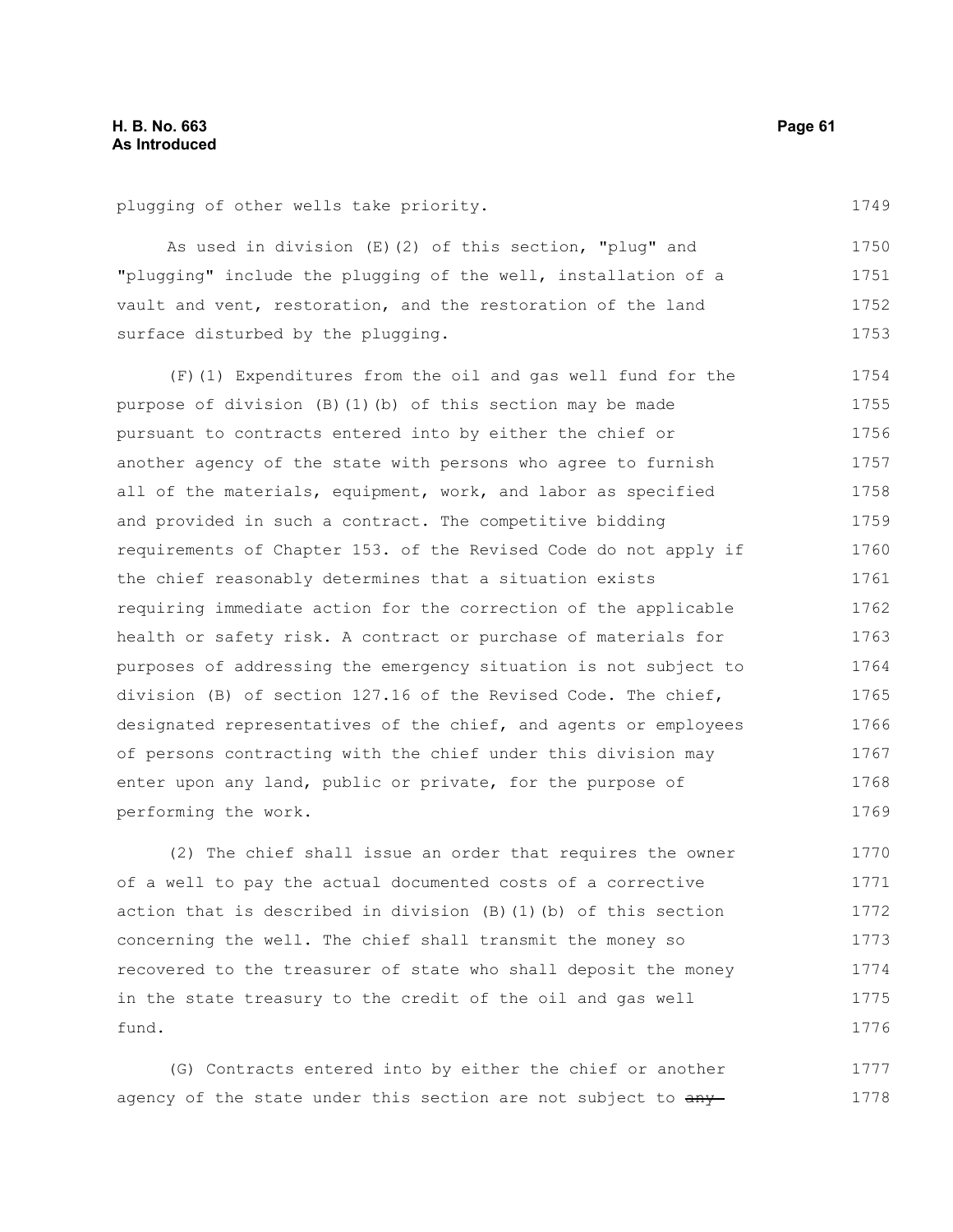plugging of other wells take priority.

As used in division (E)(2) of this section, "plug" and "plugging" include the plugging of the well, installation of a vault and vent, restoration, and the restoration of the land surface disturbed by the plugging.

(F)(1) Expenditures from the oil and gas well fund for the purpose of division (B)(1)(b) of this section may be made pursuant to contracts entered into by either the chief or another agency of the state with persons who agree to furnish all of the materials, equipment, work, and labor as specified and provided in such a contract. The competitive bidding requirements of Chapter 153. of the Revised Code do not apply if the chief reasonably determines that a situation exists requiring immediate action for the correction of the applicable health or safety risk. A contract or purchase of materials for purposes of addressing the emergency situation is not subject to division (B) of section 127.16 of the Revised Code. The chief, designated representatives of the chief, and agents or employees of persons contracting with the chief under this division may enter upon any land, public or private, for the purpose of performing the work.

(2) The chief shall issue an order that requires the owner of a well to pay the actual documented costs of a corrective action that is described in division (B)(1)(b) of this section concerning the well. The chief shall transmit the money so recovered to the treasurer of state who shall deposit the money in the state treasury to the credit of the oil and gas well fund.

(G) Contracts entered into by either the chief or another agency of the state under this section are not subject to ~~any~~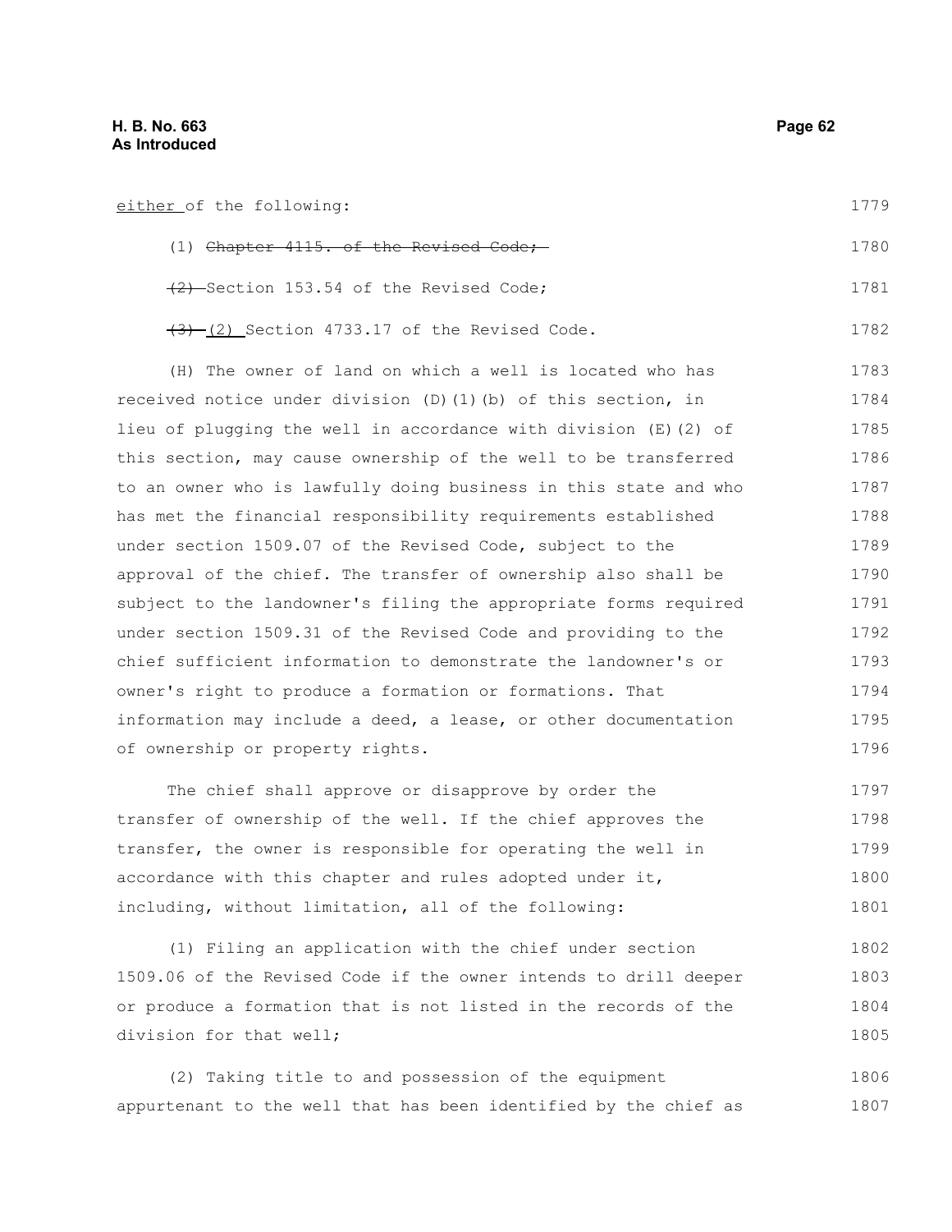either of the following:

(1) ~~Chapter 4115. of the Revised Code;~~

~~(2)~~ Section 153.54 of the Revised Code;

~~(3)~~ (2) Section 4733.17 of the Revised Code.

(H) The owner of land on which a well is located who has received notice under division (D)(1)(b) of this section, in lieu of plugging the well in accordance with division (E)(2) of this section, may cause ownership of the well to be transferred to an owner who is lawfully doing business in this state and who has met the financial responsibility requirements established under section 1509.07 of the Revised Code, subject to the approval of the chief. The transfer of ownership also shall be subject to the landowner's filing the appropriate forms required under section 1509.31 of the Revised Code and providing to the chief sufficient information to demonstrate the landowner's or owner's right to produce a formation or formations. That information may include a deed, a lease, or other documentation of ownership or property rights.

The chief shall approve or disapprove by order the transfer of ownership of the well. If the chief approves the transfer, the owner is responsible for operating the well in accordance with this chapter and rules adopted under it, including, without limitation, all of the following:

(1) Filing an application with the chief under section 1509.06 of the Revised Code if the owner intends to drill deeper or produce a formation that is not listed in the records of the division for that well;

(2) Taking title to and possession of the equipment appurtenant to the well that has been identified by the chief as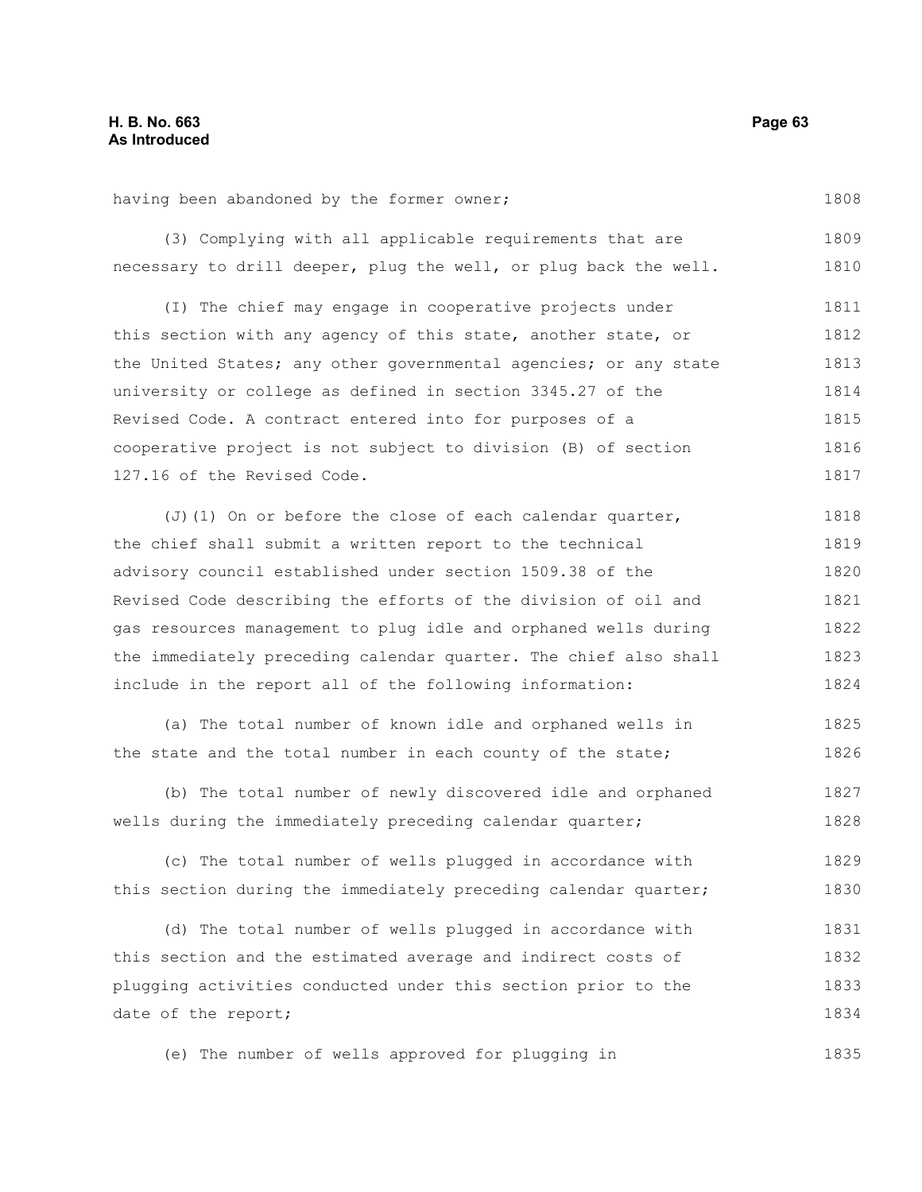having been abandoned by the former owner;

(3) Complying with all applicable requirements that are necessary to drill deeper, plug the well, or plug back the well.

(I) The chief may engage in cooperative projects under this section with any agency of this state, another state, or the United States; any other governmental agencies; or any state university or college as defined in section 3345.27 of the Revised Code. A contract entered into for purposes of a cooperative project is not subject to division (B) of section 127.16 of the Revised Code.

(J)(1) On or before the close of each calendar quarter, the chief shall submit a written report to the technical advisory council established under section 1509.38 of the Revised Code describing the efforts of the division of oil and gas resources management to plug idle and orphaned wells during the immediately preceding calendar quarter. The chief also shall include in the report all of the following information:

(a) The total number of known idle and orphaned wells in the state and the total number in each county of the state;

(b) The total number of newly discovered idle and orphaned wells during the immediately preceding calendar quarter;

(c) The total number of wells plugged in accordance with this section during the immediately preceding calendar quarter;

(d) The total number of wells plugged in accordance with this section and the estimated average and indirect costs of plugging activities conducted under this section prior to the date of the report;

(e) The number of wells approved for plugging in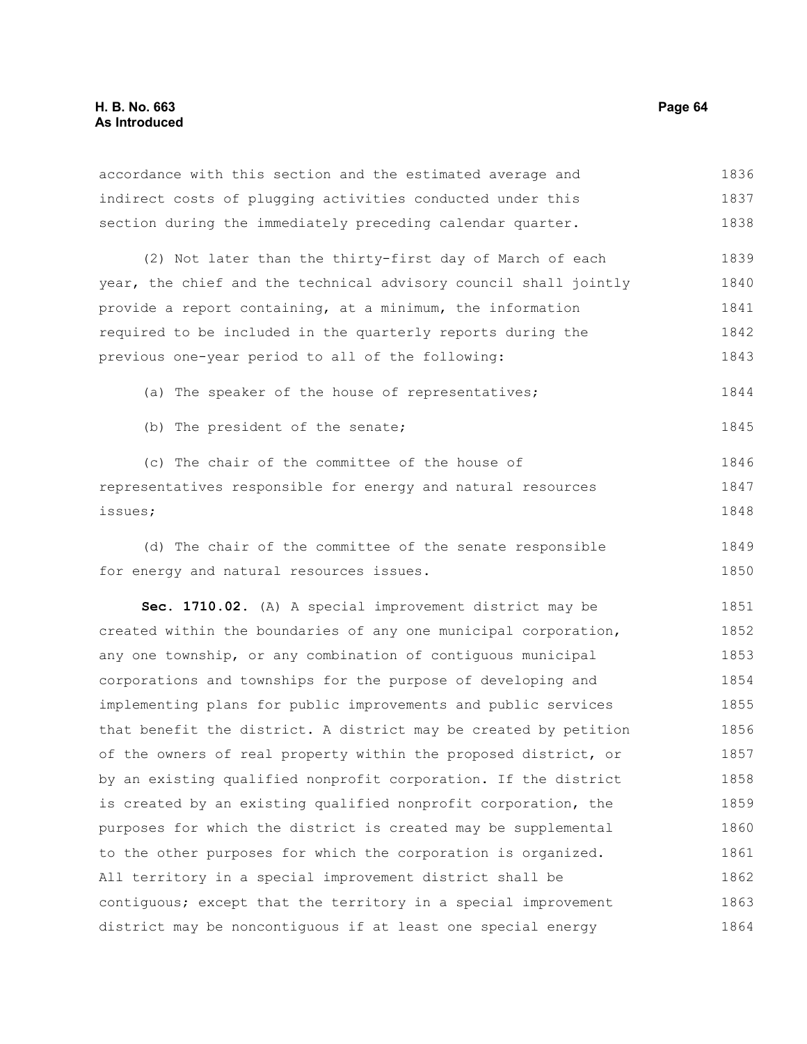accordance with this section and the estimated average and indirect costs of plugging activities conducted under this section during the immediately preceding calendar quarter.

(2) Not later than the thirty-first day of March of each year, the chief and the technical advisory council shall jointly provide a report containing, at a minimum, the information required to be included in the quarterly reports during the previous one-year period to all of the following:

(a) The speaker of the house of representatives;

(b) The president of the senate;

(c) The chair of the committee of the house of representatives responsible for energy and natural resources issues;

(d) The chair of the committee of the senate responsible for energy and natural resources issues.

**Sec. 1710.02.** (A) A special improvement district may be created within the boundaries of any one municipal corporation, any one township, or any combination of contiguous municipal corporations and townships for the purpose of developing and implementing plans for public improvements and public services that benefit the district. A district may be created by petition of the owners of real property within the proposed district, or by an existing qualified nonprofit corporation. If the district is created by an existing qualified nonprofit corporation, the purposes for which the district is created may be supplemental to the other purposes for which the corporation is organized. All territory in a special improvement district shall be contiguous; except that the territory in a special improvement district may be noncontiguous if at least one special energy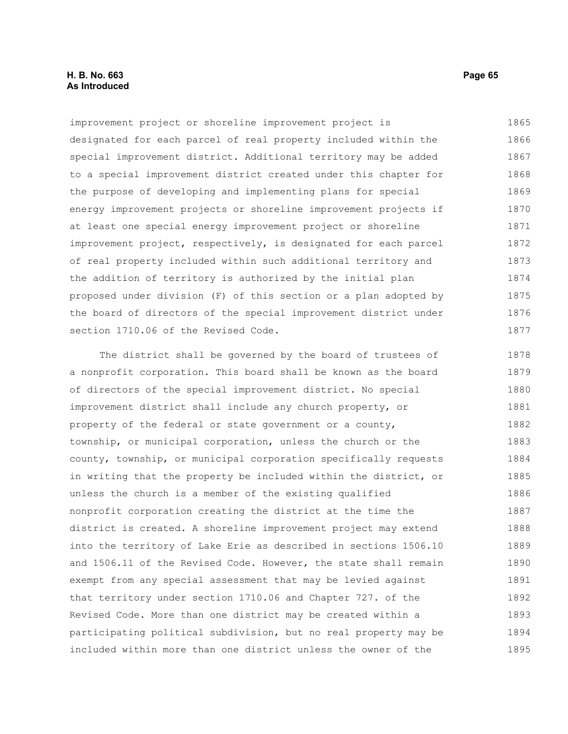improvement project or shoreline improvement project is designated for each parcel of real property included within the special improvement district. Additional territory may be added to a special improvement district created under this chapter for the purpose of developing and implementing plans for special energy improvement projects or shoreline improvement projects if at least one special energy improvement project or shoreline improvement project, respectively, is designated for each parcel of real property included within such additional territory and the addition of territory is authorized by the initial plan proposed under division (F) of this section or a plan adopted by the board of directors of the special improvement district under section 1710.06 of the Revised Code.

The district shall be governed by the board of trustees of a nonprofit corporation. This board shall be known as the board of directors of the special improvement district. No special improvement district shall include any church property, or property of the federal or state government or a county, township, or municipal corporation, unless the church or the county, township, or municipal corporation specifically requests in writing that the property be included within the district, or unless the church is a member of the existing qualified nonprofit corporation creating the district at the time the district is created. A shoreline improvement project may extend into the territory of Lake Erie as described in sections 1506.10 and 1506.11 of the Revised Code. However, the state shall remain exempt from any special assessment that may be levied against that territory under section 1710.06 and Chapter 727. of the Revised Code. More than one district may be created within a participating political subdivision, but no real property may be included within more than one district unless the owner of the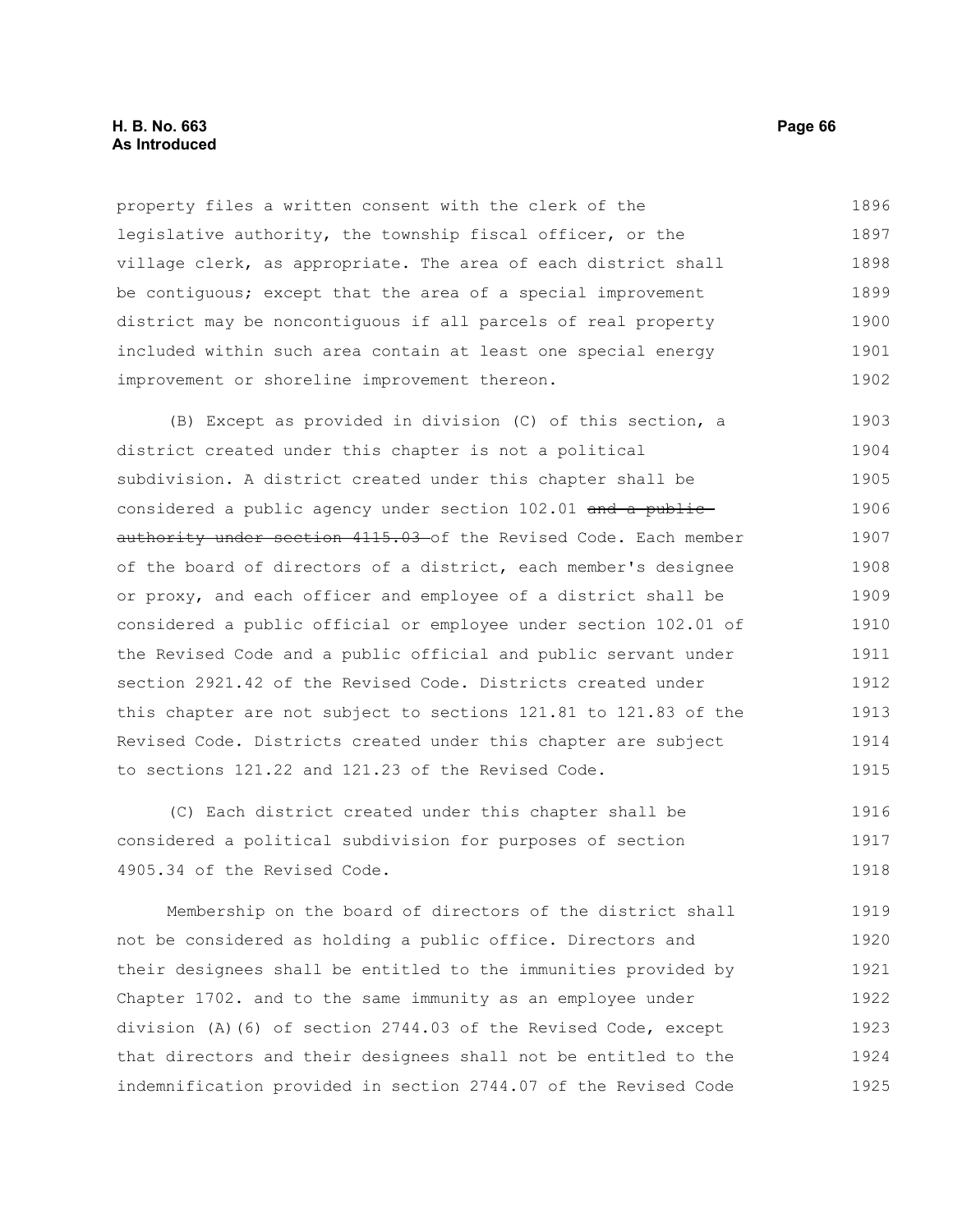property files a written consent with the clerk of the legislative authority, the township fiscal officer, or the village clerk, as appropriate. The area of each district shall be contiguous; except that the area of a special improvement district may be noncontiguous if all parcels of real property included within such area contain at least one special energy improvement or shoreline improvement thereon.

(B) Except as provided in division (C) of this section, a district created under this chapter is not a political subdivision. A district created under this chapter shall be considered a public agency under section 102.01 ~~and a public authority under section 4115.03~~ of the Revised Code. Each member of the board of directors of a district, each member's designee or proxy, and each officer and employee of a district shall be considered a public official or employee under section 102.01 of the Revised Code and a public official and public servant under section 2921.42 of the Revised Code. Districts created under this chapter are not subject to sections 121.81 to 121.83 of the Revised Code. Districts created under this chapter are subject to sections 121.22 and 121.23 of the Revised Code.

(C) Each district created under this chapter shall be considered a political subdivision for purposes of section 4905.34 of the Revised Code.

Membership on the board of directors of the district shall not be considered as holding a public office. Directors and their designees shall be entitled to the immunities provided by Chapter 1702. and to the same immunity as an employee under division (A)(6) of section 2744.03 of the Revised Code, except that directors and their designees shall not be entitled to the indemnification provided in section 2744.07 of the Revised Code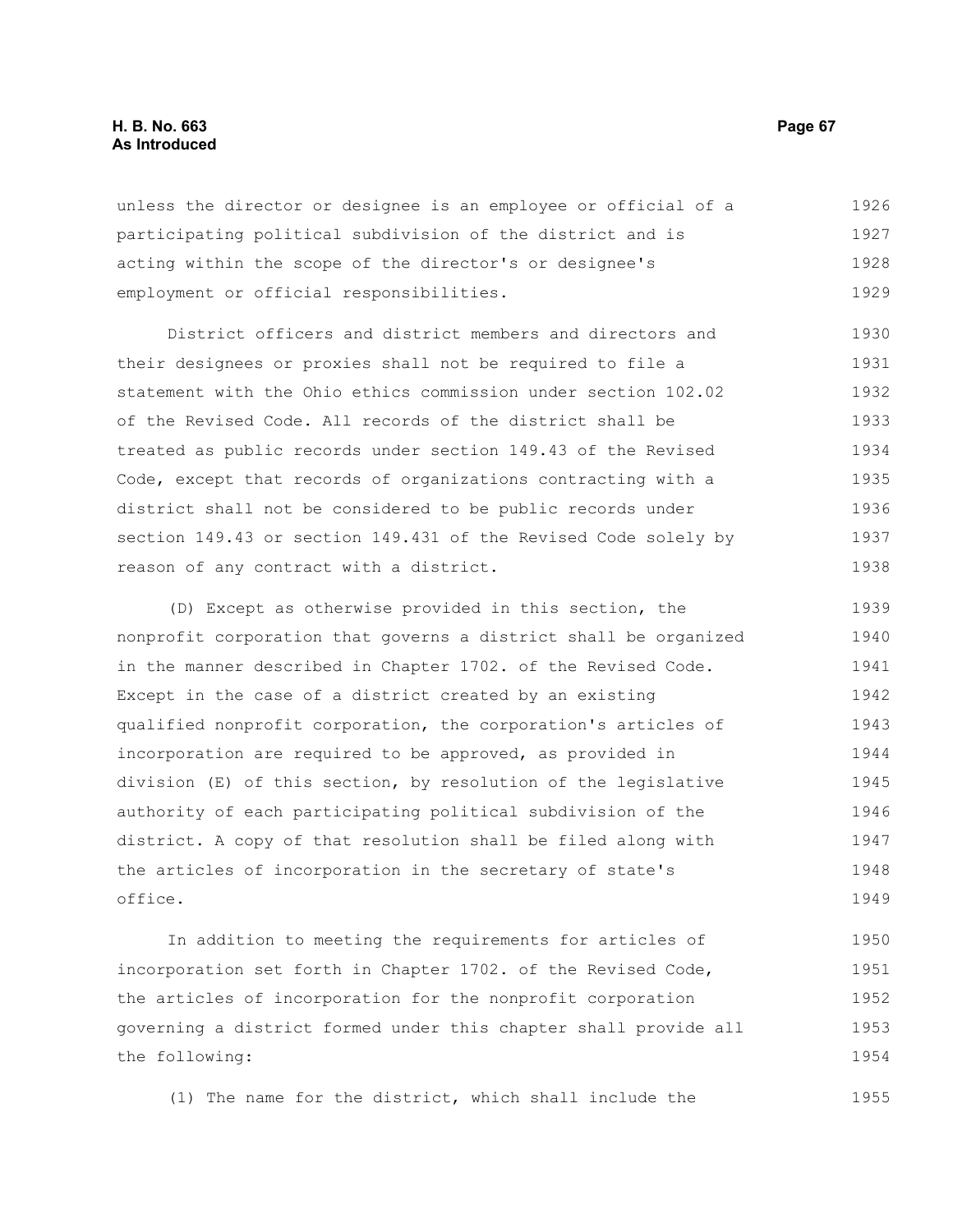unless the director or designee is an employee or official of a participating political subdivision of the district and is acting within the scope of the director's or designee's employment or official responsibilities.

District officers and district members and directors and their designees or proxies shall not be required to file a statement with the Ohio ethics commission under section 102.02 of the Revised Code. All records of the district shall be treated as public records under section 149.43 of the Revised Code, except that records of organizations contracting with a district shall not be considered to be public records under section 149.43 or section 149.431 of the Revised Code solely by reason of any contract with a district.

(D) Except as otherwise provided in this section, the nonprofit corporation that governs a district shall be organized in the manner described in Chapter 1702. of the Revised Code. Except in the case of a district created by an existing qualified nonprofit corporation, the corporation's articles of incorporation are required to be approved, as provided in division (E) of this section, by resolution of the legislative authority of each participating political subdivision of the district. A copy of that resolution shall be filed along with the articles of incorporation in the secretary of state's office.

In addition to meeting the requirements for articles of incorporation set forth in Chapter 1702. of the Revised Code, the articles of incorporation for the nonprofit corporation governing a district formed under this chapter shall provide all the following:

(1) The name for the district, which shall include the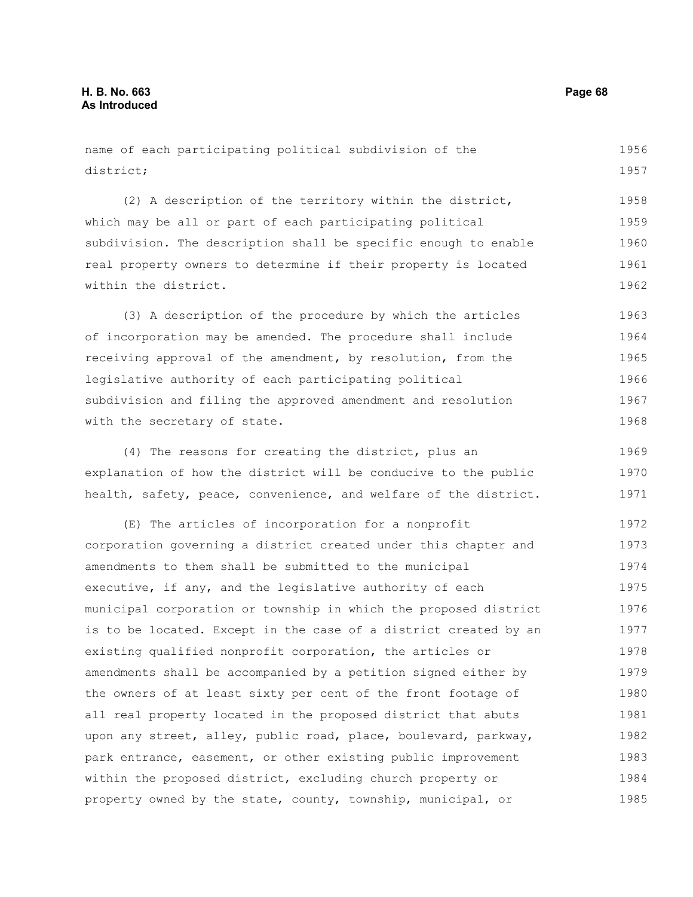name of each participating political subdivision of the district;

(2) A description of the territory within the district, which may be all or part of each participating political subdivision. The description shall be specific enough to enable real property owners to determine if their property is located within the district.

(3) A description of the procedure by which the articles of incorporation may be amended. The procedure shall include receiving approval of the amendment, by resolution, from the legislative authority of each participating political subdivision and filing the approved amendment and resolution with the secretary of state.

(4) The reasons for creating the district, plus an explanation of how the district will be conducive to the public health, safety, peace, convenience, and welfare of the district.

(E) The articles of incorporation for a nonprofit corporation governing a district created under this chapter and amendments to them shall be submitted to the municipal executive, if any, and the legislative authority of each municipal corporation or township in which the proposed district is to be located. Except in the case of a district created by an existing qualified nonprofit corporation, the articles or amendments shall be accompanied by a petition signed either by the owners of at least sixty per cent of the front footage of all real property located in the proposed district that abuts upon any street, alley, public road, place, boulevard, parkway, park entrance, easement, or other existing public improvement within the proposed district, excluding church property or property owned by the state, county, township, municipal, or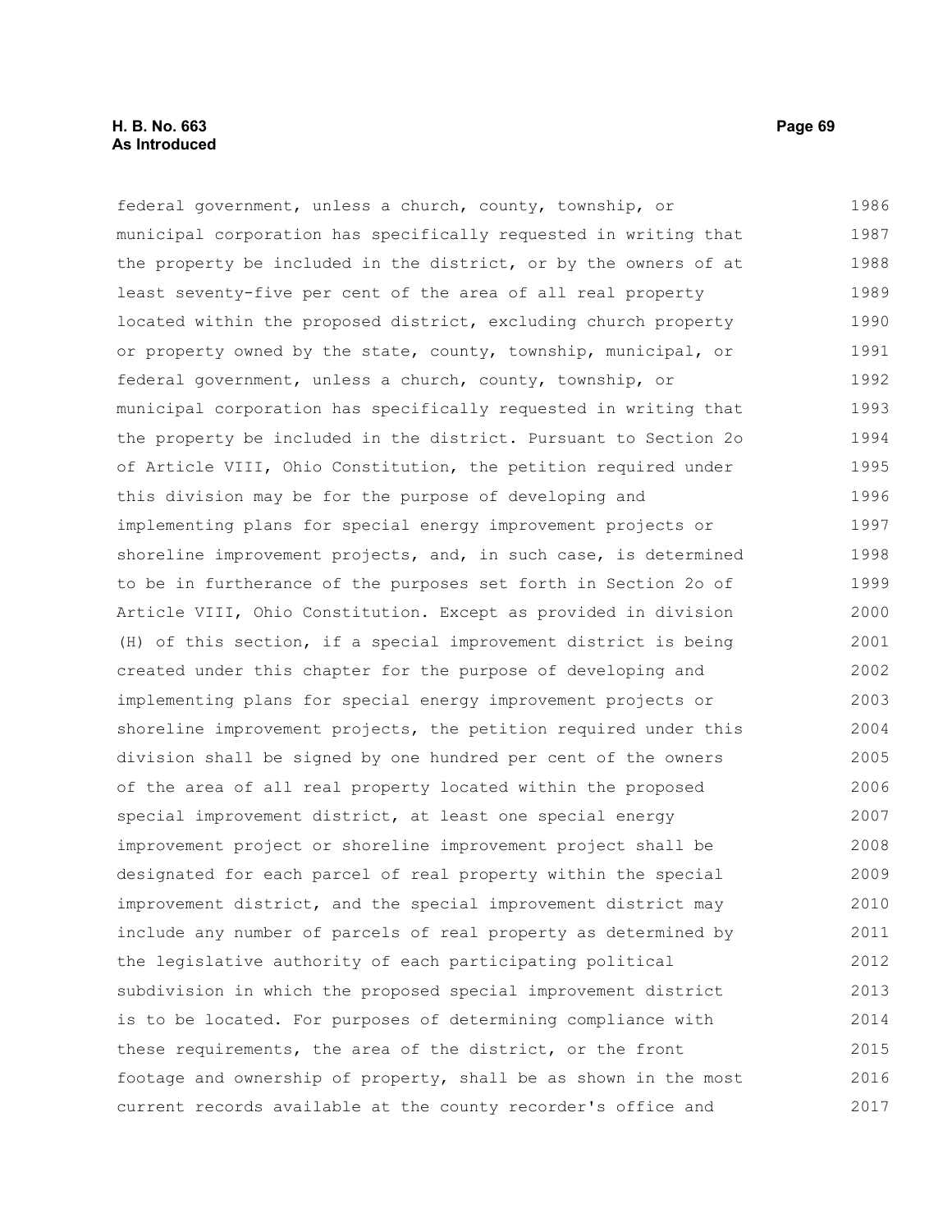federal government, unless a church, county, township, or municipal corporation has specifically requested in writing that the property be included in the district, or by the owners of at least seventy-five per cent of the area of all real property located within the proposed district, excluding church property or property owned by the state, county, township, municipal, or federal government, unless a church, county, township, or municipal corporation has specifically requested in writing that the property be included in the district. Pursuant to Section 2o of Article VIII, Ohio Constitution, the petition required under this division may be for the purpose of developing and implementing plans for special energy improvement projects or shoreline improvement projects, and, in such case, is determined to be in furtherance of the purposes set forth in Section 2o of Article VIII, Ohio Constitution. Except as provided in division (H) of this section, if a special improvement district is being created under this chapter for the purpose of developing and implementing plans for special energy improvement projects or shoreline improvement projects, the petition required under this division shall be signed by one hundred per cent of the owners of the area of all real property located within the proposed special improvement district, at least one special energy improvement project or shoreline improvement project shall be designated for each parcel of real property within the special improvement district, and the special improvement district may include any number of parcels of real property as determined by the legislative authority of each participating political subdivision in which the proposed special improvement district is to be located. For purposes of determining compliance with these requirements, the area of the district, or the front footage and ownership of property, shall be as shown in the most current records available at the county recorder's office and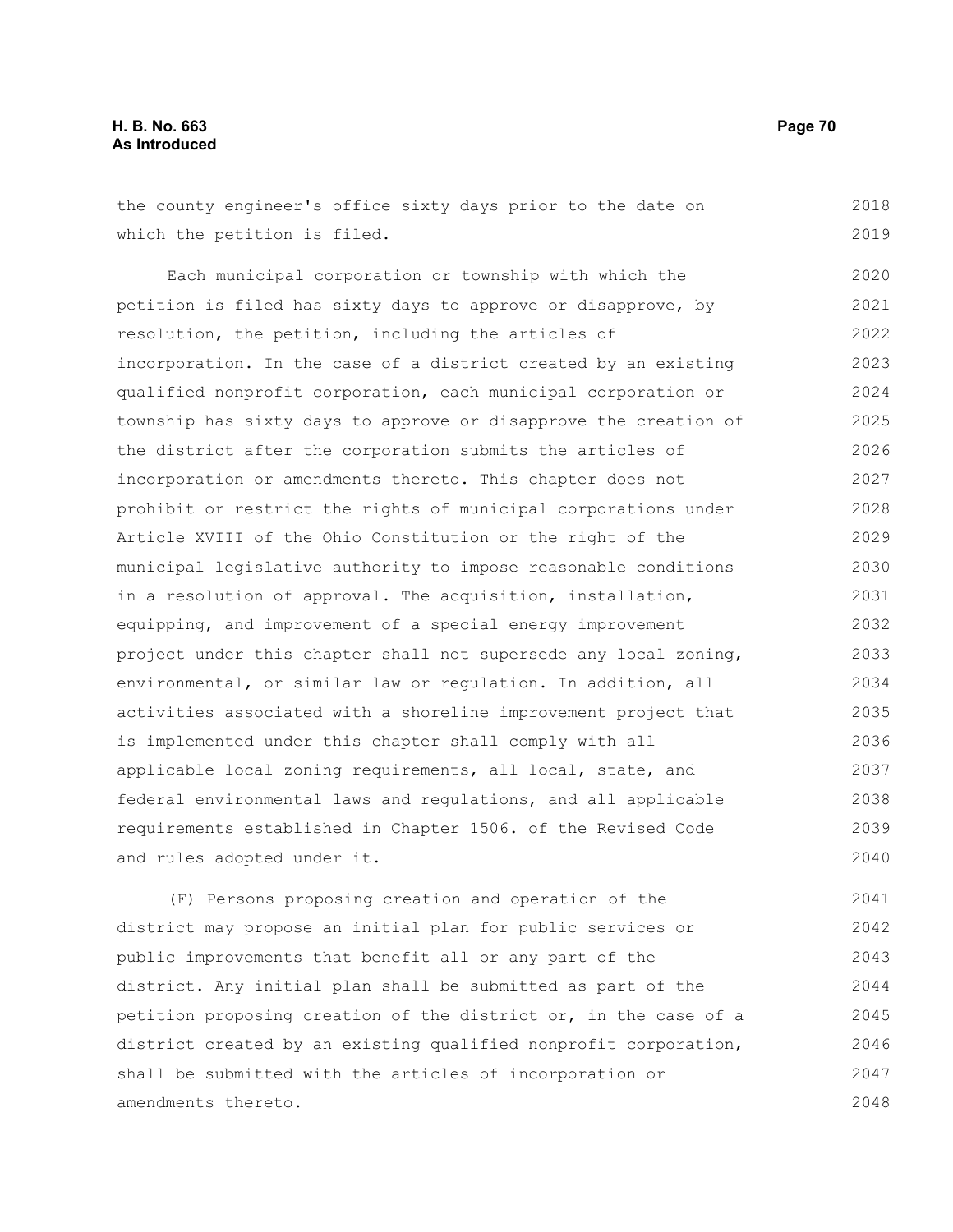the county engineer's office sixty days prior to the date on which the petition is filed.

Each municipal corporation or township with which the petition is filed has sixty days to approve or disapprove, by resolution, the petition, including the articles of incorporation. In the case of a district created by an existing qualified nonprofit corporation, each municipal corporation or township has sixty days to approve or disapprove the creation of the district after the corporation submits the articles of incorporation or amendments thereto. This chapter does not prohibit or restrict the rights of municipal corporations under Article XVIII of the Ohio Constitution or the right of the municipal legislative authority to impose reasonable conditions in a resolution of approval. The acquisition, installation, equipping, and improvement of a special energy improvement project under this chapter shall not supersede any local zoning, environmental, or similar law or regulation. In addition, all activities associated with a shoreline improvement project that is implemented under this chapter shall comply with all applicable local zoning requirements, all local, state, and federal environmental laws and regulations, and all applicable requirements established in Chapter 1506. of the Revised Code and rules adopted under it.

(F) Persons proposing creation and operation of the district may propose an initial plan for public services or public improvements that benefit all or any part of the district. Any initial plan shall be submitted as part of the petition proposing creation of the district or, in the case of a district created by an existing qualified nonprofit corporation, shall be submitted with the articles of incorporation or amendments thereto.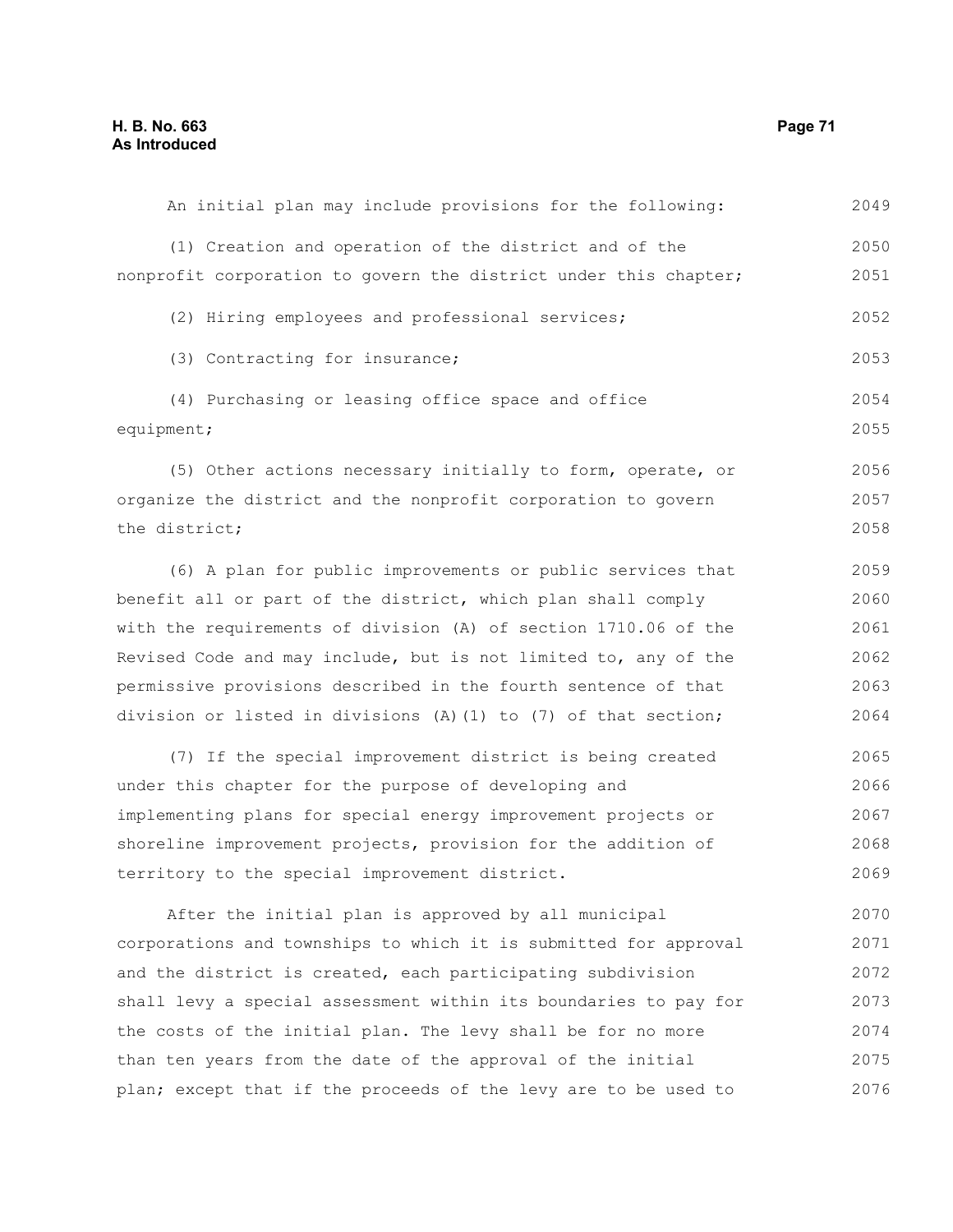An initial plan may include provisions for the following:

(1) Creation and operation of the district and of the nonprofit corporation to govern the district under this chapter;

(2) Hiring employees and professional services;

(3) Contracting for insurance;

(4) Purchasing or leasing office space and office equipment;

(5) Other actions necessary initially to form, operate, or organize the district and the nonprofit corporation to govern the district;

(6) A plan for public improvements or public services that benefit all or part of the district, which plan shall comply with the requirements of division (A) of section 1710.06 of the Revised Code and may include, but is not limited to, any of the permissive provisions described in the fourth sentence of that division or listed in divisions (A)(1) to (7) of that section;

(7) If the special improvement district is being created under this chapter for the purpose of developing and implementing plans for special energy improvement projects or shoreline improvement projects, provision for the addition of territory to the special improvement district.

After the initial plan is approved by all municipal corporations and townships to which it is submitted for approval and the district is created, each participating subdivision shall levy a special assessment within its boundaries to pay for the costs of the initial plan. The levy shall be for no more than ten years from the date of the approval of the initial plan; except that if the proceeds of the levy are to be used to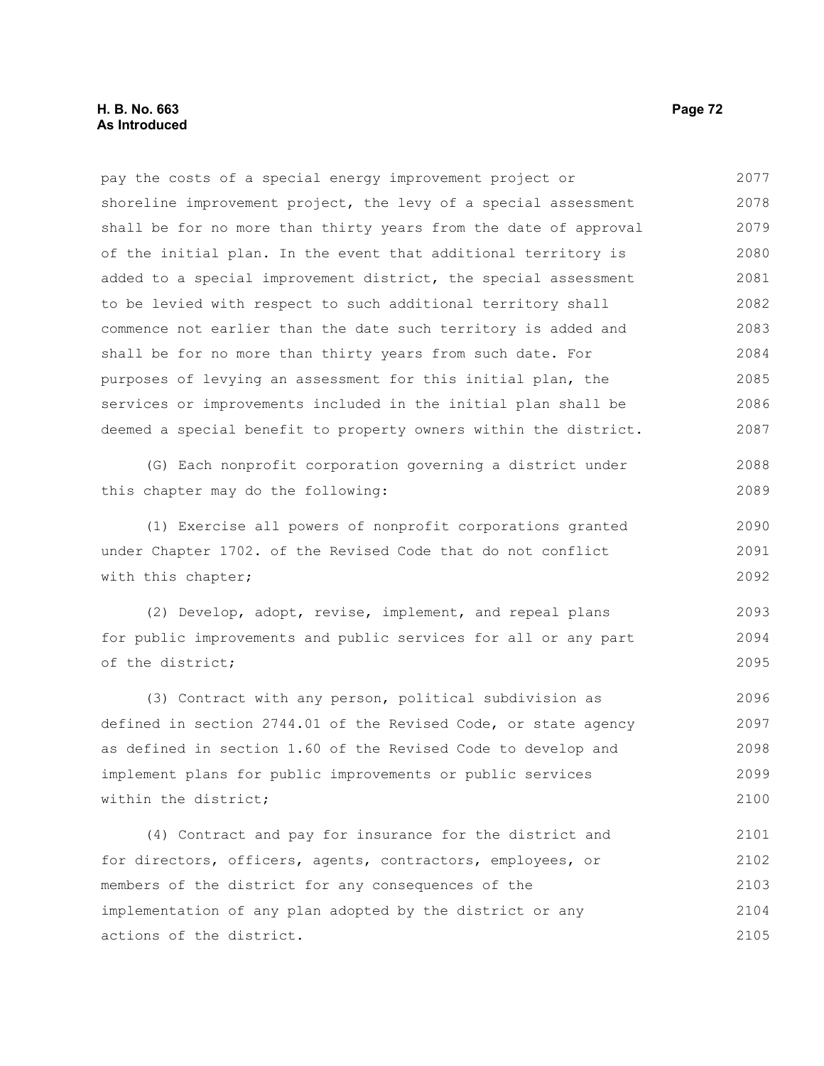pay the costs of a special energy improvement project or shoreline improvement project, the levy of a special assessment shall be for no more than thirty years from the date of approval of the initial plan. In the event that additional territory is added to a special improvement district, the special assessment to be levied with respect to such additional territory shall commence not earlier than the date such territory is added and shall be for no more than thirty years from such date. For purposes of levying an assessment for this initial plan, the services or improvements included in the initial plan shall be deemed a special benefit to property owners within the district.

(G) Each nonprofit corporation governing a district under this chapter may do the following:

(1) Exercise all powers of nonprofit corporations granted under Chapter 1702. of the Revised Code that do not conflict with this chapter;

(2) Develop, adopt, revise, implement, and repeal plans for public improvements and public services for all or any part of the district;

(3) Contract with any person, political subdivision as defined in section 2744.01 of the Revised Code, or state agency as defined in section 1.60 of the Revised Code to develop and implement plans for public improvements or public services within the district;

(4) Contract and pay for insurance for the district and for directors, officers, agents, contractors, employees, or members of the district for any consequences of the implementation of any plan adopted by the district or any actions of the district.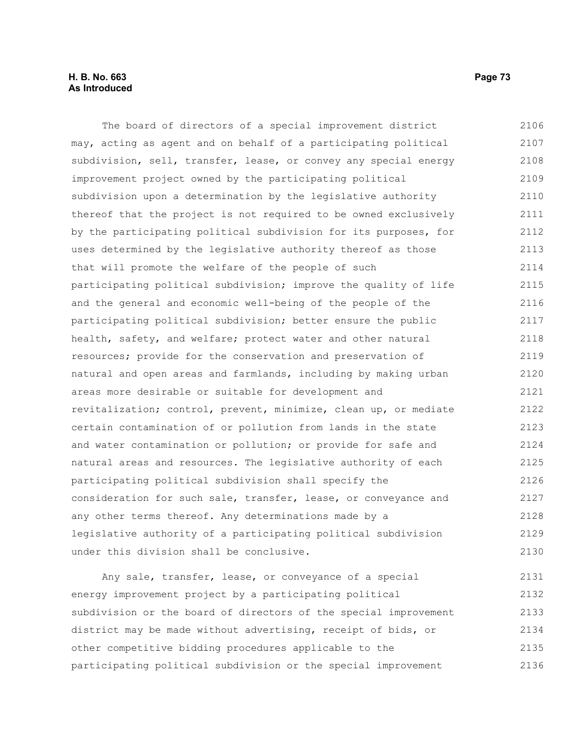The board of directors of a special improvement district may, acting as agent and on behalf of a participating political subdivision, sell, transfer, lease, or convey any special energy improvement project owned by the participating political subdivision upon a determination by the legislative authority thereof that the project is not required to be owned exclusively by the participating political subdivision for its purposes, for uses determined by the legislative authority thereof as those that will promote the welfare of the people of such participating political subdivision; improve the quality of life and the general and economic well-being of the people of the participating political subdivision; better ensure the public health, safety, and welfare; protect water and other natural resources; provide for the conservation and preservation of natural and open areas and farmlands, including by making urban areas more desirable or suitable for development and revitalization; control, prevent, minimize, clean up, or mediate certain contamination of or pollution from lands in the state and water contamination or pollution; or provide for safe and natural areas and resources. The legislative authority of each participating political subdivision shall specify the consideration for such sale, transfer, lease, or conveyance and any other terms thereof. Any determinations made by a legislative authority of a participating political subdivision under this division shall be conclusive.

Any sale, transfer, lease, or conveyance of a special energy improvement project by a participating political subdivision or the board of directors of the special improvement district may be made without advertising, receipt of bids, or other competitive bidding procedures applicable to the participating political subdivision or the special improvement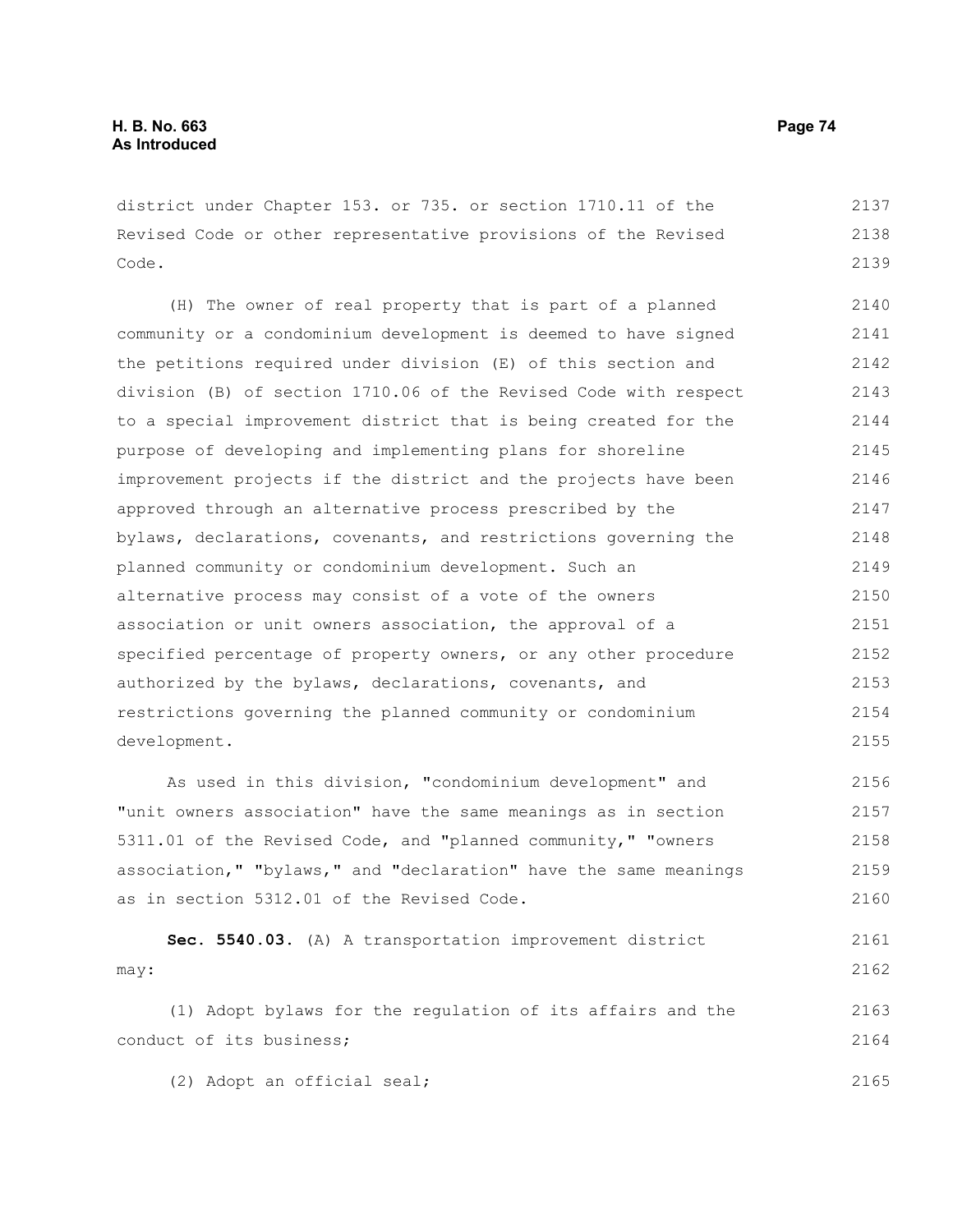district under Chapter 153. or 735. or section 1710.11 of the Revised Code or other representative provisions of the Revised Code.

(H) The owner of real property that is part of a planned community or a condominium development is deemed to have signed the petitions required under division (E) of this section and division (B) of section 1710.06 of the Revised Code with respect to a special improvement district that is being created for the purpose of developing and implementing plans for shoreline improvement projects if the district and the projects have been approved through an alternative process prescribed by the bylaws, declarations, covenants, and restrictions governing the planned community or condominium development. Such an alternative process may consist of a vote of the owners association or unit owners association, the approval of a specified percentage of property owners, or any other procedure authorized by the bylaws, declarations, covenants, and restrictions governing the planned community or condominium development.

As used in this division, "condominium development" and "unit owners association" have the same meanings as in section 5311.01 of the Revised Code, and "planned community," "owners association," "bylaws," and "declaration" have the same meanings as in section 5312.01 of the Revised Code.

**Sec. 5540.03.** (A) A transportation improvement district may:

(1) Adopt bylaws for the regulation of its affairs and the conduct of its business;

(2) Adopt an official seal;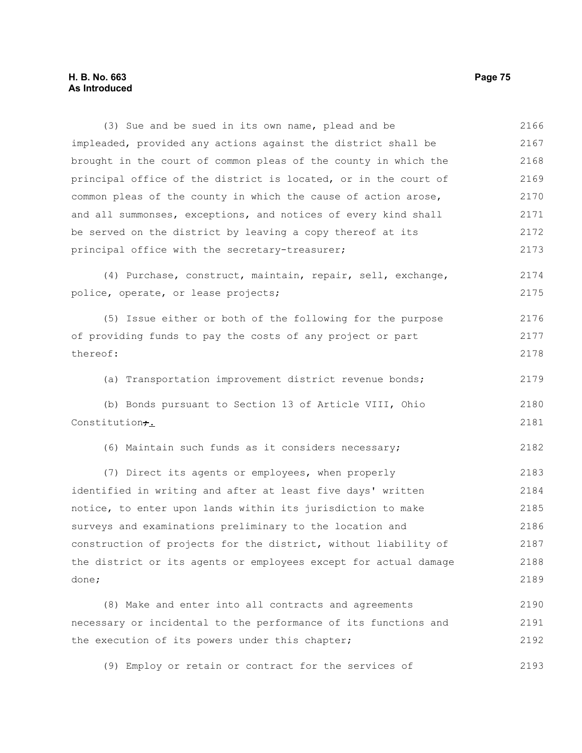(3) Sue and be sued in its own name, plead and be impleaded, provided any actions against the district shall be brought in the court of common pleas of the county in which the principal office of the district is located, or in the court of common pleas of the county in which the cause of action arose, and all summonses, exceptions, and notices of every kind shall be served on the district by leaving a copy thereof at its principal office with the secretary-treasurer;

(4) Purchase, construct, maintain, repair, sell, exchange, police, operate, or lease projects;

(5) Issue either or both of the following for the purpose of providing funds to pay the costs of any project or part thereof:

(a) Transportation improvement district revenue bonds;

(b) Bonds pursuant to Section 13 of Article VIII, Ohio Constitution;.

(6) Maintain such funds as it considers necessary;

(7) Direct its agents or employees, when properly identified in writing and after at least five days' written notice, to enter upon lands within its jurisdiction to make surveys and examinations preliminary to the location and construction of projects for the district, without liability of the district or its agents or employees except for actual damage done;

(8) Make and enter into all contracts and agreements necessary or incidental to the performance of its functions and the execution of its powers under this chapter;

(9) Employ or retain or contract for the services of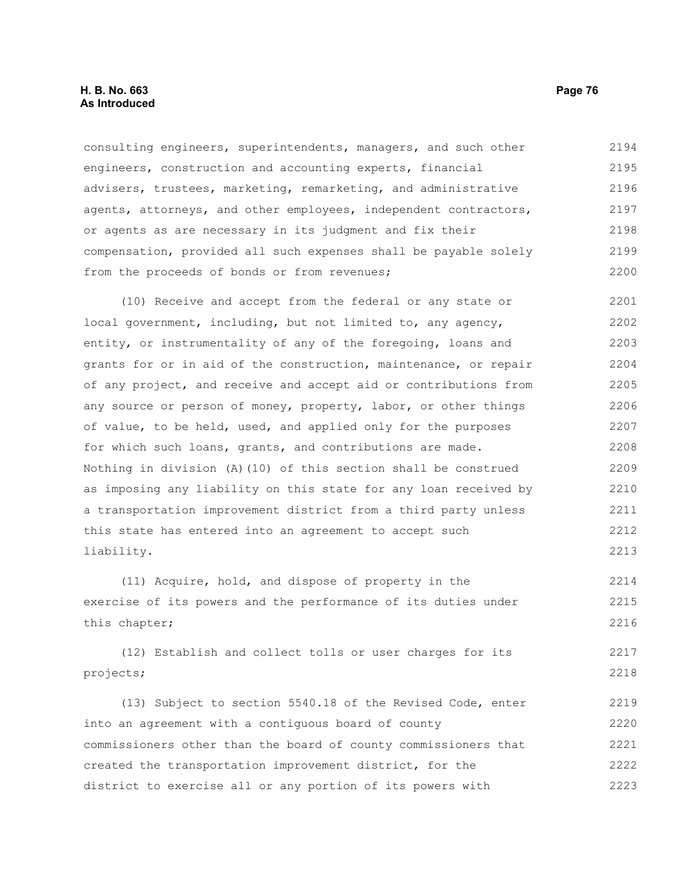consulting engineers, superintendents, managers, and such other engineers, construction and accounting experts, financial advisers, trustees, marketing, remarketing, and administrative agents, attorneys, and other employees, independent contractors, or agents as are necessary in its judgment and fix their compensation, provided all such expenses shall be payable solely from the proceeds of bonds or from revenues;

(10) Receive and accept from the federal or any state or local government, including, but not limited to, any agency, entity, or instrumentality of any of the foregoing, loans and grants for or in aid of the construction, maintenance, or repair of any project, and receive and accept aid or contributions from any source or person of money, property, labor, or other things of value, to be held, used, and applied only for the purposes for which such loans, grants, and contributions are made. Nothing in division (A)(10) of this section shall be construed as imposing any liability on this state for any loan received by a transportation improvement district from a third party unless this state has entered into an agreement to accept such liability.

(11) Acquire, hold, and dispose of property in the exercise of its powers and the performance of its duties under this chapter;

(12) Establish and collect tolls or user charges for its projects;

(13) Subject to section 5540.18 of the Revised Code, enter into an agreement with a contiguous board of county commissioners other than the board of county commissioners that created the transportation improvement district, for the district to exercise all or any portion of its powers with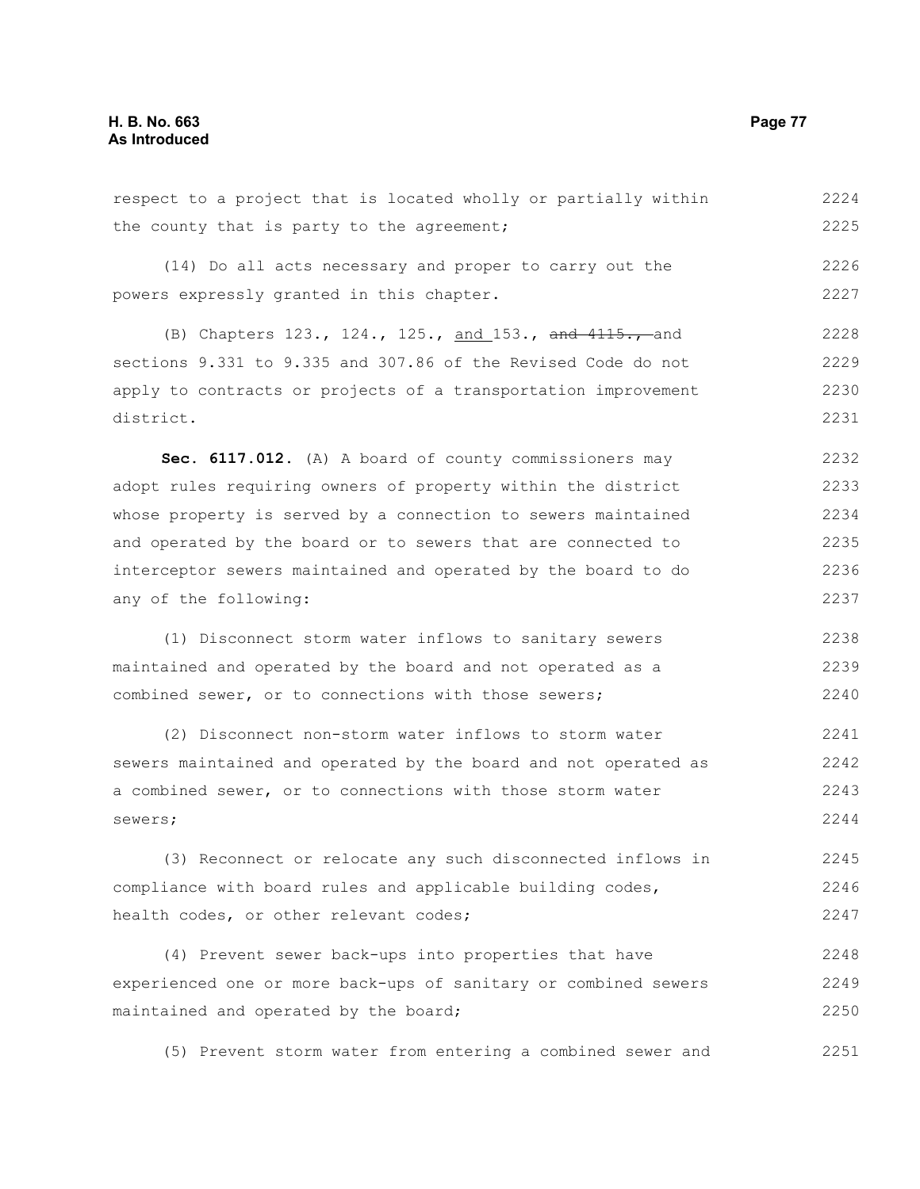respect to a project that is located wholly or partially within the county that is party to the agreement;

(14) Do all acts necessary and proper to carry out the powers expressly granted in this chapter.

(B) Chapters 123., 124., 125., and 153., ~~and 4115.,~~ and sections 9.331 to 9.335 and 307.86 of the Revised Code do not apply to contracts or projects of a transportation improvement district.

**Sec. 6117.012.** (A) A board of county commissioners may adopt rules requiring owners of property within the district whose property is served by a connection to sewers maintained and operated by the board or to sewers that are connected to interceptor sewers maintained and operated by the board to do any of the following:

(1) Disconnect storm water inflows to sanitary sewers maintained and operated by the board and not operated as a combined sewer, or to connections with those sewers;

(2) Disconnect non-storm water inflows to storm water sewers maintained and operated by the board and not operated as a combined sewer, or to connections with those storm water sewers;

(3) Reconnect or relocate any such disconnected inflows in compliance with board rules and applicable building codes, health codes, or other relevant codes;

(4) Prevent sewer back-ups into properties that have experienced one or more back-ups of sanitary or combined sewers maintained and operated by the board;

(5) Prevent storm water from entering a combined sewer and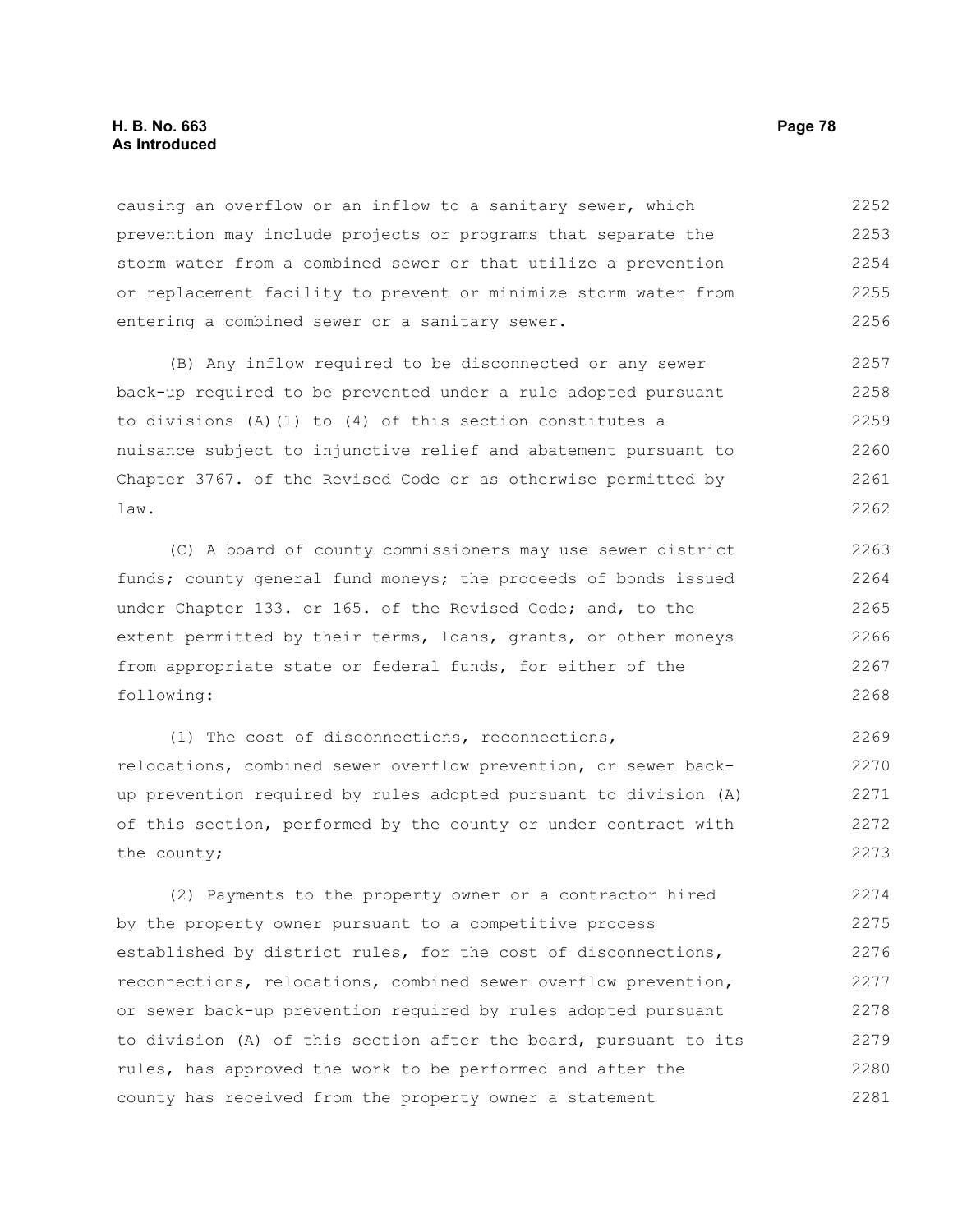causing an overflow or an inflow to a sanitary sewer, which prevention may include projects or programs that separate the storm water from a combined sewer or that utilize a prevention or replacement facility to prevent or minimize storm water from entering a combined sewer or a sanitary sewer.

(B) Any inflow required to be disconnected or any sewer back-up required to be prevented under a rule adopted pursuant to divisions (A)(1) to (4) of this section constitutes a nuisance subject to injunctive relief and abatement pursuant to Chapter 3767. of the Revised Code or as otherwise permitted by law.

(C) A board of county commissioners may use sewer district funds; county general fund moneys; the proceeds of bonds issued under Chapter 133. or 165. of the Revised Code; and, to the extent permitted by their terms, loans, grants, or other moneys from appropriate state or federal funds, for either of the following:

(1) The cost of disconnections, reconnections, relocations, combined sewer overflow prevention, or sewer back-up prevention required by rules adopted pursuant to division (A) of this section, performed by the county or under contract with the county;

(2) Payments to the property owner or a contractor hired by the property owner pursuant to a competitive process established by district rules, for the cost of disconnections, reconnections, relocations, combined sewer overflow prevention, or sewer back-up prevention required by rules adopted pursuant to division (A) of this section after the board, pursuant to its rules, has approved the work to be performed and after the county has received from the property owner a statement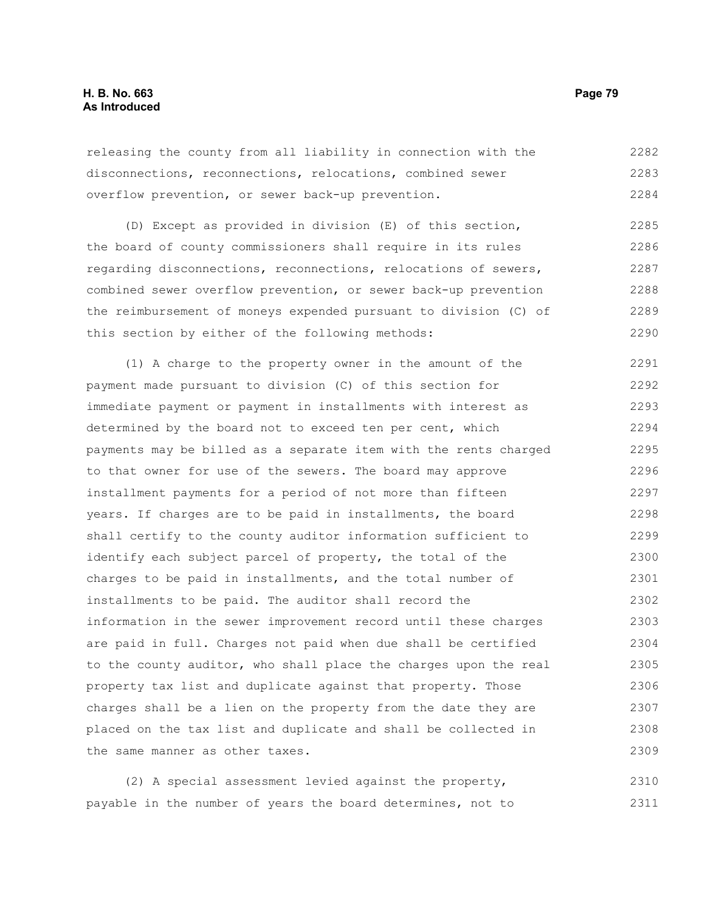releasing the county from all liability in connection with the disconnections, reconnections, relocations, combined sewer overflow prevention, or sewer back-up prevention.

(D) Except as provided in division (E) of this section, the board of county commissioners shall require in its rules regarding disconnections, reconnections, relocations of sewers, combined sewer overflow prevention, or sewer back-up prevention the reimbursement of moneys expended pursuant to division (C) of this section by either of the following methods:

(1) A charge to the property owner in the amount of the payment made pursuant to division (C) of this section for immediate payment or payment in installments with interest as determined by the board not to exceed ten per cent, which payments may be billed as a separate item with the rents charged to that owner for use of the sewers. The board may approve installment payments for a period of not more than fifteen years. If charges are to be paid in installments, the board shall certify to the county auditor information sufficient to identify each subject parcel of property, the total of the charges to be paid in installments, and the total number of installments to be paid. The auditor shall record the information in the sewer improvement record until these charges are paid in full. Charges not paid when due shall be certified to the county auditor, who shall place the charges upon the real property tax list and duplicate against that property. Those charges shall be a lien on the property from the date they are placed on the tax list and duplicate and shall be collected in the same manner as other taxes.

(2) A special assessment levied against the property, payable in the number of years the board determines, not to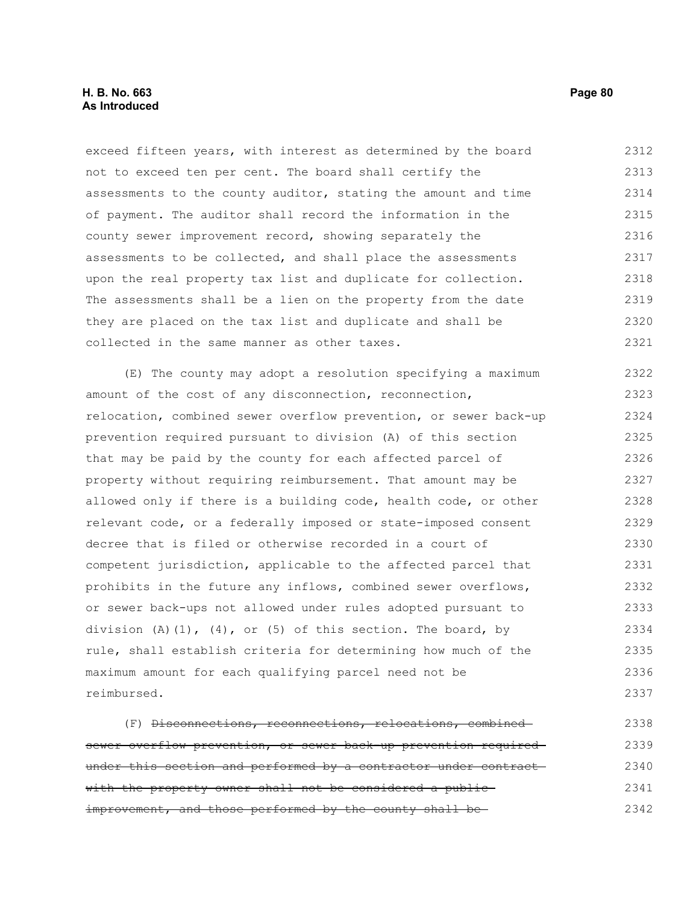exceed fifteen years, with interest as determined by the board not to exceed ten per cent. The board shall certify the assessments to the county auditor, stating the amount and time of payment. The auditor shall record the information in the county sewer improvement record, showing separately the assessments to be collected, and shall place the assessments upon the real property tax list and duplicate for collection. The assessments shall be a lien on the property from the date they are placed on the tax list and duplicate and shall be collected in the same manner as other taxes.

(E) The county may adopt a resolution specifying a maximum amount of the cost of any disconnection, reconnection, relocation, combined sewer overflow prevention, or sewer back-up prevention required pursuant to division (A) of this section that may be paid by the county for each affected parcel of property without requiring reimbursement. That amount may be allowed only if there is a building code, health code, or other relevant code, or a federally imposed or state-imposed consent decree that is filed or otherwise recorded in a court of competent jurisdiction, applicable to the affected parcel that prohibits in the future any inflows, combined sewer overflows, or sewer back-ups not allowed under rules adopted pursuant to division (A)(1), (4), or (5) of this section. The board, by rule, shall establish criteria for determining how much of the maximum amount for each qualifying parcel need not be reimbursed.

(F) ~~Disconnections, reconnections, relocations, combined sewer overflow prevention, or sewer back-up prevention required under this section and performed by a contractor under contract with the property owner shall not be considered a public improvement, and those performed by the county shall be~~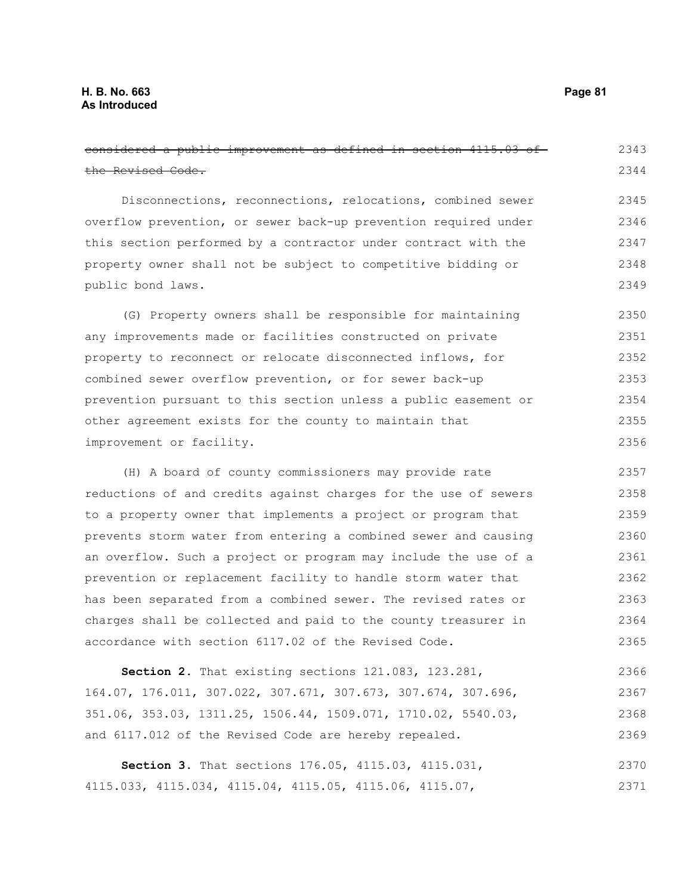~~considered a public improvement as defined in section 4115.03 of the Revised Code.~~

Disconnections, reconnections, relocations, combined sewer overflow prevention, or sewer back-up prevention required under this section performed by a contractor under contract with the property owner shall not be subject to competitive bidding or public bond laws.

(G) Property owners shall be responsible for maintaining any improvements made or facilities constructed on private property to reconnect or relocate disconnected inflows, for combined sewer overflow prevention, or for sewer back-up prevention pursuant to this section unless a public easement or other agreement exists for the county to maintain that improvement or facility.

(H) A board of county commissioners may provide rate reductions of and credits against charges for the use of sewers to a property owner that implements a project or program that prevents storm water from entering a combined sewer and causing an overflow. Such a project or program may include the use of a prevention or replacement facility to handle storm water that has been separated from a combined sewer. The revised rates or charges shall be collected and paid to the county treasurer in accordance with section 6117.02 of the Revised Code.

**Section 2.** That existing sections 121.083, 123.281, 164.07, 176.011, 307.022, 307.671, 307.673, 307.674, 307.696, 351.06, 353.03, 1311.25, 1506.44, 1509.071, 1710.02, 5540.03, and 6117.012 of the Revised Code are hereby repealed.

**Section 3.** That sections 176.05, 4115.03, 4115.031, 4115.033, 4115.034, 4115.04, 4115.05, 4115.06, 4115.07,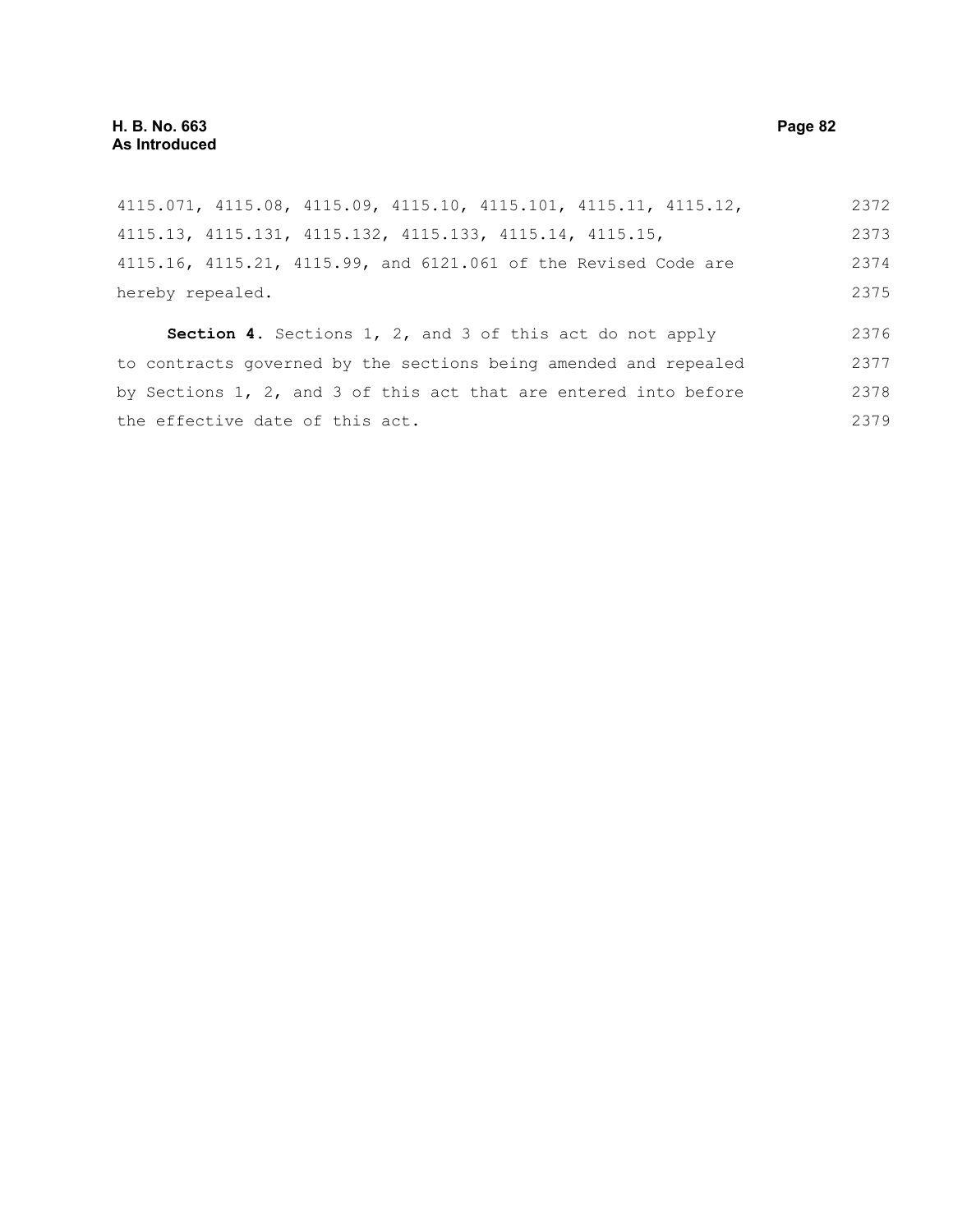4115.071, 4115.08, 4115.09, 4115.10, 4115.101, 4115.11, 4115.12, 4115.13, 4115.131, 4115.132, 4115.133, 4115.14, 4115.15, 4115.16, 4115.21, 4115.99, and 6121.061 of the Revised Code are hereby repealed.

**Section 4.** Sections 1, 2, and 3 of this act do not apply to contracts governed by the sections being amended and repealed by Sections 1, 2, and 3 of this act that are entered into before the effective date of this act.